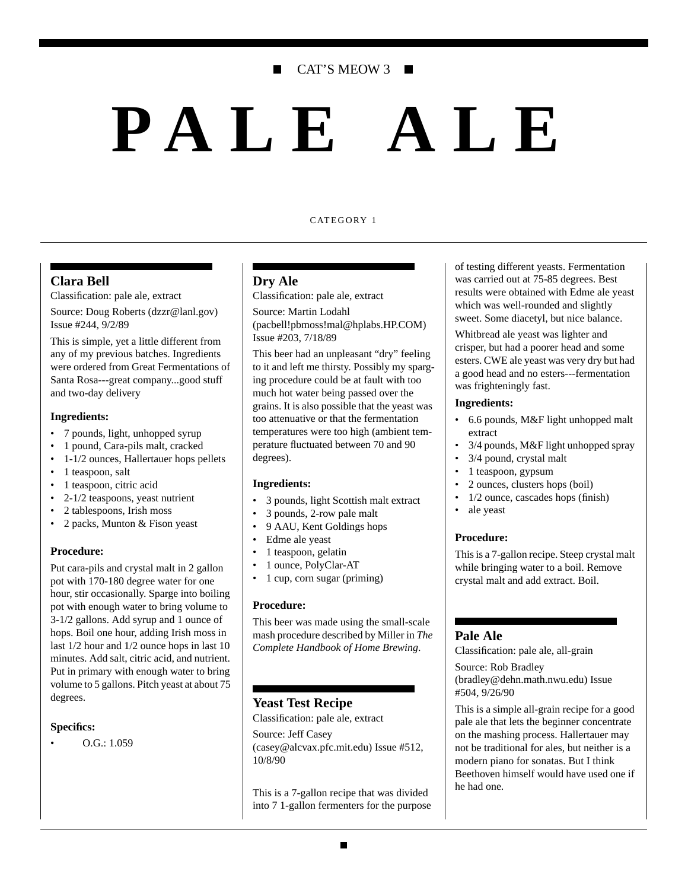CAT'S MEOW 3

# PALE ALE

CATEGORY 1

## Clara Bell

Classification: pale ale, extract

Source: Doug Roberts (dzzr@lanl.gov) Issue #244, 9/2/89

This is simple, yet a little different from any of my previous batches. Ingredients were ordered from Great Fermentations of Santa Rosa---great company...good stuff and two-day delivery

**Ingredients:**

- 7 pounds, light, unhopped syrup
- 1 pound, Cara-pils malt, cracked
- 1-1/2 ounces, Hallertauer hops pellets
- 1 teaspoon, salt
- 1 teaspoon, citric acid
- 2-1/2 teaspoons, yeast nutrient
- 2 tablespoons, Irish moss
- 2 packs, Munton & Fison yeast

**Procedure:**

Put cara-pils and crystal malt in 2 gallon pot with 170-180 degree water for one hour, stir occasionally. Sparge into boiling pot with enough water to bring volume to 3-1/2 gallons. Add syrup and 1 ounce of hops. Boil one hour, adding Irish moss in last 1/2 hour and 1/2 ounce hops in last 10 minutes. Add salt, citric acid, and nutrient. Put in primary with enough water to bring volume to 5 gallons. Pitch yeast at about 75 degrees.

**Specifics:**

- O.G.: 1.059

## Dry Ale

Classification: pale ale, extract

Source: Martin Lodahl (pacbell!pbmoss!mal@hplabs.HP.COM) Issue #203, 7/18/89

This beer had an unpleasant "dry" feeling to it and left me thirsty. Possibly my sparging procedure could be at fault with too much hot water being passed over the grains. It is also possible that the yeast was too attenuative or that the fermentation temperatures were too high (ambient temperature fluctuated between 70 and 90 degrees).

**Ingredients:**

- 3 pounds, light Scottish malt extract
- 3 pounds, 2-row pale malt
- 9 AAU, Kent Goldings hops
- Edme ale yeast
- 1 teaspoon, gelatin
- 1 ounce, PolyClar-AT
- 1 cup, corn sugar (priming)

**Procedure:**

This beer was made using the small-scale mash procedure described by Miller in *The Complete Handbook of Home Brewing*.

## Yeast Test Recipe

Classification: pale ale, extract

Source: Jeff Casey (casey@alcvax.pfc.mit.edu) Issue #512, 10/8/90

This is a 7-gallon recipe that was divided into 7 1-gallon fermenters for the purpose of testing different yeasts. Fermentation was carried out at 75-85 degrees. Best results were obtained with Edme ale yeast which was well-rounded and slightly sweet. Some diacetyl, but nice balance.

Whitbread ale yeast was lighter and crisper, but had a poorer head and some esters. CWE ale yeast was very dry but had a good head and no esters---fermentation was frighteningly fast.

**Ingredients:**

- 6.6 pounds, M&F light unhopped malt extract
- 3/4 pounds, M&F light unhopped spray
- 3/4 pound, crystal malt
- 1 teaspoon, gypsum
- 2 ounces, clusters hops (boil)
- 1/2 ounce, cascades hops (finish)
- ale yeast

**Procedure:**

This is a 7-gallon recipe. Steep crystal malt while bringing water to a boil. Remove crystal malt and add extract. Boil.

## Pale Ale

Classification: pale ale, all-grain

Source: Rob Bradley (bradley@dehn.math.nwu.edu) Issue #504, 9/26/90

This is a simple all-grain recipe for a good pale ale that lets the beginner concentrate on the mashing process. Hallertauer may not be traditional for ales, but neither is a modern piano for sonatas. But I think Beethoven himself would have used one if he had one.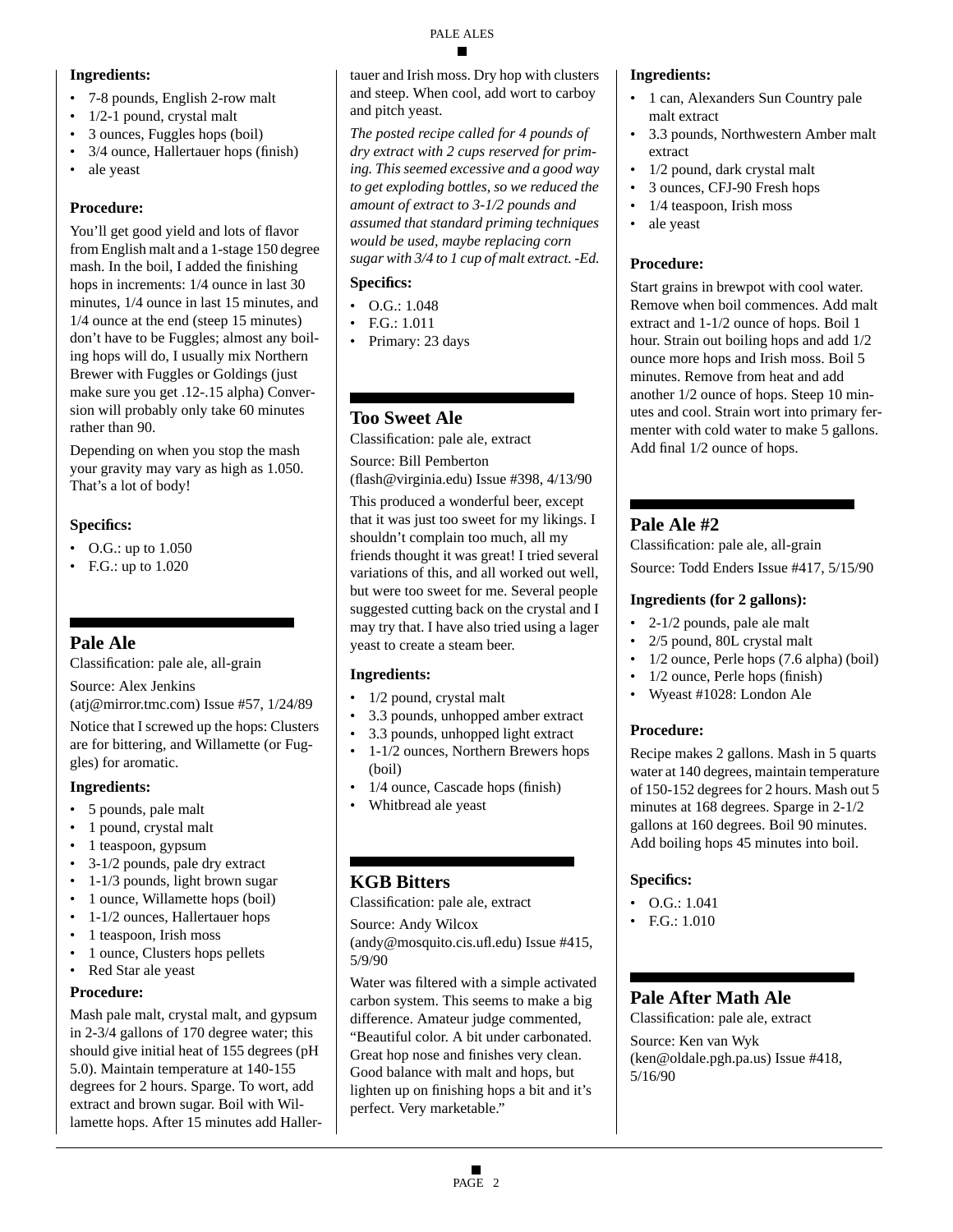**Ingredients:**

- 7-8 pounds, English 2-row malt
- 1/2-1 pound, crystal malt
- 3 ounces, Fuggles hops (boil)
- 3/4 ounce, Hallertauer hops (finish)
- ale yeast

**Procedure:**

You'll get good yield and lots of flavor from English malt and a 1-stage 150 degree mash. In the boil, I added the finishing hops in increments: 1/4 ounce in last 30 minutes, 1/4 ounce in last 15 minutes, and 1/4 ounce at the end (steep 15 minutes) don't have to be Fuggles; almost any boiling hops will do, I usually mix Northern Brewer with Fuggles or Goldings (just make sure you get .12-.15 alpha) Conversion will probably only take 60 minutes rather than 90.

Depending on when you stop the mash your gravity may vary as high as 1.050. That's a lot of body!

**Specifics:**

- O.G.: up to 1.050
- F.G.: up to 1.020

## Pale Ale

Classification: pale ale, all-grain

Source: Alex Jenkins (atj@mirror.tmc.com) Issue #57, 1/24/89

Notice that I screwed up the hops: Clusters are for bittering, and Willamette (or Fuggles) for aromatic.

**Ingredients:**

- 5 pounds, pale malt
- 1 pound, crystal malt
- 1 teaspoon, gypsum
- 3-1/2 pounds, pale dry extract
- 1-1/3 pounds, light brown sugar
- 1 ounce, Willamette hops (boil)
- 1-1/2 ounces, Hallertauer hops
- 1 teaspoon, Irish moss
- 1 ounce, Clusters hops pellets
- Red Star ale yeast

**Procedure:**

Mash pale malt, crystal malt, and gypsum in 2-3/4 gallons of 170 degree water; this should give initial heat of 155 degrees (pH 5.0). Maintain temperature at 140-155 degrees for 2 hours. Sparge. To wort, add extract and brown sugar. Boil with Willamette hops. After 15 minutes add Hallertauer and Irish moss. Dry hop with clusters and steep. When cool, add wort to carboy and pitch yeast.

*The posted recipe called for 4 pounds of dry extract with 2 cups reserved for priming. This seemed excessive and a good way to get exploding bottles, so we reduced the amount of extract to 3-1/2 pounds and assumed that standard priming techniques would be used, maybe replacing corn sugar with 3/4 to 1 cup of malt extract. -Ed.*

**Specifics:**

- O.G.: 1.048
- F.G.: 1.011
- Primary: 23 days

## Too Sweet Ale

Classification: pale ale, extract

Source: Bill Pemberton (flash@virginia.edu) Issue #398, 4/13/90

This produced a wonderful beer, except that it was just too sweet for my likings. I shouldn't complain too much, all my friends thought it was great! I tried several variations of this, and all worked out well, but were too sweet for me. Several people suggested cutting back on the crystal and I may try that. I have also tried using a lager yeast to create a steam beer.

**Ingredients:**

- 1/2 pound, crystal malt
- 3.3 pounds, unhopped amber extract
- 3.3 pounds, unhopped light extract
- 1-1/2 ounces, Northern Brewers hops (boil)
- 1/4 ounce, Cascade hops (finish)
- Whitbread ale yeast

## KGB Bitters

Classification: pale ale, extract

Source: Andy Wilcox (andy@mosquito.cis.ufl.edu) Issue #415, 5/9/90

Water was filtered with a simple activated carbon system. This seems to make a big difference. Amateur judge commented, "Beautiful color. A bit under carbonated. Great hop nose and finishes very clean. Good balance with malt and hops, but lighten up on finishing hops a bit and it's perfect. Very marketable."

**Ingredients:**

- 1 can, Alexanders Sun Country pale malt extract
- 3.3 pounds, Northwestern Amber malt extract
- 1/2 pound, dark crystal malt
- 3 ounces, CFJ-90 Fresh hops
- 1/4 teaspoon, Irish moss
- ale yeast

**Procedure:**

Start grains in brewpot with cool water. Remove when boil commences. Add malt extract and 1-1/2 ounce of hops. Boil 1 hour. Strain out boiling hops and add 1/2 ounce more hops and Irish moss. Boil 5 minutes. Remove from heat and add another 1/2 ounce of hops. Steep 10 minutes and cool. Strain wort into primary fermenter with cold water to make 5 gallons. Add final 1/2 ounce of hops.

## Pale Ale #2

Classification: pale ale, all-grain

Source: Todd Enders Issue #417, 5/15/90

**Ingredients (for 2 gallons):**

- 2-1/2 pounds, pale ale malt
- 2/5 pound, 80L crystal malt
- 1/2 ounce, Perle hops (7.6 alpha) (boil)
- 1/2 ounce, Perle hops (finish)
- Wyeast #1028: London Ale

**Procedure:**

Recipe makes 2 gallons. Mash in 5 quarts water at 140 degrees, maintain temperature of 150-152 degrees for 2 hours. Mash out 5 minutes at 168 degrees. Sparge in 2-1/2 gallons at 160 degrees. Boil 90 minutes. Add boiling hops 45 minutes into boil.

**Specifics:**

- O.G.: 1.041
- F.G.: 1.010

## Pale After Math Ale

Classification: pale ale, extract

Source: Ken van Wyk (ken@oldale.pgh.pa.us) Issue #418, 5/16/90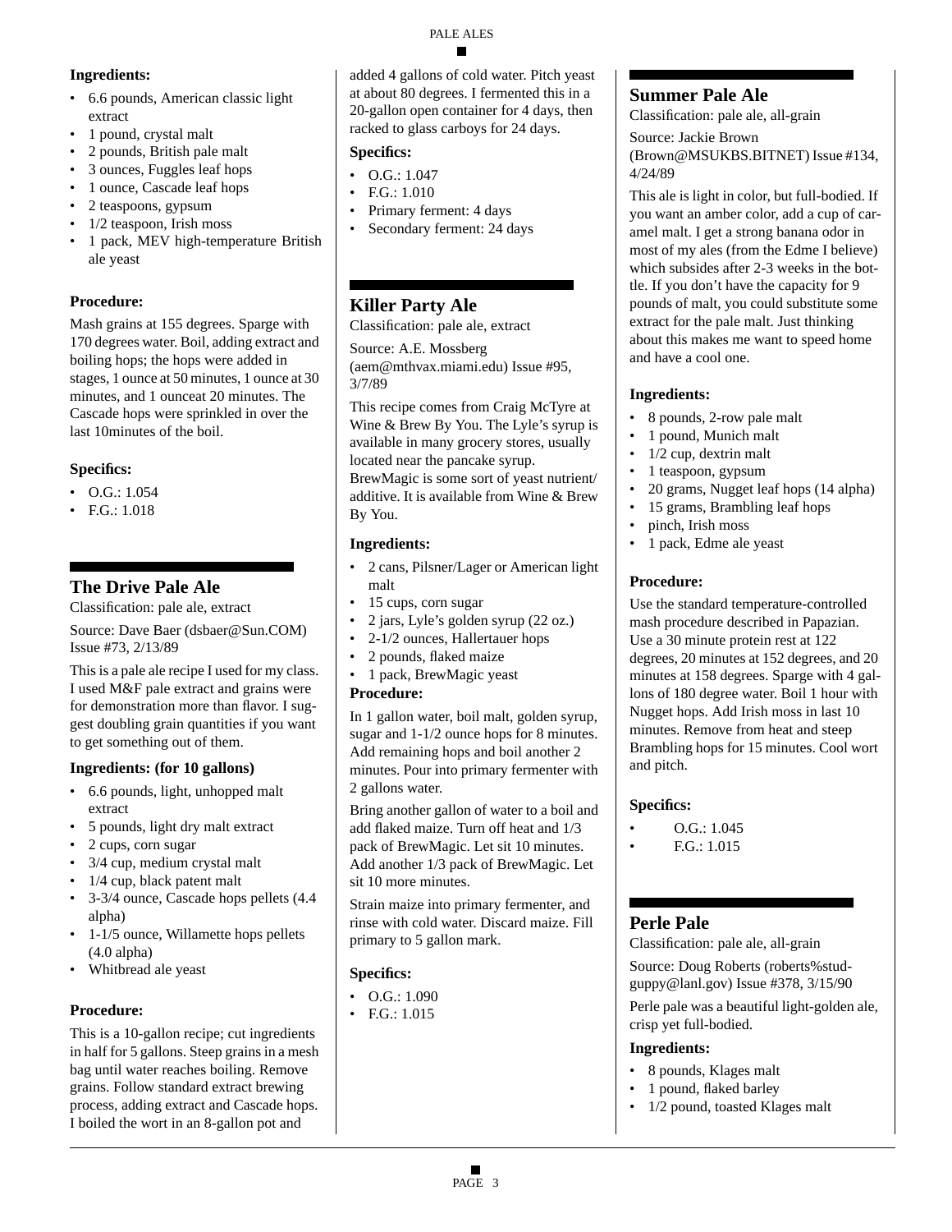**Ingredients:**

- 6.6 pounds, American classic light extract
- 1 pound, crystal malt
- 2 pounds, British pale malt
- 3 ounces, Fuggles leaf hops
- 1 ounce, Cascade leaf hops
- 2 teaspoons, gypsum
- 1/2 teaspoon, Irish moss
- 1 pack, MEV high-temperature British ale yeast

**Procedure:**

Mash grains at 155 degrees. Sparge with 170 degrees water. Boil, adding extract and boiling hops; the hops were added in stages, 1 ounce at 50 minutes, 1 ounce at 30 minutes, and 1 ounceat 20 minutes. The Cascade hops were sprinkled in over the last 10minutes of the boil.

**Specifics:**

- O.G.: 1.054
- F.G.: 1.018

## The Drive Pale Ale

Classification: pale ale, extract

Source: Dave Baer (dsbaer@Sun.COM) Issue #73, 2/13/89

This is a pale ale recipe I used for my class. I used M&F pale extract and grains were for demonstration more than flavor. I suggest doubling grain quantities if you want to get something out of them.

**Ingredients: (for 10 gallons)**

- 6.6 pounds, light, unhopped malt extract
- 5 pounds, light dry malt extract
- 2 cups, corn sugar
- 3/4 cup, medium crystal malt
- 1/4 cup, black patent malt
- 3-3/4 ounce, Cascade hops pellets (4.4 alpha)
- 1-1/5 ounce, Willamette hops pellets (4.0 alpha)
- Whitbread ale yeast

**Procedure:**

This is a 10-gallon recipe; cut ingredients in half for 5 gallons. Steep grains in a mesh bag until water reaches boiling. Remove grains. Follow standard extract brewing process, adding extract and Cascade hops. I boiled the wort in an 8-gallon pot and added 4 gallons of cold water. Pitch yeast at about 80 degrees. I fermented this in a 20-gallon open container for 4 days, then racked to glass carboys for 24 days.

**Specifics:**

- O.G.: 1.047
- F.G.: 1.010
- Primary ferment: 4 days
- Secondary ferment: 24 days

## Killer Party Ale

Classification: pale ale, extract

Source: A.E. Mossberg (aem@mthvax.miami.edu) Issue #95, 3/7/89

This recipe comes from Craig McTyre at Wine & Brew By You. The Lyle's syrup is available in many grocery stores, usually located near the pancake syrup. BrewMagic is some sort of yeast nutrient/ additive. It is available from Wine & Brew By You.

**Ingredients:**

- 2 cans, Pilsner/Lager or American light malt
- 15 cups, corn sugar
- 2 jars, Lyle's golden syrup (22 oz.)
- 2-1/2 ounces, Hallertauer hops
- 2 pounds, flaked maize
- 1 pack, BrewMagic yeast

**Procedure:**

In 1 gallon water, boil malt, golden syrup, sugar and 1-1/2 ounce hops for 8 minutes. Add remaining hops and boil another 2 minutes. Pour into primary fermenter with 2 gallons water.

Bring another gallon of water to a boil and add flaked maize. Turn off heat and 1/3 pack of BrewMagic. Let sit 10 minutes. Add another 1/3 pack of BrewMagic. Let sit 10 more minutes.

Strain maize into primary fermenter, and rinse with cold water. Discard maize. Fill primary to 5 gallon mark.

**Specifics:**

- O.G.: 1.090
- F.G.: 1.015

## Summer Pale Ale

Classification: pale ale, all-grain

Source: Jackie Brown (Brown@MSUKBS.BITNET) Issue #134, 4/24/89

This ale is light in color, but full-bodied. If you want an amber color, add a cup of caramel malt. I get a strong banana odor in most of my ales (from the Edme I believe) which subsides after 2-3 weeks in the bottle. If you don't have the capacity for 9 pounds of malt, you could substitute some extract for the pale malt. Just thinking about this makes me want to speed home and have a cool one.

**Ingredients:**

- 8 pounds, 2-row pale malt
- 1 pound, Munich malt
- 1/2 cup, dextrin malt
- 1 teaspoon, gypsum
- 20 grams, Nugget leaf hops (14 alpha)
- 15 grams, Brambling leaf hops
- pinch, Irish moss
- 1 pack, Edme ale yeast

**Procedure:**

Use the standard temperature-controlled mash procedure described in Papazian. Use a 30 minute protein rest at 122 degrees, 20 minutes at 152 degrees, and 20 minutes at 158 degrees. Sparge with 4 gallons of 180 degree water. Boil 1 hour with Nugget hops. Add Irish moss in last 10 minutes. Remove from heat and steep Brambling hops for 15 minutes. Cool wort and pitch.

**Specifics:**

- O.G.: 1.045
- F.G.: 1.015

## Perle Pale

Classification: pale ale, all-grain

Source: Doug Roberts (roberts%stud-guppy@lanl.gov) Issue #378, 3/15/90

Perle pale was a beautiful light-golden ale, crisp yet full-bodied.

**Ingredients:**

- 8 pounds, Klages malt
- 1 pound, flaked barley
- 1/2 pound, toasted Klages malt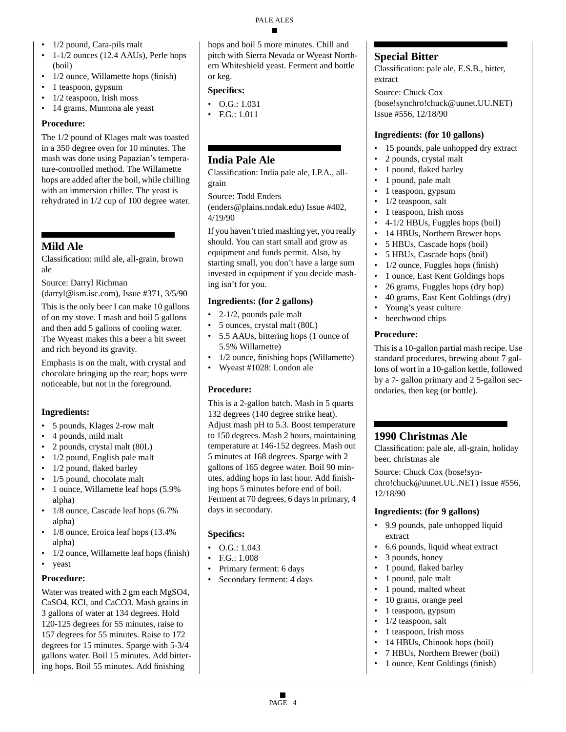- 1/2 pound, Cara-pils malt
- 1-1/2 ounces (12.4 AAUs), Perle hops (boil)
- 1/2 ounce, Willamette hops (finish)
- 1 teaspoon, gypsum
- 1/2 teaspoon, Irish moss
- 14 grams, Muntona ale yeast

**Procedure:**

The 1/2 pound of Klages malt was toasted in a 350 degree oven for 10 minutes. The mash was done using Papazian's temperature-controlled method. The Willamette hops are added after the boil, while chilling with an immersion chiller. The yeast is rehydrated in 1/2 cup of 100 degree water.

## Mild Ale

Classification: mild ale, all-grain, brown ale

Source: Darryl Richman (darryl@ism.isc.com), Issue #371, 3/5/90

This is the only beer I can make 10 gallons of on my stove. I mash and boil 5 gallons and then add 5 gallons of cooling water. The Wyeast makes this a beer a bit sweet and rich beyond its gravity.

Emphasis is on the malt, with crystal and chocolate bringing up the rear; hops were noticeable, but not in the foreground.

**Ingredients:**

- 5 pounds, Klages 2-row malt
- 4 pounds, mild malt
- 2 pounds, crystal malt (80L)
- 1/2 pound, English pale malt
- 1/2 pound, flaked barley
- 1/5 pound, chocolate malt
- 1 ounce, Willamette leaf hops (5.9% alpha)
- 1/8 ounce, Cascade leaf hops (6.7% alpha)
- 1/8 ounce, Eroica leaf hops (13.4% alpha)
- 1/2 ounce, Willamette leaf hops (finish)
- yeast

**Procedure:**

Water was treated with 2 gm each $MgSO_4$, $CaSO_4$, KCl, and $CaCO_3$. Mash grains in 3 gallons of water at 134 degrees. Hold 120-125 degrees for 55 minutes, raise to 157 degrees for 55 minutes. Raise to 172 degrees for 15 minutes. Sparge with 5-3/4 gallons water. Boil 15 minutes. Add bittering hops. Boil 55 minutes. Add finishing hops and boil 5 more minutes. Chill and pitch with Sierra Nevada or Wyeast Northern Whiteshield yeast. Ferment and bottle or keg.

**Specifics:**

- O.G.: 1.031
- F.G.: 1.011

## India Pale Ale

Classification: India pale ale, I.P.A., all-grain

Source: Todd Enders (enders@plains.nodak.edu) Issue #402, 4/19/90

If you haven't tried mashing yet, you really should. You can start small and grow as equipment and funds permit. Also, by starting small, you don't have a large sum invested in equipment if you decide mashing isn't for you.

**Ingredients: (for 2 gallons)**

- 2-1/2, pounds pale malt
- 5 ounces, crystal malt (80L)
- 5.5 AAUs, bittering hops (1 ounce of 5.5% Willamette)
- 1/2 ounce, finishing hops (Willamette)
- Wyeast #1028: London ale

**Procedure:**

This is a 2-gallon batch. Mash in 5 quarts 132 degrees (140 degree strike heat). Adjust mash pH to 5.3. Boost temperature to 150 degrees. Mash 2 hours, maintaining temperature at 146-152 degrees. Mash out 5 minutes at 168 degrees. Sparge with 2 gallons of 165 degree water. Boil 90 minutes, adding hops in last hour. Add finishing hops 5 minutes before end of boil. Ferment at 70 degrees, 6 days in primary, 4 days in secondary.

**Specifics:**

- O.G.: 1.043
- F.G.: 1.008
- Primary ferment: 6 days
- Secondary ferment: 4 days

## Special Bitter

Classification: pale ale, E.S.B., bitter, extract

Source: Chuck Cox (bose!synchro!chuck@uunet.UU.NET) Issue #556, 12/18/90

**Ingredients: (for 10 gallons)**

- 15 pounds, pale unhopped dry extract
- 2 pounds, crystal malt
- 1 pound, flaked barley
- 1 pound, pale malt
- 1 teaspoon, gypsum
- 1/2 teaspoon, salt
- 1 teaspoon, Irish moss
- 4-1/2 HBUs, Fuggles hops (boil)
- 14 HBUs, Northern Brewer hops
- 5 HBUs, Cascade hops (boil)
- 5 HBUs, Cascade hops (boil)
- 1/2 ounce, Fuggles hops (finish)
- 1 ounce, East Kent Goldings hops
- 26 grams, Fuggles hops (dry hop)
- 40 grams, East Kent Goldings (dry)
- Young's yeast culture
- beechwood chips

**Procedure:**

This is a 10-gallon partial mash recipe. Use standard procedures, brewing about 7 gallons of wort in a 10-gallon kettle, followed by a 7- gallon primary and 2 5-gallon secondaries, then keg (or bottle).

## 1990 Christmas Ale

Classification: pale ale, all-grain, holiday beer, christmas ale

Source: Chuck Cox (bose!synchro!chuck@uunet.UU.NET) Issue #556, 12/18/90

**Ingredients: (for 9 gallons)**

- 9.9 pounds, pale unhopped liquid extract
- 6.6 pounds, liquid wheat extract
- 3 pounds, honey
- 1 pound, flaked barley
- 1 pound, pale malt
- 1 pound, malted wheat
- 10 grams, orange peel
- 1 teaspoon, gypsum
- 1/2 teaspoon, salt
- 1 teaspoon, Irish moss
- 14 HBUs, Chinook hops (boil)
- 7 HBUs, Northern Brewer (boil)
- 1 ounce, Kent Goldings (finish)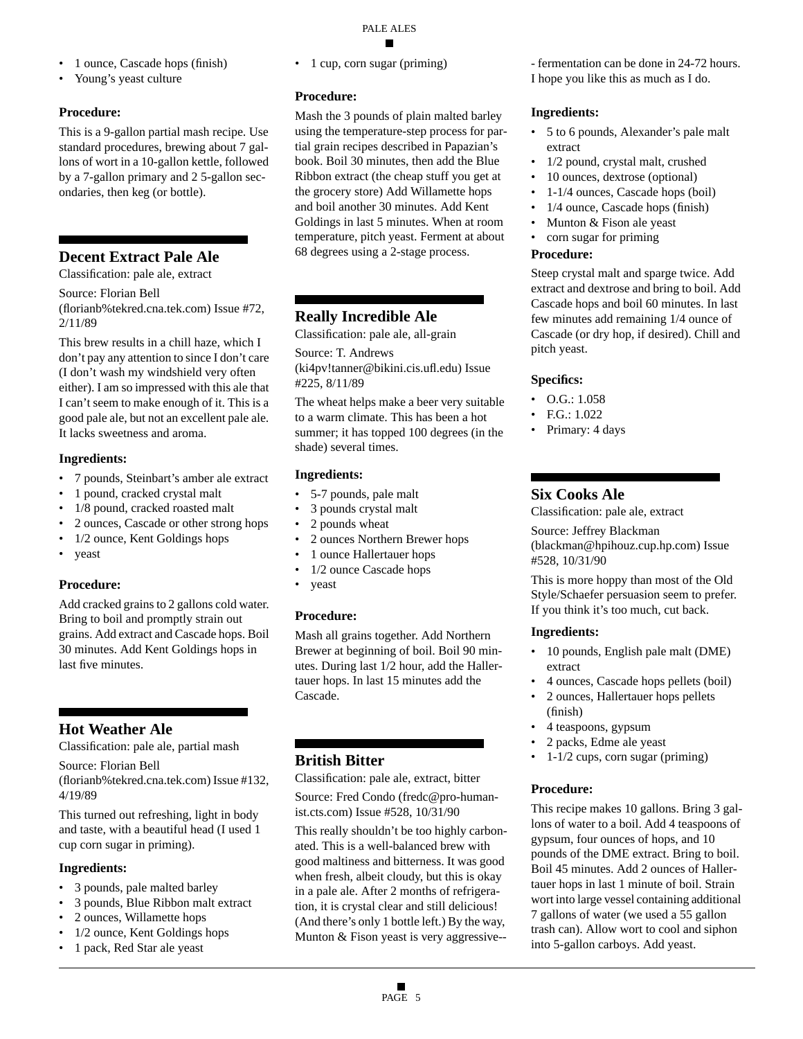- 1 ounce, Cascade hops (finish)
- Young's yeast culture

### Procedure:

This is a 9-gallon partial mash recipe. Use standard procedures, brewing about 7 gallons of wort in a 10-gallon kettle, followed by a 7-gallon primary and 2 5-gallon secondaries, then keg (or bottle).

## Decent Extract Pale Ale

Classification: pale ale, extract

Source: Florian Bell (florianb%tekred.cna.tek.com) Issue #72, 2/11/89

This brew results in a chill haze, which I don't pay any attention to since I don't care (I don't wash my windshield very often either). I am so impressed with this ale that I can't seem to make enough of it. This is a good pale ale, but not an excellent pale ale. It lacks sweetness and aroma.

### Ingredients:

- 7 pounds, Steinbart's amber ale extract
- 1 pound, cracked crystal malt
- 1/8 pound, cracked roasted malt
- 2 ounces, Cascade or other strong hops
- 1/2 ounce, Kent Goldings hops
- yeast

### Procedure:

Add cracked grains to 2 gallons cold water. Bring to boil and promptly strain out grains. Add extract and Cascade hops. Boil 30 minutes. Add Kent Goldings hops in last five minutes.

## Hot Weather Ale

Classification: pale ale, partial mash

Source: Florian Bell (florianb%tekred.cna.tek.com) Issue #132, 4/19/89

This turned out refreshing, light in body and taste, with a beautiful head (I used 1 cup corn sugar in priming).

### Ingredients:

- 3 pounds, pale malted barley
- 3 pounds, Blue Ribbon malt extract
- 2 ounces, Willamette hops
- 1/2 ounce, Kent Goldings hops
- 1 pack, Red Star ale yeast
- 1 cup, corn sugar (priming)

### Procedure:

Mash the 3 pounds of plain malted barley using the temperature-step process for partial grain recipes described in Papazian's book. Boil 30 minutes, then add the Blue Ribbon extract (the cheap stuff you get at the grocery store) Add Willamette hops and boil another 30 minutes. Add Kent Goldings in last 5 minutes. When at room temperature, pitch yeast. Ferment at about 68 degrees using a 2-stage process.

## Really Incredible Ale

Classification: pale ale, all-grain

Source: T. Andrews (ki4pv!tanner@bikini.cis.ufl.edu) Issue #225, 8/11/89

The wheat helps make a beer very suitable to a warm climate. This has been a hot summer; it has topped 100 degrees (in the shade) several times.

### Ingredients:

- 5-7 pounds, pale malt
- 3 pounds crystal malt
- 2 pounds wheat
- 2 ounces Northern Brewer hops
- 1 ounce Hallertauer hops
- 1/2 ounce Cascade hops
- yeast

### Procedure:

Mash all grains together. Add Northern Brewer at beginning of boil. Boil 90 minutes. During last 1/2 hour, add the Hallertauer hops. In last 15 minutes add the Cascade.

## British Bitter

Classification: pale ale, extract, bitter

Source: Fred Condo (fredc@pro-humanist.cts.com) Issue #528, 10/31/90

This really shouldn't be too highly carbonated. This is a well-balanced brew with good maltiness and bitterness. It was good when fresh, albeit cloudy, but this is okay in a pale ale. After 2 months of refrigeration, it is crystal clear and still delicious! (And there's only 1 bottle left.) By the way, Munton & Fison yeast is very aggressive--- fermentation can be done in 24-72 hours. I hope you like this as much as I do.

### Ingredients:

- 5 to 6 pounds, Alexander's pale malt extract
- 1/2 pound, crystal malt, crushed
- 10 ounces, dextrose (optional)
- 1-1/4 ounces, Cascade hops (boil)
- 1/4 ounce, Cascade hops (finish)
- Munton & Fison ale yeast
- corn sugar for priming

### Procedure:

Steep crystal malt and sparge twice. Add extract and dextrose and bring to boil. Add Cascade hops and boil 60 minutes. In last few minutes add remaining 1/4 ounce of Cascade (or dry hop, if desired). Chill and pitch yeast.

### Specifics:

- O.G.: 1.058
- F.G.: 1.022
- Primary: 4 days

## Six Cooks Ale

Classification: pale ale, extract

Source: Jeffrey Blackman (blackman@hpihouz.cup.hp.com) Issue #528, 10/31/90

This is more hoppy than most of the Old Style/Schaefer persuasion seem to prefer. If you think it's too much, cut back.

### Ingredients:

- 10 pounds, English pale malt (DME) extract
- 4 ounces, Cascade hops pellets (boil)
- 2 ounces, Hallertauer hops pellets (finish)
- 4 teaspoons, gypsum
- 2 packs, Edme ale yeast
- 1-1/2 cups, corn sugar (priming)

### Procedure:

This recipe makes 10 gallons. Bring 3 gallons of water to a boil. Add 4 teaspoons of gypsum, four ounces of hops, and 10 pounds of the DME extract. Bring to boil. Boil 45 minutes. Add 2 ounces of Hallertauer hops in last 1 minute of boil. Strain wort into large vessel containing additional 7 gallons of water (we used a 55 gallon trash can). Allow wort to cool and siphon into 5-gallon carboys. Add yeast.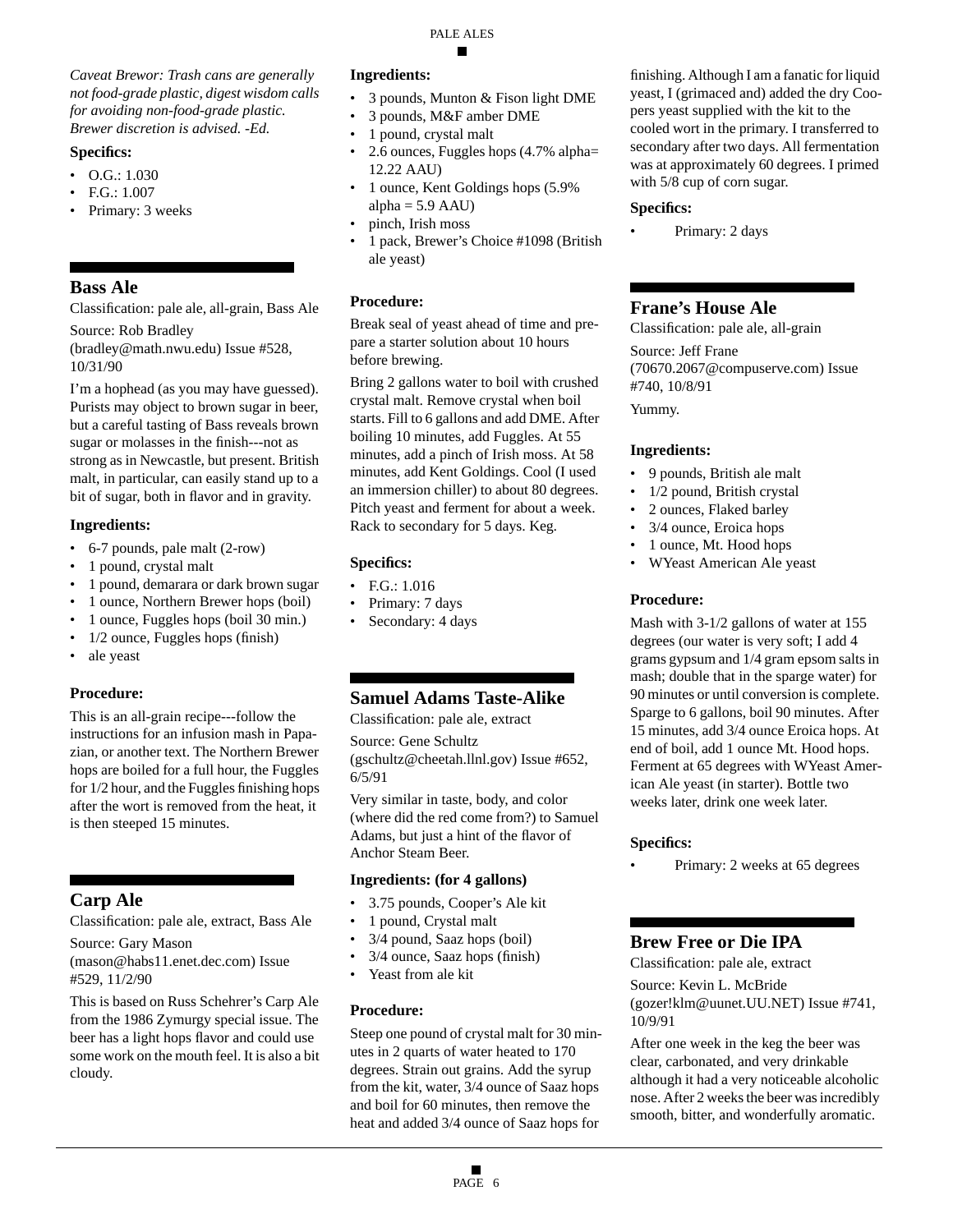*Caveat Brewor: Trash cans are generally not food-grade plastic, digest wisdom calls for avoiding non-food-grade plastic. Brewer discretion is advised. -Ed.*

**Specifics:**

- O.G.: 1.030
- F.G.: 1.007
- Primary: 3 weeks

## Bass Ale

Classification: pale ale, all-grain, Bass Ale

Source: Rob Bradley (bradley@math.nwu.edu) Issue #528, 10/31/90

I'm a hophead (as you may have guessed). Purists may object to brown sugar in beer, but a careful tasting of Bass reveals brown sugar or molasses in the finish---not as strong as in Newcastle, but present. British malt, in particular, can easily stand up to a bit of sugar, both in flavor and in gravity.

**Ingredients:**

- 6-7 pounds, pale malt (2-row)
- 1 pound, crystal malt
- 1 pound, demarara or dark brown sugar
- 1 ounce, Northern Brewer hops (boil)
- 1 ounce, Fuggles hops (boil 30 min.)
- 1/2 ounce, Fuggles hops (finish)
- ale yeast

**Procedure:**

This is an all-grain recipe---follow the instructions for an infusion mash in Papazian, or another text. The Northern Brewer hops are boiled for a full hour, the Fuggles for 1/2 hour, and the Fuggles finishing hops after the wort is removed from the heat, it is then steeped 15 minutes.

## Carp Ale

Classification: pale ale, extract, Bass Ale

Source: Gary Mason (mason@habs11.enet.dec.com) Issue #529, 11/2/90

This is based on Russ Schehrer's Carp Ale from the 1986 Zymurgy special issue. The beer has a light hops flavor and could use some work on the mouth feel. It is also a bit cloudy.

**Ingredients:**

- 3 pounds, Munton & Fison light DME
- 3 pounds, M&F amber DME
- 1 pound, crystal malt
- 2.6 ounces, Fuggles hops (4.7% alpha= 12.22 AAU)
- 1 ounce, Kent Goldings hops (5.9% alpha = 5.9 AAU)
- pinch, Irish moss
- 1 pack, Brewer's Choice #1098 (British ale yeast)

**Procedure:**

Break seal of yeast ahead of time and prepare a starter solution about 10 hours before brewing.

Bring 2 gallons water to boil with crushed crystal malt. Remove crystal when boil starts. Fill to 6 gallons and add DME. After boiling 10 minutes, add Fuggles. At 55 minutes, add a pinch of Irish moss. At 58 minutes, add Kent Goldings. Cool (I used an immersion chiller) to about 80 degrees. Pitch yeast and ferment for about a week. Rack to secondary for 5 days. Keg.

**Specifics:**

- F.G.: 1.016
- Primary: 7 days
- Secondary: 4 days

## Samuel Adams Taste-Alike

Classification: pale ale, extract

Source: Gene Schultz (gschultz@cheetah.llnl.gov) Issue #652, 6/5/91

Very similar in taste, body, and color (where did the red come from?) to Samuel Adams, but just a hint of the flavor of Anchor Steam Beer.

**Ingredients: (for 4 gallons)**

- 3.75 pounds, Cooper's Ale kit
- 1 pound, Crystal malt
- 3/4 pound, Saaz hops (boil)
- 3/4 ounce, Saaz hops (finish)
- Yeast from ale kit

**Procedure:**

Steep one pound of crystal malt for 30 minutes in 2 quarts of water heated to 170 degrees. Strain out grains. Add the syrup from the kit, water, 3/4 ounce of Saaz hops and boil for 60 minutes, then remove the heat and added 3/4 ounce of Saaz hops for finishing. Although I am a fanatic for liquid yeast, I (grimaced and) added the dry Coopers yeast supplied with the kit to the cooled wort in the primary. I transferred to secondary after two days. All fermentation was at approximately 60 degrees. I primed with 5/8 cup of corn sugar.

**Specifics:**

- Primary: 2 days

## Frane's House Ale

Classification: pale ale, all-grain

Source: Jeff Frane (70670.2067@compuserve.com) Issue #740, 10/8/91

Yummy.

**Ingredients:**

- 9 pounds, British ale malt
- 1/2 pound, British crystal
- 2 ounces, Flaked barley
- 3/4 ounce, Eroica hops
- 1 ounce, Mt. Hood hops
- WYeast American Ale yeast

**Procedure:**

Mash with 3-1/2 gallons of water at 155 degrees (our water is very soft; I add 4 grams gypsum and 1/4 gram epsom salts in mash; double that in the sparge water) for 90 minutes or until conversion is complete. Sparge to 6 gallons, boil 90 minutes. After 15 minutes, add 3/4 ounce Eroica hops. At end of boil, add 1 ounce Mt. Hood hops. Ferment at 65 degrees with WYeast American Ale yeast (in starter). Bottle two weeks later, drink one week later.

**Specifics:**

- Primary: 2 weeks at 65 degrees

## Brew Free or Die IPA

Classification: pale ale, extract

Source: Kevin L. McBride (gozer!klm@uunet.UU.NET) Issue #741, 10/9/91

After one week in the keg the beer was clear, carbonated, and very drinkable although it had a very noticeable alcoholic nose. After 2 weeks the beer was incredibly smooth, bitter, and wonderfully aromatic.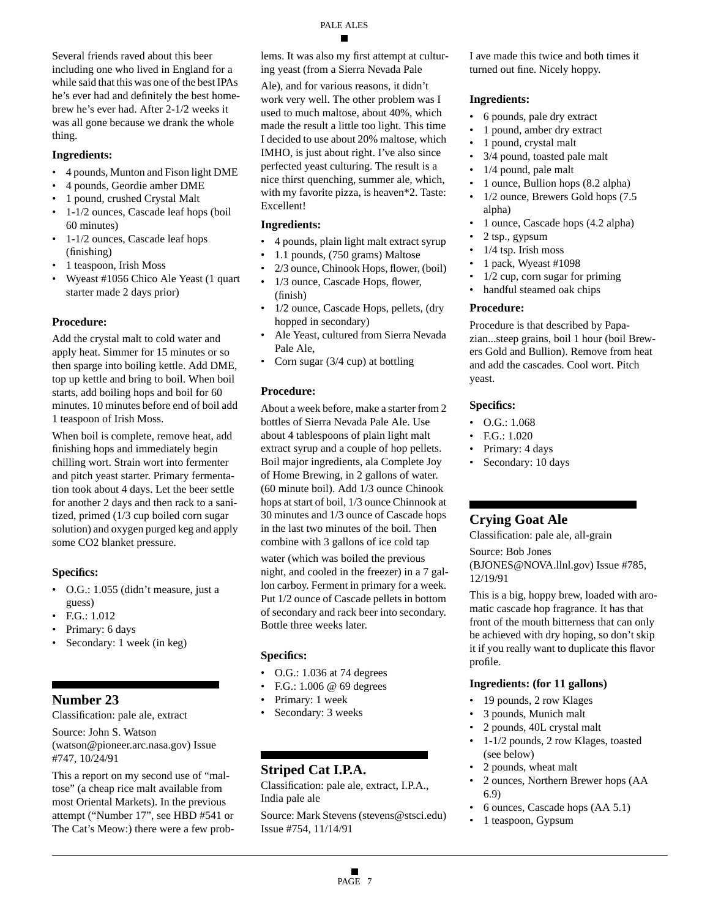Several friends raved about this beer including one who lived in England for a while said that this was one of the best IPAs he's ever had and definitely the best homebrew he's ever had. After 2-1/2 weeks it was all gone because we drank the whole thing.

### Ingredients:

- 4 pounds, Munton and Fison light DME
- 4 pounds, Geordie amber DME
- 1 pound, crushed Crystal Malt
- 1-1/2 ounces, Cascade leaf hops (boil 60 minutes)
- 1-1/2 ounces, Cascade leaf hops (finishing)
- 1 teaspoon, Irish Moss
- Wyeast #1056 Chico Ale Yeast (1 quart starter made 2 days prior)

### Procedure:

Add the crystal malt to cold water and apply heat. Simmer for 15 minutes or so then sparge into boiling kettle. Add DME, top up kettle and bring to boil. When boil starts, add boiling hops and boil for 60 minutes. 10 minutes before end of boil add 1 teaspoon of Irish Moss.

When boil is complete, remove heat, add finishing hops and immediately begin chilling wort. Strain wort into fermenter and pitch yeast starter. Primary fermentation took about 4 days. Let the beer settle for another 2 days and then rack to a sanitized, primed (1/3 cup boiled corn sugar solution) and oxygen purged keg and apply some CO2 blanket pressure.

### Specifics:

- O.G.: 1.055 (didn't measure, just a guess)
- F.G.: 1.012
- Primary: 6 days
- Secondary: 1 week (in keg)

## Number 23

Classification: pale ale, extract

Source: John S. Watson (watson@pioneer.arc.nasa.gov) Issue #747, 10/24/91

This is a report on my second use of "maltose" (a cheap rice malt available from most Oriental Markets). In the previous attempt ("Number 17", see HBD #541 or The Cat's Meow:) there were a few problems. It was also my first attempt at culturing yeast (from a Sierra Nevada Pale Ale), and for various reasons, it didn't work very well. The other problem was I used to much maltose, about 40%, which made the result a little too light. This time I decided to use about 20% maltose, which IMHO, is just about right. I've also since perfected yeast culturing. The result is a nice thirst quenching, summer ale, which, with my favorite pizza, is heaven*2. Taste: Excellent!

### Ingredients:

- 4 pounds, plain light malt extract syrup
- 1.1 pounds, (750 grams) Maltose
- 2/3 ounce, Chinook Hops, flower, (boil)
- 1/3 ounce, Cascade Hops, flower, (finish)
- 1/2 ounce, Cascade Hops, pellets, (dry hopped in secondary)
- Ale Yeast, cultured from Sierra Nevada Pale Ale,
- Corn sugar (3/4 cup) at bottling

### Procedure:

About a week before, make a starter from 2 bottles of Sierra Nevada Pale Ale. Use about 4 tablespoons of plain light malt extract syrup and a couple of hop pellets. Boil major ingredients, ala Complete Joy of Home Brewing, in 2 gallons of water. (60 minute boil). Add 1/3 ounce Chinook hops at start of boil, 1/3 ounce Chinnook at 30 minutes and 1/3 ounce of Cascade hops in the last two minutes of the boil. Then combine with 3 gallons of ice cold tap water (which was boiled the previous night, and cooled in the freezer) in a 7 gallon carboy. Ferment in primary for a week. Put 1/2 ounce of Cascade pellets in bottom of secondary and rack beer into secondary. Bottle three weeks later.

### Specifics:

- O.G.: 1.036 at 74 degrees
- F.G.: 1.006 @ 69 degrees
- Primary: 1 week
- Secondary: 3 weeks

## Striped Cat I.P.A.

Classification: pale ale, extract, I.P.A., India pale ale

Source: Mark Stevens (stevens@stsci.edu) Issue #754, 11/14/91

I ave made this twice and both times it turned out fine. Nicely hoppy.

### Ingredients:

- 6 pounds, pale dry extract
- 1 pound, amber dry extract
- 1 pound, crystal malt
- 3/4 pound, toasted pale malt
- 1/4 pound, pale malt
- 1 ounce, Bullion hops (8.2 alpha)
- 1/2 ounce, Brewers Gold hops (7.5 alpha)
- 1 ounce, Cascade hops (4.2 alpha)
- 2 tsp., gypsum
- 1/4 tsp. Irish moss
- 1 pack, Wyeast #1098
- 1/2 cup, corn sugar for priming
- handful steamed oak chips

### Procedure:

Procedure is that described by Papazian...steep grains, boil 1 hour (boil Brewers Gold and Bullion). Remove from heat and add the cascades. Cool wort. Pitch yeast.

### Specifics:

- O.G.: 1.068
- F.G.: 1.020
- Primary: 4 days
- Secondary: 10 days

## Crying Goat Ale

Classification: pale ale, all-grain

Source: Bob Jones (BJONES@NOVA.llnl.gov) Issue #785, 12/19/91

This is a big, hoppy brew, loaded with aromatic cascade hop fragrance. It has that front of the mouth bitterness that can only be achieved with dry hoping, so don't skip it if you really want to duplicate this flavor profile.

### Ingredients: (for 11 gallons)

- 19 pounds, 2 row Klages
- 3 pounds, Munich malt
- 2 pounds, 40L crystal malt
- 1-1/2 pounds, 2 row Klages, toasted (see below)
- 2 pounds, wheat malt
- 2 ounces, Northern Brewer hops (AA 6.9)
- 6 ounces, Cascade hops (AA 5.1)
- 1 teaspoon, Gypsum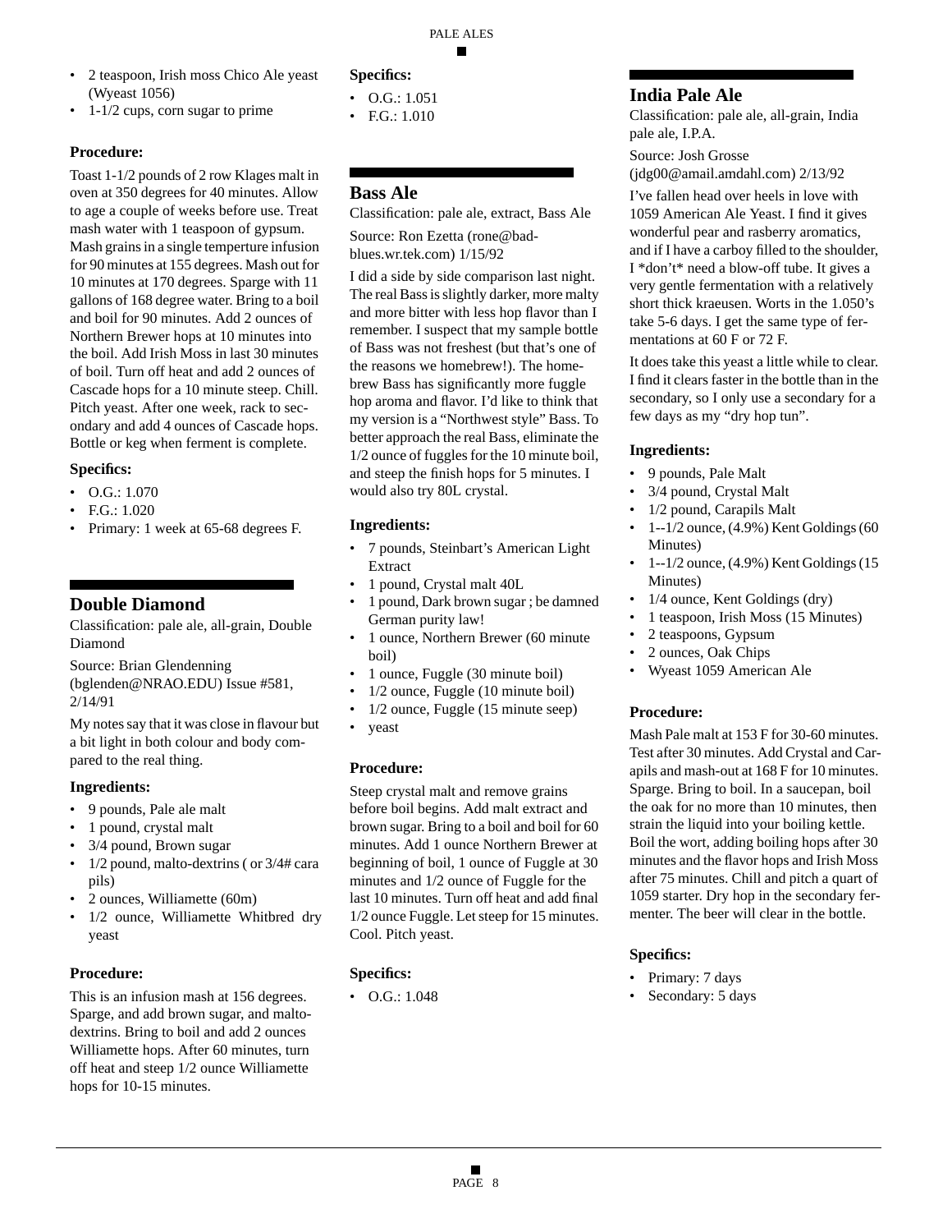- 2 teaspoon, Irish moss Chico Ale yeast (Wyeast 1056)
- 1-1/2 cups, corn sugar to prime

**Procedure:**

Toast 1-1/2 pounds of 2 row Klages malt in oven at 350 degrees for 40 minutes. Allow to age a couple of weeks before use. Treat mash water with 1 teaspoon of gypsum. Mash grains in a single temperture infusion for 90 minutes at 155 degrees. Mash out for 10 minutes at 170 degrees. Sparge with 11 gallons of 168 degree water. Bring to a boil and boil for 90 minutes. Add 2 ounces of Northern Brewer hops at 10 minutes into the boil. Add Irish Moss in last 30 minutes of boil. Turn off heat and add 2 ounces of Cascade hops for a 10 minute steep. Chill. Pitch yeast. After one week, rack to secondary and add 4 ounces of Cascade hops. Bottle or keg when ferment is complete.

**Specifics:**

- O.G.: 1.070
- F.G.: 1.020
- Primary: 1 week at 65-68 degrees F.

## Double Diamond

Classification: pale ale, all-grain, Double Diamond

Source: Brian Glendenning (bglenden@NRAO.EDU) Issue #581, 2/14/91

My notes say that it was close in flavour but a bit light in both colour and body compared to the real thing.

**Ingredients:**

- 9 pounds, Pale ale malt
- 1 pound, crystal malt
- 3/4 pound, Brown sugar
- 1/2 pound, malto-dextrins ( or 3/4# cara pils)
- 2 ounces, Williamette (60m)
- 1/2 ounce, Williamette Whitbred dry yeast

**Procedure:**

This is an infusion mash at 156 degrees. Sparge, and add brown sugar, and malto-dextrins. Bring to boil and add 2 ounces Williamette hops. After 60 minutes, turn off heat and steep 1/2 ounce Williamette hops for 10-15 minutes.

**Specifics:**

- O.G.: 1.051
- F.G.: 1.010

## Bass Ale

Classification: pale ale, extract, Bass Ale

Source: Ron Ezetta (rone@bad-blues.wr.tek.com) 1/15/92

I did a side by side comparison last night. The real Bass is slightly darker, more malty and more bitter with less hop flavor than I remember. I suspect that my sample bottle of Bass was not freshest (but that's one of the reasons we homebrew!). The homebrew Bass has significantly more fuggle hop aroma and flavor. I'd like to think that my version is a "Northwest style" Bass. To better approach the real Bass, eliminate the 1/2 ounce of fuggles for the 10 minute boil, and steep the finish hops for 5 minutes. I would also try 80L crystal.

**Ingredients:**

- 7 pounds, Steinbart's American Light Extract
- 1 pound, Crystal malt 40L
- 1 pound, Dark brown sugar ; be damned German purity law!
- 1 ounce, Northern Brewer (60 minute boil)
- 1 ounce, Fuggle (30 minute boil)
- 1/2 ounce, Fuggle (10 minute boil)
- 1/2 ounce, Fuggle (15 minute seep)
- yeast

**Procedure:**

Steep crystal malt and remove grains before boil begins. Add malt extract and brown sugar. Bring to a boil and boil for 60 minutes. Add 1 ounce Northern Brewer at beginning of boil, 1 ounce of Fuggle at 30 minutes and 1/2 ounce of Fuggle for the last 10 minutes. Turn off heat and add final 1/2 ounce Fuggle. Let steep for 15 minutes. Cool. Pitch yeast.

**Specifics:**

- O.G.: 1.048

## India Pale Ale

Classification: pale ale, all-grain, India pale ale, I.P.A.

Source: Josh Grosse (jdg00@amail.amdahl.com) 2/13/92

I've fallen head over heels in love with 1059 American Ale Yeast. I find it gives wonderful pear and rasberry aromatics, and if I have a carboy filled to the shoulder, I *don't* need a blow-off tube. It gives a very gentle fermentation with a relatively short thick kraeusen. Worts in the 1.050's take 5-6 days. I get the same type of fermentations at 60 F or 72 F.

It does take this yeast a little while to clear. I find it clears faster in the bottle than in the secondary, so I only use a secondary for a few days as my "dry hop tun".

**Ingredients:**

- 9 pounds, Pale Malt
- 3/4 pound, Crystal Malt
- 1/2 pound, Carapils Malt
- 1--1/2 ounce, (4.9%) Kent Goldings (60 Minutes)
- 1--1/2 ounce, (4.9%) Kent Goldings (15 Minutes)
- 1/4 ounce, Kent Goldings (dry)
- 1 teaspoon, Irish Moss (15 Minutes)
- 2 teaspoons, Gypsum
- 2 ounces, Oak Chips
- Wyeast 1059 American Ale

**Procedure:**

Mash Pale malt at 153 F for 30-60 minutes. Test after 30 minutes. Add Crystal and Carapils and mash-out at 168 F for 10 minutes. Sparge. Bring to boil. In a saucepan, boil the oak for no more than 10 minutes, then strain the liquid into your boiling kettle. Boil the wort, adding boiling hops after 30 minutes and the flavor hops and Irish Moss after 75 minutes. Chill and pitch a quart of 1059 starter. Dry hop in the secondary fermenter. The beer will clear in the bottle.

**Specifics:**

- Primary: 7 days
- Secondary: 5 days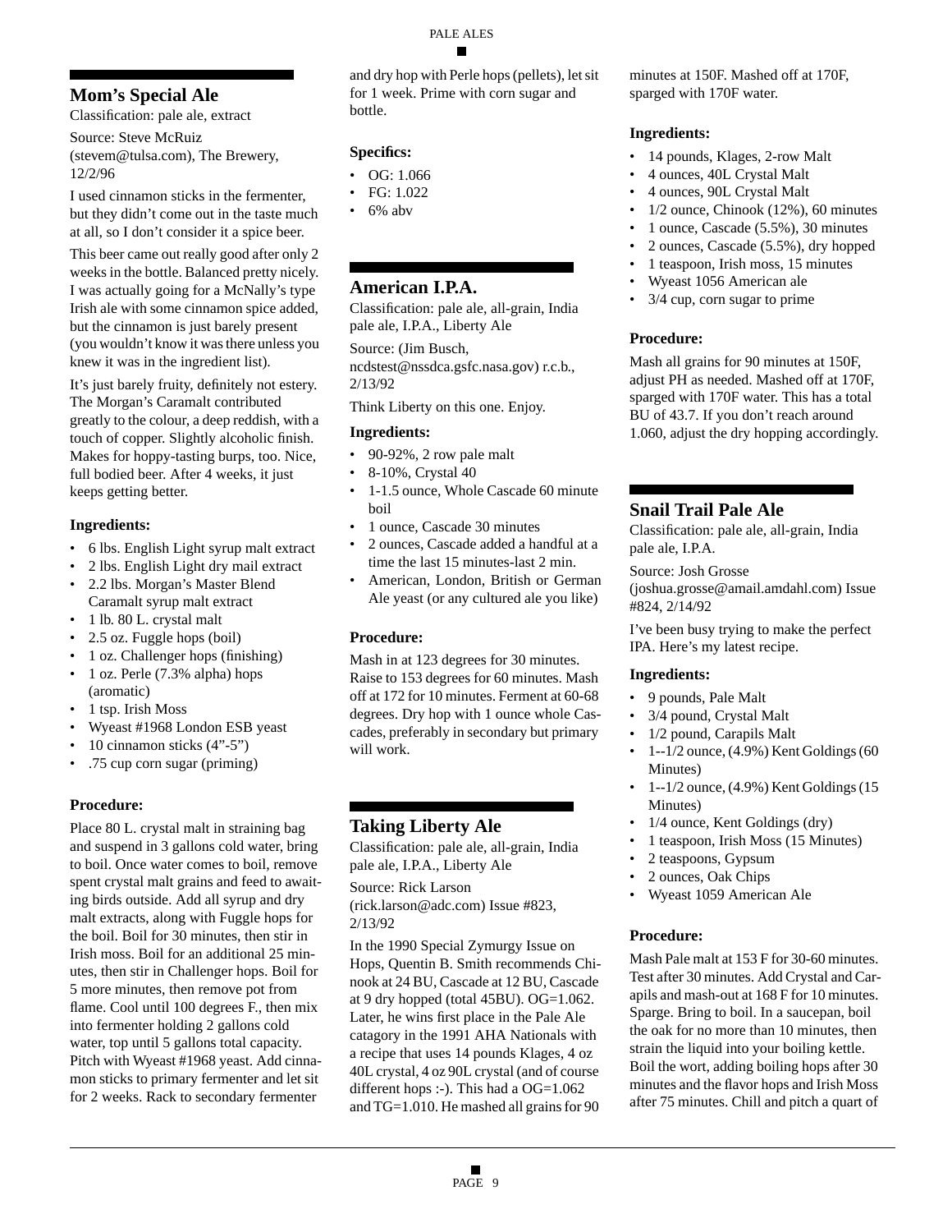## Mom's Special Ale

Classification: pale ale, extract

Source: Steve McRuiz (stevem@tulsa.com), The Brewery, 12/2/96

I used cinnamon sticks in the fermenter, but they didn't come out in the taste much at all, so I don't consider it a spice beer.

This beer came out really good after only 2 weeks in the bottle. Balanced pretty nicely. I was actually going for a McNally's type Irish ale with some cinnamon spice added, but the cinnamon is just barely present (you wouldn't know it was there unless you knew it was in the ingredient list).

It's just barely fruity, definitely not estery. The Morgan's Caramalt contributed greatly to the colour, a deep reddish, with a touch of copper. Slightly alcoholic finish. Makes for hoppy-tasting burps, too. Nice, full bodied beer. After 4 weeks, it just keeps getting better.

### Ingredients:

- 6 lbs. English Light syrup malt extract
- 2 lbs. English Light dry mail extract
- 2.2 lbs. Morgan's Master Blend Caramalt syrup malt extract
- 1 lb. 80 L. crystal malt
- 2.5 oz. Fuggle hops (boil)
- 1 oz. Challenger hops (finishing)
- 1 oz. Perle (7.3% alpha) hops (aromatic)
- 1 tsp. Irish Moss
- Wyeast #1968 London ESB yeast
- 10 cinnamon sticks (4"-5")
- .75 cup corn sugar (priming)

### Procedure:

Place 80 L. crystal malt in straining bag and suspend in 3 gallons cold water, bring to boil. Once water comes to boil, remove spent crystal malt grains and feed to awaiting birds outside. Add all syrup and dry malt extracts, along with Fuggle hops for the boil. Boil for 30 minutes, then stir in Irish moss. Boil for an additional 25 minutes, then stir in Challenger hops. Boil for 5 more minutes, then remove pot from flame. Cool until 100 degrees F., then mix into fermenter holding 2 gallons cold water, top until 5 gallons total capacity. Pitch with Wyeast #1968 yeast. Add cinnamon sticks to primary fermenter and let sit for 2 weeks. Rack to secondary fermenter and dry hop with Perle hops (pellets), let sit for 1 week. Prime with corn sugar and bottle.

### Specifics:

- OG: 1.066
- FG: 1.022
- 6% abv

## American I.P.A.

Classification: pale ale, all-grain, India pale ale, I.P.A., Liberty Ale

Source: (Jim Busch, ncdstest@nssdca.gsfc.nasa.gov) r.c.b., 2/13/92

Think Liberty on this one. Enjoy.

### Ingredients:

- 90-92%, 2 row pale malt
- 8-10%, Crystal 40
- 1-1.5 ounce, Whole Cascade 60 minute boil
- 1 ounce, Cascade 30 minutes
- 2 ounces, Cascade added a handful at a time the last 15 minutes-last 2 min.
- American, London, British or German Ale yeast (or any cultured ale you like)

### Procedure:

Mash in at 123 degrees for 30 minutes. Raise to 153 degrees for 60 minutes. Mash off at 172 for 10 minutes. Ferment at 60-68 degrees. Dry hop with 1 ounce whole Cascades, preferably in secondary but primary will work.

## Taking Liberty Ale

Classification: pale ale, all-grain, India pale ale, I.P.A., Liberty Ale

Source: Rick Larson (rick.larson@adc.com) Issue #823, 2/13/92

In the 1990 Special Zymurgy Issue on Hops, Quentin B. Smith recommends Chinook at 24 BU, Cascade at 12 BU, Cascade at 9 dry hopped (total 45BU). OG=1.062. Later, he wins first place in the Pale Ale catagory in the 1991 AHA Nationals with a recipe that uses 14 pounds Klages, 4 oz 40L crystal, 4 oz 90L crystal (and of course different hops :-). This had a OG=1.062 and TG=1.010. He mashed all grains for 90 minutes at 150F. Mashed off at 170F, sparged with 170F water.

### Ingredients:

- 14 pounds, Klages, 2-row Malt
- 4 ounces, 40L Crystal Malt
- 4 ounces, 90L Crystal Malt
- 1/2 ounce, Chinook (12%), 60 minutes
- 1 ounce, Cascade (5.5%), 30 minutes
- 2 ounces, Cascade (5.5%), dry hopped
- 1 teaspoon, Irish moss, 15 minutes
- Wyeast 1056 American ale
- 3/4 cup, corn sugar to prime

### Procedure:

Mash all grains for 90 minutes at 150F, adjust PH as needed. Mashed off at 170F, sparged with 170F water. This has a total BU of 43.7. If you don't reach around 1.060, adjust the dry hopping accordingly.

## Snail Trail Pale Ale

Classification: pale ale, all-grain, India pale ale, I.P.A.

Source: Josh Grosse (joshua.grosse@amail.amdahl.com) Issue #824, 2/14/92

I've been busy trying to make the perfect IPA. Here's my latest recipe.

### Ingredients:

- 9 pounds, Pale Malt
- 3/4 pound, Crystal Malt
- 1/2 pound, Carapils Malt
- 1--1/2 ounce, (4.9%) Kent Goldings (60 Minutes)
- 1--1/2 ounce, (4.9%) Kent Goldings (15 Minutes)
- 1/4 ounce, Kent Goldings (dry)
- 1 teaspoon, Irish Moss (15 Minutes)
- 2 teaspoons, Gypsum
- 2 ounces, Oak Chips
- Wyeast 1059 American Ale

### Procedure:

Mash Pale malt at 153 F for 30-60 minutes. Test after 30 minutes. Add Crystal and Carapils and mash-out at 168 F for 10 minutes. Sparge. Bring to boil. In a saucepan, boil the oak for no more than 10 minutes, then strain the liquid into your boiling kettle. Boil the wort, adding boiling hops after 30 minutes and the flavor hops and Irish Moss after 75 minutes. Chill and pitch a quart of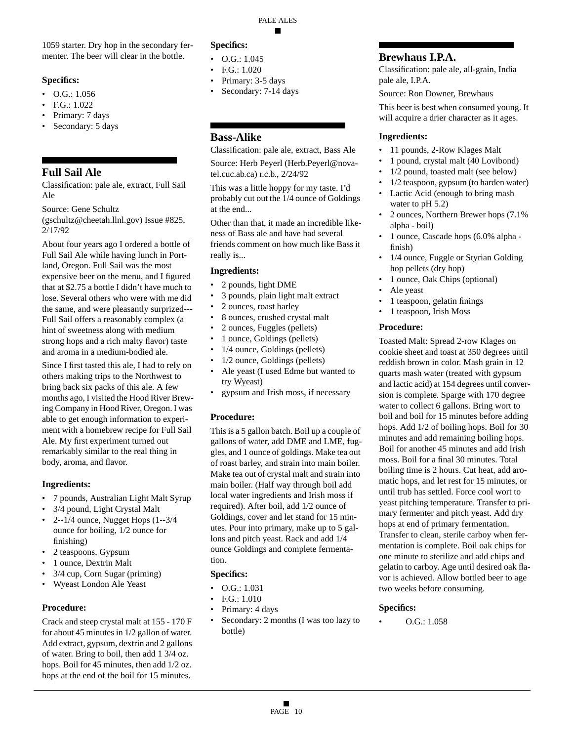1059 starter. Dry hop in the secondary fermenter. The beer will clear in the bottle.

### Specifics:

- O.G.: 1.056
- F.G.: 1.022
- Primary: 7 days
- Secondary: 5 days

## Full Sail Ale

Classification: pale ale, extract, Full Sail Ale

Source: Gene Schultz (gschultz@cheetah.llnl.gov) Issue #825, 2/17/92

About four years ago I ordered a bottle of Full Sail Ale while having lunch in Portland, Oregon. Full Sail was the most expensive beer on the menu, and I figured that at $2.75 a bottle I didn't have much to lose. Several others who were with me did the same, and were pleasantly surprised---Full Sail offers a reasonably complex (a hint of sweetness along with medium strong hops and a rich malty flavor) taste and aroma in a medium-bodied ale.

Since I first tasted this ale, I had to rely on others making trips to the Northwest to bring back six packs of this ale. A few months ago, I visited the Hood River Brewing Company in Hood River, Oregon. I was able to get enough information to experiment with a homebrew recipe for Full Sail Ale. My first experiment turned out remarkably similar to the real thing in body, aroma, and flavor.

### Ingredients:

- 7 pounds, Australian Light Malt Syrup
- 3/4 pound, Light Crystal Malt
- 2--1/4 ounce, Nugget Hops (1--3/4 ounce for boiling, 1/2 ounce for finishing)
- 2 teaspoons, Gypsum
- 1 ounce, Dextrin Malt
- 3/4 cup, Corn Sugar (priming)
- Wyeast London Ale Yeast

### Procedure:

Crack and steep crystal malt at 155 - 170 F for about 45 minutes in 1/2 gallon of water. Add extract, gypsum, dextrin and 2 gallons of water. Bring to boil, then add 1 3/4 oz. hops. Boil for 45 minutes, then add 1/2 oz. hops at the end of the boil for 15 minutes.

### Specifics:

- O.G.: 1.045
- F.G.: 1.020
- Primary: 3-5 days
- Secondary: 7-14 days

## Bass-Alike

Classification: pale ale, extract, Bass Ale

Source: Herb Peyerl (Herb.Peyerl@novatel.cuc.ab.ca) r.c.b., 2/24/92

This was a little hoppy for my taste. I'd probably cut out the 1/4 ounce of Goldings at the end...

Other than that, it made an incredible likeness of Bass ale and have had several friends comment on how much like Bass it really is...

### Ingredients:

- 2 pounds, light DME
- 3 pounds, plain light malt extract
- 2 ounces, roast barley
- 8 ounces, crushed crystal malt
- 2 ounces, Fuggles (pellets)
- 1 ounce, Goldings (pellets)
- 1/4 ounce, Goldings (pellets)
- 1/2 ounce, Goldings (pellets)
- Ale yeast (I used Edme but wanted to try Wyeast)
- gypsum and Irish moss, if necessary

### Procedure:

This is a 5 gallon batch. Boil up a couple of gallons of water, add DME and LME, fuggles, and 1 ounce of goldings. Make tea out of roast barley, and strain into main boiler. Make tea out of crystal malt and strain into main boiler. (Half way through boil add local water ingredients and Irish moss if required). After boil, add 1/2 ounce of Goldings, cover and let stand for 15 minutes. Pour into primary, make up to 5 gallons and pitch yeast. Rack and add 1/4 ounce Goldings and complete fermentation.

### Specifics:

- O.G.: 1.031
- F.G.: 1.010
- Primary: 4 days
- Secondary: 2 months (I was too lazy to bottle)

## Brewhaus I.P.A.

Classification: pale ale, all-grain, India pale ale, I.P.A.

Source: Ron Downer, Brewhaus

This beer is best when consumed young. It will acquire a drier character as it ages.

### Ingredients:

- 11 pounds, 2-Row Klages Malt
- 1 pound, crystal malt (40 Lovibond)
- 1/2 pound, toasted malt (see below)
- 1/2 teaspoon, gypsum (to harden water)
- Lactic Acid (enough to bring mash water to pH 5.2)
- 2 ounces, Northern Brewer hops (7.1% alpha - boil)
- 1 ounce, Cascade hops (6.0% alpha - finish)
- 1/4 ounce, Fuggle or Styrian Golding hop pellets (dry hop)
- 1 ounce, Oak Chips (optional)
- Ale yeast
- 1 teaspoon, gelatin finings
- 1 teaspoon, Irish Moss

### Procedure:

Toasted Malt: Spread 2-row Klages on cookie sheet and toast at 350 degrees until reddish brown in color. Mash grain in 12 quarts mash water (treated with gypsum and lactic acid) at 154 degrees until conversion is complete. Sparge with 170 degree water to collect 6 gallons. Bring wort to boil and boil for 15 minutes before adding hops. Add 1/2 of boiling hops. Boil for 30 minutes and add remaining boiling hops. Boil for another 45 minutes and add Irish moss. Boil for a final 30 minutes. Total boiling time is 2 hours. Cut heat, add aromatic hops, and let rest for 15 minutes, or until trub has settled. Force cool wort to yeast pitching temperature. Transfer to primary fermenter and pitch yeast. Add dry hops at end of primary fermentation. Transfer to clean, sterile carboy when fermentation is complete. Boil oak chips for one minute to sterilize and add chips and gelatin to carboy. Age until desired oak flavor is achieved. Allow bottled beer to age two weeks before consuming.

### Specifics:

- O.G.: 1.058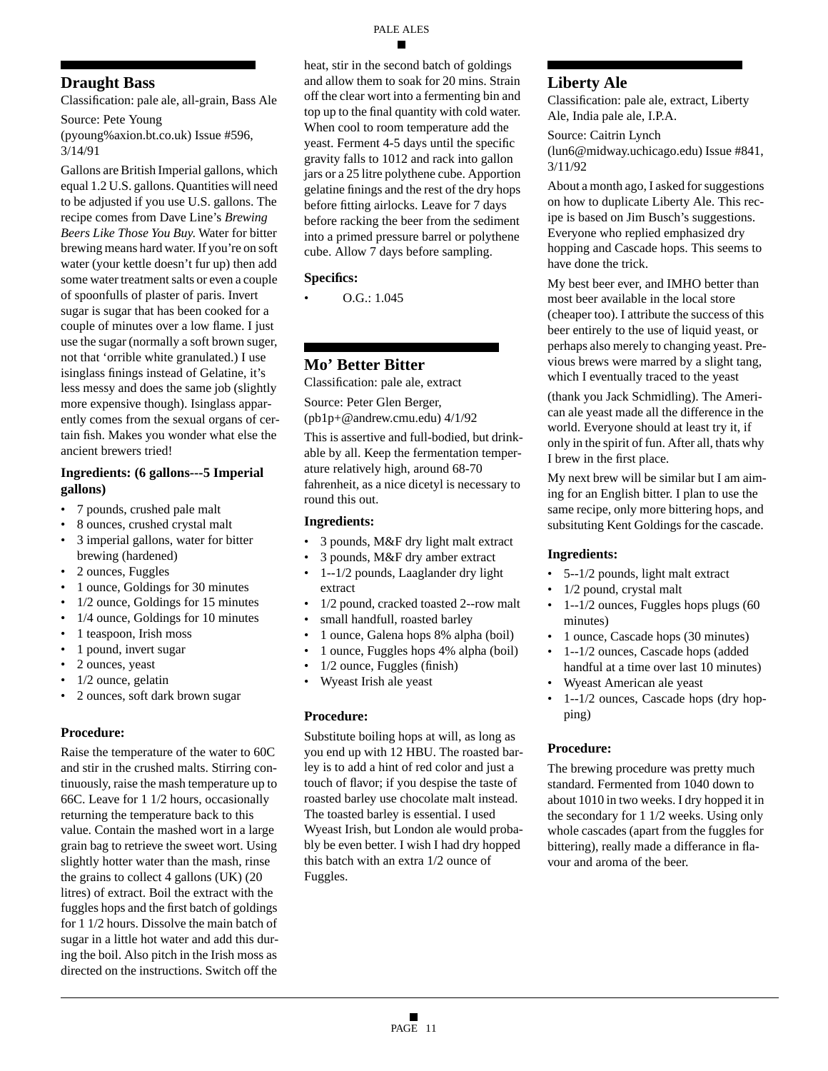## Draught Bass

Classification: pale ale, all-grain, Bass Ale

Source: Pete Young (pyoung%axion.bt.co.uk) Issue #596, 3/14/91

Gallons are British Imperial gallons, which equal 1.2 U.S. gallons. Quantities will need to be adjusted if you use U.S. gallons. The recipe comes from Dave Line's *Brewing Beers Like Those You Buy.* Water for bitter brewing means hard water. If you're on soft water (your kettle doesn't fur up) then add some water treatment salts or even a couple of spoonfulls of plaster of paris. Invert sugar is sugar that has been cooked for a couple of minutes over a low flame. I just use the sugar (normally a soft brown suger, not that 'orrible white granulated.) I use isinglass finings instead of Gelatine, it's less messy and does the same job (slightly more expensive though). Isinglass apparently comes from the sexual organs of certain fish. Makes you wonder what else the ancient brewers tried!

### Ingredients: (6 gallons---5 Imperial gallons)

- 7 pounds, crushed pale malt
- 8 ounces, crushed crystal malt
- 3 imperial gallons, water for bitter brewing (hardened)
- 2 ounces, Fuggles
- 1 ounce, Goldings for 30 minutes
- 1/2 ounce, Goldings for 15 minutes
- 1/4 ounce, Goldings for 10 minutes
- 1 teaspoon, Irish moss
- 1 pound, invert sugar
- 2 ounces, yeast
- 1/2 ounce, gelatin
- 2 ounces, soft dark brown sugar

### Procedure:

Raise the temperature of the water to 60C and stir in the crushed malts. Stirring continuously, raise the mash temperature up to 66C. Leave for 1 1/2 hours, occasionally returning the temperature back to this value. Contain the mashed wort in a large grain bag to retrieve the sweet wort. Using slightly hotter water than the mash, rinse the grains to collect 4 gallons (UK) (20 litres) of extract. Boil the extract with the fuggles hops and the first batch of goldings for 1 1/2 hours. Dissolve the main batch of sugar in a little hot water and add this during the boil. Also pitch in the Irish moss as directed on the instructions. Switch off the heat, stir in the second batch of goldings and allow them to soak for 20 mins. Strain off the clear wort into a fermenting bin and top up to the final quantity with cold water. When cool to room temperature add the yeast. Ferment 4-5 days until the specific gravity falls to 1012 and rack into gallon jars or a 25 litre polythene cube. Apportion gelatine finings and the rest of the dry hops before fitting airlocks. Leave for 7 days before racking the beer from the sediment into a primed pressure barrel or polythene cube. Allow 7 days before sampling.

### Specifics:

- O.G.: 1.045

## Mo' Better Bitter

Classification: pale ale, extract

Source: Peter Glen Berger, (pb1p+@andrew.cmu.edu) 4/1/92

This is assertive and full-bodied, but drinkable by all. Keep the fermentation temperature relatively high, around 68-70 fahrenheit, as a nice dicetyl is necessary to round this out.

### Ingredients:

- 3 pounds, M&F dry light malt extract
- 3 pounds, M&F dry amber extract
- 1--1/2 pounds, Laaglander dry light extract
- 1/2 pound, cracked toasted 2--row malt
- small handfull, roasted barley
- 1 ounce, Galena hops 8% alpha (boil)
- 1 ounce, Fuggles hops 4% alpha (boil)
- 1/2 ounce, Fuggles (finish)
- Wyeast Irish ale yeast

### Procedure:

Substitute boiling hops at will, as long as you end up with 12 HBU. The roasted barley is to add a hint of red color and just a touch of flavor; if you despise the taste of roasted barley use chocolate malt instead. The toasted barley is essential. I used Wyeast Irish, but London ale would probably be even better. I wish I had dry hopped this batch with an extra 1/2 ounce of Fuggles.

## Liberty Ale

Classification: pale ale, extract, Liberty Ale, India pale ale, I.P.A.

Source: Caitrin Lynch (lun6@midway.uchicago.edu) Issue #841, 3/11/92

About a month ago, I asked for suggestions on how to duplicate Liberty Ale. This recipe is based on Jim Busch's suggestions. Everyone who replied emphasized dry hopping and Cascade hops. This seems to have done the trick.

My best beer ever, and IMHO better than most beer available in the local store (cheaper too). I attribute the success of this beer entirely to the use of liquid yeast, or perhaps also merely to changing yeast. Previous brews were marred by a slight tang, which I eventually traced to the yeast

(thank you Jack Schmidling). The American ale yeast made all the difference in the world. Everyone should at least try it, if only in the spirit of fun. After all, thats why I brew in the first place.

My next brew will be similar but I am aiming for an English bitter. I plan to use the same recipe, only more bittering hops, and subsituting Kent Goldings for the cascade.

### Ingredients:

- 5--1/2 pounds, light malt extract
- 1/2 pound, crystal malt
- 1--1/2 ounces, Fuggles hops plugs (60 minutes)
- 1 ounce, Cascade hops (30 minutes)
- 1--1/2 ounces, Cascade hops (added handful at a time over last 10 minutes)
- Wyeast American ale yeast
- 1--1/2 ounces, Cascade hops (dry hopping)

### Procedure:

The brewing procedure was pretty much standard. Fermented from 1040 down to about 1010 in two weeks. I dry hopped it in the secondary for 1 1/2 weeks. Using only whole cascades (apart from the fuggles for bittering), really made a differance in flavour and aroma of the beer.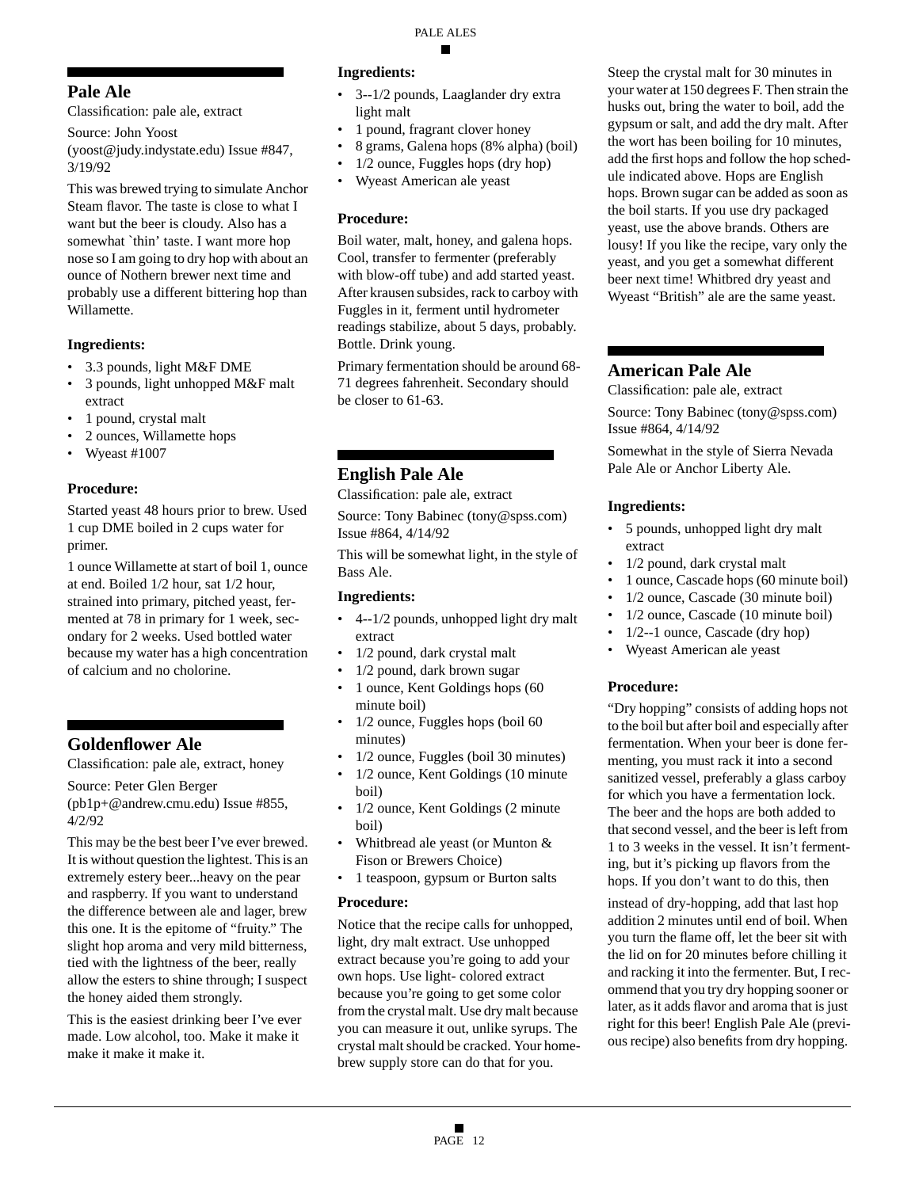## Pale Ale

Classification: pale ale, extract

Source: John Yoost (yoost@judy.indystate.edu) Issue #847, 3/19/92

This was brewed trying to simulate Anchor Steam flavor. The taste is close to what I want but the beer is cloudy. Also has a somewhat `thin' taste. I want more hop nose so I am going to dry hop with about an ounce of Nothern brewer next time and probably use a different bittering hop than Willamette.

### Ingredients:

- 3.3 pounds, light M&F DME
- 3 pounds, light unhopped M&F malt extract
- 1 pound, crystal malt
- 2 ounces, Willamette hops
- Wyeast #1007

### Procedure:

Started yeast 48 hours prior to brew. Used 1 cup DME boiled in 2 cups water for primer.

1 ounce Willamette at start of boil 1, ounce at end. Boiled 1/2 hour, sat 1/2 hour, strained into primary, pitched yeast, fermented at 78 in primary for 1 week, secondary for 2 weeks. Used bottled water because my water has a high concentration of calcium and no cholorine.

## Goldenflower Ale

Classification: pale ale, extract, honey

Source: Peter Glen Berger (pb1p+@andrew.cmu.edu) Issue #855, 4/2/92

This may be the best beer I've ever brewed. It is without question the lightest. This is an extremely estery beer...heavy on the pear and raspberry. If you want to understand the difference between ale and lager, brew this one. It is the epitome of "fruity." The slight hop aroma and very mild bitterness, tied with the lightness of the beer, really allow the esters to shine through; I suspect the honey aided them strongly.

This is the easiest drinking beer I've ever made. Low alcohol, too. Make it make it make it make it make it.

### Ingredients:

- 3--1/2 pounds, Laaglander dry extra light malt
- 1 pound, fragrant clover honey
- 8 grams, Galena hops (8% alpha) (boil)
- 1/2 ounce, Fuggles hops (dry hop)
- Wyeast American ale yeast

### Procedure:

Boil water, malt, honey, and galena hops. Cool, transfer to fermenter (preferably with blow-off tube) and add started yeast. After krausen subsides, rack to carboy with Fuggles in it, ferment until hydrometer readings stabilize, about 5 days, probably. Bottle. Drink young.

Primary fermentation should be around 68-71 degrees fahrenheit. Secondary should be closer to 61-63.

## English Pale Ale

Classification: pale ale, extract

Source: Tony Babinec (tony@spss.com) Issue #864, 4/14/92

This will be somewhat light, in the style of Bass Ale.

### Ingredients:

- 4--1/2 pounds, unhopped light dry malt extract
- 1/2 pound, dark crystal malt
- 1/2 pound, dark brown sugar
- 1 ounce, Kent Goldings hops (60 minute boil)
- 1/2 ounce, Fuggles hops (boil 60 minutes)
- 1/2 ounce, Fuggles (boil 30 minutes)
- 1/2 ounce, Kent Goldings (10 minute boil)
- 1/2 ounce, Kent Goldings (2 minute boil)
- Whitbread ale yeast (or Munton & Fison or Brewers Choice)
- 1 teaspoon, gypsum or Burton salts

### Procedure:

Notice that the recipe calls for unhopped, light, dry malt extract. Use unhopped extract because you're going to add your own hops. Use light- colored extract because you're going to get some color from the crystal malt. Use dry malt because you can measure it out, unlike syrups. The crystal malt should be cracked. Your homebrew supply store can do that for you.

Steep the crystal malt for 30 minutes in your water at 150 degrees F. Then strain the husks out, bring the water to boil, add the gypsum or salt, and add the dry malt. After the wort has been boiling for 10 minutes, add the first hops and follow the hop schedule indicated above. Hops are English hops. Brown sugar can be added as soon as the boil starts. If you use dry packaged yeast, use the above brands. Others are lousy! If you like the recipe, vary only the yeast, and you get a somewhat different beer next time! Whitbred dry yeast and Wyeast "British" ale are the same yeast.

## American Pale Ale

Classification: pale ale, extract

Source: Tony Babinec (tony@spss.com) Issue #864, 4/14/92

Somewhat in the style of Sierra Nevada Pale Ale or Anchor Liberty Ale.

### Ingredients:

- 5 pounds, unhopped light dry malt extract
- 1/2 pound, dark crystal malt
- 1 ounce, Cascade hops (60 minute boil)
- 1/2 ounce, Cascade (30 minute boil)
- 1/2 ounce, Cascade (10 minute boil)
- 1/2--1 ounce, Cascade (dry hop)
- Wyeast American ale yeast

### Procedure:

"Dry hopping" consists of adding hops not to the boil but after boil and especially after fermentation. When your beer is done fermenting, you must rack it into a second sanitized vessel, preferably a glass carboy for which you have a fermentation lock. The beer and the hops are both added to that second vessel, and the beer is left from 1 to 3 weeks in the vessel. It isn't fermenting, but it's picking up flavors from the hops. If you don't want to do this, then instead of dry-hopping, add that last hop addition 2 minutes until end of boil. When you turn the flame off, let the beer sit with the lid on for 20 minutes before chilling it and racking it into the fermenter. But, I recommend that you try dry hopping sooner or later, as it adds flavor and aroma that is just right for this beer! English Pale Ale (previous recipe) also benefits from dry hopping.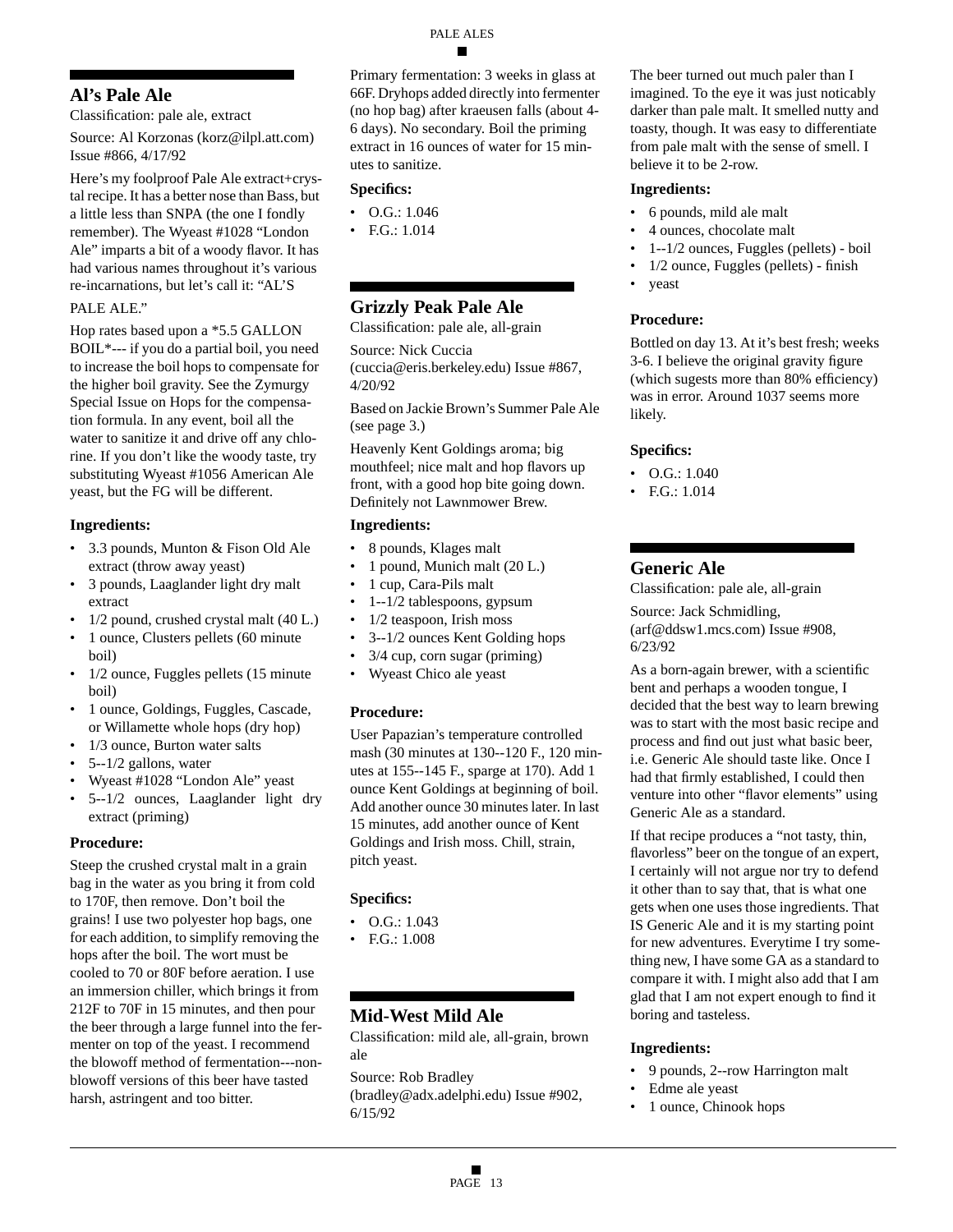## Al's Pale Ale

Classification: pale ale, extract

Source: Al Korzonas (korz@ilpl.att.com) Issue #866, 4/17/92

Here's my foolproof Pale Ale extract+crystal recipe. It has a better nose than Bass, but a little less than SNPA (the one I fondly remember). The Wyeast #1028 "London Ale" imparts a bit of a woody flavor. It has had various names throughout it's various re-incarnations, but let's call it: "AL'S PALE ALE."

Hop rates based upon a *5.5 GALLON BOIL*--- if you do a partial boil, you need to increase the boil hops to compensate for the higher boil gravity. See the Zymurgy Special Issue on Hops for the compensation formula. In any event, boil all the water to sanitize it and drive off any chlorine. If you don't like the woody taste, try substituting Wyeast #1056 American Ale yeast, but the FG will be different.

### Ingredients:

- 3.3 pounds, Munton & Fison Old Ale extract (throw away yeast)
- 3 pounds, Laaglander light dry malt extract
- 1/2 pound, crushed crystal malt (40 L.)
- 1 ounce, Clusters pellets (60 minute boil)
- 1/2 ounce, Fuggles pellets (15 minute boil)
- 1 ounce, Goldings, Fuggles, Cascade, or Willamette whole hops (dry hop)
- 1/3 ounce, Burton water salts
- 5--1/2 gallons, water
- Wyeast #1028 "London Ale" yeast
- 5--1/2 ounces, Laaglander light dry extract (priming)

### Procedure:

Steep the crushed crystal malt in a grain bag in the water as you bring it from cold to 170F, then remove. Don't boil the grains! I use two polyester hop bags, one for each addition, to simplify removing the hops after the boil. The wort must be cooled to 70 or 80F before aeration. I use an immersion chiller, which brings it from 212F to 70F in 15 minutes, and then pour the beer through a large funnel into the fermenter on top of the yeast. I recommend the blowoff method of fermentation---non-blowoff versions of this beer have tasted harsh, astringent and too bitter.

Primary fermentation: 3 weeks in glass at 66F. Dryhops added directly into fermenter (no hop bag) after kraeusen falls (about 4-6 days). No secondary. Boil the priming extract in 16 ounces of water for 15 minutes to sanitize.

### Specifics:

- O.G.: 1.046
- F.G.: 1.014

## Grizzly Peak Pale Ale

Classification: pale ale, all-grain

Source: Nick Cuccia (cuccia@eris.berkeley.edu) Issue #867, 4/20/92

Based on Jackie Brown's Summer Pale Ale (see page 3.)

Heavenly Kent Goldings aroma; big mouthfeel; nice malt and hop flavors up front, with a good hop bite going down. Definitely not Lawnmower Brew.

### Ingredients:

- 8 pounds, Klages malt
- 1 pound, Munich malt (20 L.)
- 1 cup, Cara-Pils malt
- 1--1/2 tablespoons, gypsum
- 1/2 teaspoon, Irish moss
- 3--1/2 ounces Kent Golding hops
- 3/4 cup, corn sugar (priming)
- Wyeast Chico ale yeast

### Procedure:

User Papazian's temperature controlled mash (30 minutes at 130--120 F., 120 minutes at 155--145 F., sparge at 170). Add 1 ounce Kent Goldings at beginning of boil. Add another ounce 30 minutes later. In last 15 minutes, add another ounce of Kent Goldings and Irish moss. Chill, strain, pitch yeast.

### Specifics:

- O.G.: 1.043
- F.G.: 1.008

## Mid-West Mild Ale

Classification: mild ale, all-grain, brown ale

Source: Rob Bradley (bradley@adx.adelphi.edu) Issue #902, 6/15/92

The beer turned out much paler than I imagined. To the eye it was just noticably darker than pale malt. It smelled nutty and toasty, though. It was easy to differentiate from pale malt with the sense of smell. I believe it to be 2-row.

### Ingredients:

- 6 pounds, mild ale malt
- 4 ounces, chocolate malt
- 1--1/2 ounces, Fuggles (pellets) - boil
- 1/2 ounce, Fuggles (pellets) - finish
- yeast

### Procedure:

Bottled on day 13. At it's best fresh; weeks 3-6. I believe the original gravity figure (which sugests more than 80% efficiency) was in error. Around 1037 seems more likely.

### Specifics:

- O.G.: 1.040
- F.G.: 1.014

## Generic Ale

Classification: pale ale, all-grain

Source: Jack Schmidling, (arf@ddsw1.mcs.com) Issue #908, 6/23/92

As a born-again brewer, with a scientific bent and perhaps a wooden tongue, I decided that the best way to learn brewing was to start with the most basic recipe and process and find out just what basic beer, i.e. Generic Ale should taste like. Once I had that firmly established, I could then venture into other "flavor elements" using Generic Ale as a standard.

If that recipe produces a "not tasty, thin, flavorless" beer on the tongue of an expert, I certainly will not argue nor try to defend it other than to say that, that is what one gets when one uses those ingredients. That IS Generic Ale and it is my starting point for new adventures. Everytime I try something new, I have some GA as a standard to compare it with. I might also add that I am glad that I am not expert enough to find it boring and tasteless.

### Ingredients:

- 9 pounds, 2--row Harrington malt
- Edme ale yeast
- 1 ounce, Chinook hops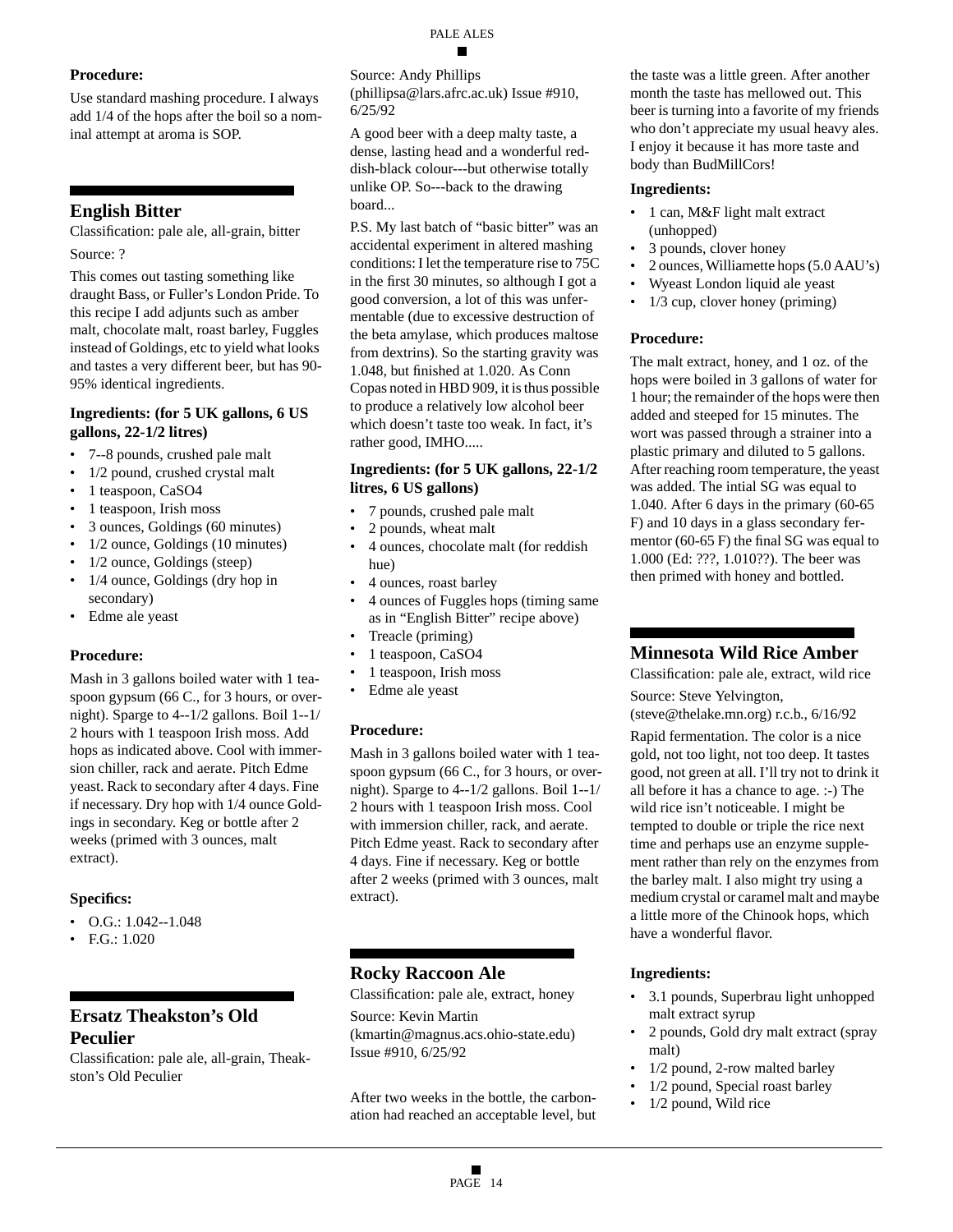**Procedure:**

Use standard mashing procedure. I always add 1/4 of the hops after the boil so a nominal attempt at aroma is SOP.

## English Bitter

Classification: pale ale, all-grain, bitter

Source: ?

This comes out tasting something like draught Bass, or Fuller's London Pride. To this recipe I add adjunts such as amber malt, chocolate malt, roast barley, Fuggles instead of Goldings, etc to yield what looks and tastes a very different beer, but has 90-95% identical ingredients.

**Ingredients: (for 5 UK gallons, 6 US gallons, 22-1/2 litres)**

- 7--8 pounds, crushed pale malt
- 1/2 pound, crushed crystal malt
- 1 teaspoon, $CaSO_4$
- 1 teaspoon, Irish moss
- 3 ounces, Goldings (60 minutes)
- 1/2 ounce, Goldings (10 minutes)
- 1/2 ounce, Goldings (steep)
- 1/4 ounce, Goldings (dry hop in secondary)
- Edme ale yeast

**Procedure:**

Mash in 3 gallons boiled water with 1 teaspoon gypsum (66 C., for 3 hours, or overnight). Sparge to 4--1/2 gallons. Boil 1--1/2 hours with 1 teaspoon Irish moss. Add hops as indicated above. Cool with immersion chiller, rack and aerate. Pitch Edme yeast. Rack to secondary after 4 days. Fine if necessary. Dry hop with 1/4 ounce Goldings in secondary. Keg or bottle after 2 weeks (primed with 3 ounces, malt extract).

**Specifics:**

- O.G.: 1.042--1.048
- F.G.: 1.020

## Ersatz Theakston's Old Peculier

Classification: pale ale, all-grain, Theakston's Old Peculier

Source: Andy Phillips (phillipsa@lars.afrc.ac.uk) Issue #910, 6/25/92

A good beer with a deep malty taste, a dense, lasting head and a wonderful reddish-black colour---but otherwise totally unlike OP. So---back to the drawing board...

P.S. My last batch of "basic bitter" was an accidental experiment in altered mashing conditions: I let the temperature rise to 75C in the first 30 minutes, so although I got a good conversion, a lot of this was unfermentable (due to excessive destruction of the beta amylase, which produces maltose from dextrins). So the starting gravity was 1.048, but finished at 1.020. As Conn Copas noted in HBD 909, it is thus possible to produce a relatively low alcohol beer which doesn't taste too weak. In fact, it's rather good, IMHO.....

**Ingredients: (for 5 UK gallons, 22-1/2 litres, 6 US gallons)**

- 7 pounds, crushed pale malt
- 2 pounds, wheat malt
- 4 ounces, chocolate malt (for reddish hue)
- 4 ounces, roast barley
- 4 ounces of Fuggles hops (timing same as in "English Bitter" recipe above)
- Treacle (priming)
- 1 teaspoon, $CaSO_4$
- 1 teaspoon, Irish moss
- Edme ale yeast

**Procedure:**

Mash in 3 gallons boiled water with 1 teaspoon gypsum (66 C., for 3 hours, or overnight). Sparge to 4--1/2 gallons. Boil 1--1/2 hours with 1 teaspoon Irish moss. Cool with immersion chiller, rack, and aerate. Pitch Edme yeast. Rack to secondary after 4 days. Fine if necessary. Keg or bottle after 2 weeks (primed with 3 ounces, malt extract).

## Rocky Raccoon Ale

Classification: pale ale, extract, honey

Source: Kevin Martin (kmartin@magnus.acs.ohio-state.edu) Issue #910, 6/25/92

After two weeks in the bottle, the carbonation had reached an acceptable level, but the taste was a little green. After another month the taste has mellowed out. This beer is turning into a favorite of my friends who don't appreciate my usual heavy ales. I enjoy it because it has more taste and body than BudMillCors!

**Ingredients:**

- 1 can, M&F light malt extract (unhopped)
- 3 pounds, clover honey
- 2 ounces, Williamette hops (5.0 AAU's)
- Wyeast London liquid ale yeast
- 1/3 cup, clover honey (priming)

**Procedure:**

The malt extract, honey, and 1 oz. of the hops were boiled in 3 gallons of water for 1 hour; the remainder of the hops were then added and steeped for 15 minutes. The wort was passed through a strainer into a plastic primary and diluted to 5 gallons. After reaching room temperature, the yeast was added. The intial SG was equal to 1.040. After 6 days in the primary (60-65 F) and 10 days in a glass secondary fermentor (60-65 F) the final SG was equal to 1.000 (Ed: ???, 1.010??). The beer was then primed with honey and bottled.

## Minnesota Wild Rice Amber

Classification: pale ale, extract, wild rice

Source: Steve Yelvington, (steve@thelake.mn.org) r.c.b., 6/16/92

Rapid fermentation. The color is a nice gold, not too light, not too deep. It tastes good, not green at all. I'll try not to drink it all before it has a chance to age. :-) The wild rice isn't noticeable. I might be tempted to double or triple the rice next time and perhaps use an enzyme supplement rather than rely on the enzymes from the barley malt. I also might try using a medium crystal or caramel malt and maybe a little more of the Chinook hops, which have a wonderful flavor.

**Ingredients:**

- 3.1 pounds, Superbrau light unhopped malt extract syrup
- 2 pounds, Gold dry malt extract (spray malt)
- 1/2 pound, 2-row malted barley
- 1/2 pound, Special roast barley
- 1/2 pound, Wild rice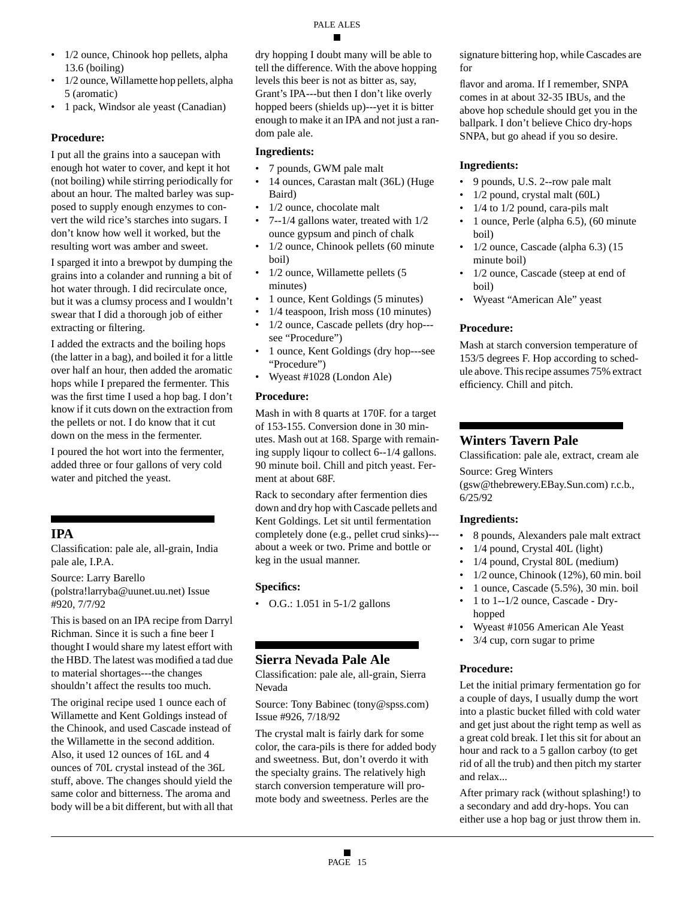- 1/2 ounce, Chinook hop pellets, alpha 13.6 (boiling)
- 1/2 ounce, Willamette hop pellets, alpha 5 (aromatic)
- 1 pack, Windsor ale yeast (Canadian)

**Procedure:**

I put all the grains into a saucepan with enough hot water to cover, and kept it hot (not boiling) while stirring periodically for about an hour. The malted barley was supposed to supply enough enzymes to convert the wild rice's starches into sugars. I don't know how well it worked, but the resulting wort was amber and sweet.

I sparged it into a brewpot by dumping the grains into a colander and running a bit of hot water through. I did recirculate once, but it was a clumsy process and I wouldn't swear that I did a thorough job of either extracting or filtering.

I added the extracts and the boiling hops (the latter in a bag), and boiled it for a little over half an hour, then added the aromatic hops while I prepared the fermenter. This was the first time I used a hop bag. I don't know if it cuts down on the extraction from the pellets or not. I do know that it cut down on the mess in the fermenter.

I poured the hot wort into the fermenter, added three or four gallons of very cold water and pitched the yeast.

## IPA

Classification: pale ale, all-grain, India pale ale, I.P.A.

Source: Larry Barello (polstra!larryba@uunet.uu.net) Issue #920, 7/7/92

This is based on an IPA recipe from Darryl Richman. Since it is such a fine beer I thought I would share my latest effort with the HBD. The latest was modified a tad due to material shortages---the changes shouldn't affect the results too much.

The original recipe used 1 ounce each of Willamette and Kent Goldings instead of the Chinook, and used Cascade instead of the Willamette in the second addition. Also, it used 12 ounces of 16L and 4 ounces of 70L crystal instead of the 36L stuff, above. The changes should yield the same color and bitterness. The aroma and body will be a bit different, but with all that dry hopping I doubt many will be able to tell the difference. With the above hopping levels this beer is not as bitter as, say, Grant's IPA---but then I don't like overly hopped beers (shields up)---yet it is bitter enough to make it an IPA and not just a random pale ale.

**Ingredients:**

- 7 pounds, GWM pale malt
- 14 ounces, Carastan malt (36L) (Huge Baird)
- 1/2 ounce, chocolate malt
- 7--1/4 gallons water, treated with 1/2 ounce gypsum and pinch of chalk
- 1/2 ounce, Chinook pellets (60 minute boil)
- 1/2 ounce, Willamette pellets (5 minutes)
- 1 ounce, Kent Goldings (5 minutes)
- 1/4 teaspoon, Irish moss (10 minutes)
- 1/2 ounce, Cascade pellets (dry hop---see "Procedure")
- 1 ounce, Kent Goldings (dry hop---see "Procedure")
- Wyeast #1028 (London Ale)

**Procedure:**

Mash in with 8 quarts at 170F. for a target of 153-155. Conversion done in 30 minutes. Mash out at 168. Sparge with remaining supply liqour to collect 6--1/4 gallons. 90 minute boil. Chill and pitch yeast. Ferment at about 68F.

Rack to secondary after fermention dies down and dry hop with Cascade pellets and Kent Goldings. Let sit until fermentation completely done (e.g., pellet crud sinks)---about a week or two. Prime and bottle or keg in the usual manner.

**Specifics:**

- O.G.: 1.051 in 5-1/2 gallons

## Sierra Nevada Pale Ale

Classification: pale ale, all-grain, Sierra Nevada

Source: Tony Babinec (tony@spss.com) Issue #926, 7/18/92

The crystal malt is fairly dark for some color, the cara-pils is there for added body and sweetness. But, don't overdo it with the specialty grains. The relatively high starch conversion temperature will promote body and sweetness. Perles are the signature bittering hop, while Cascades are for

flavor and aroma. If I remember, SNPA comes in at about 32-35 IBUs, and the above hop schedule should get you in the ballpark. I don't believe Chico dry-hops SNPA, but go ahead if you so desire.

**Ingredients:**

- 9 pounds, U.S. 2--row pale malt
- 1/2 pound, crystal malt (60L)
- 1/4 to 1/2 pound, cara-pils malt
- 1 ounce, Perle (alpha 6.5), (60 minute boil)
- 1/2 ounce, Cascade (alpha 6.3) (15 minute boil)
- 1/2 ounce, Cascade (steep at end of boil)
- Wyeast "American Ale" yeast

**Procedure:**

Mash at starch conversion temperature of 153/5 degrees F. Hop according to schedule above. This recipe assumes 75% extract efficiency. Chill and pitch.

## Winters Tavern Pale

Classification: pale ale, extract, cream ale

Source: Greg Winters (gsw@thebrewery.EBay.Sun.com) r.c.b., 6/25/92

**Ingredients:**

- 8 pounds, Alexanders pale malt extract
- 1/4 pound, Crystal 40L (light)
- 1/4 pound, Crystal 80L (medium)
- 1/2 ounce, Chinook (12%), 60 min. boil
- 1 ounce, Cascade (5.5%), 30 min. boil
- 1 to 1--1/2 ounce, Cascade - Dry-hopped
- Wyeast #1056 American Ale Yeast
- 3/4 cup, corn sugar to prime

**Procedure:**

Let the initial primary fermentation go for a couple of days, I usually dump the wort into a plastic bucket filled with cold water and get just about the right temp as well as a great cold break. I let this sit for about an hour and rack to a 5 gallon carboy (to get rid of all the trub) and then pitch my starter and relax...

After primary rack (without splashing!) to a secondary and add dry-hops. You can either use a hop bag or just throw them in.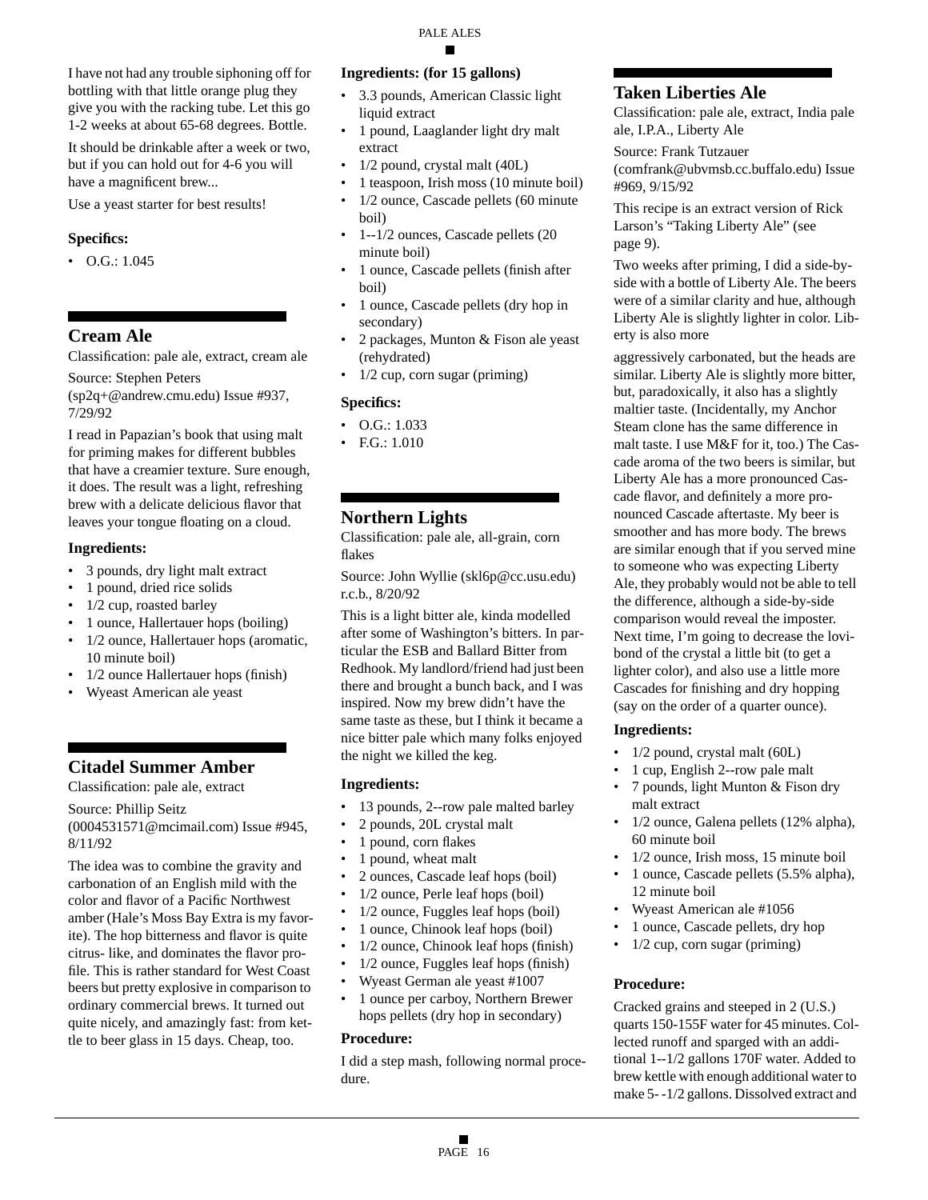I have not had any trouble siphoning off for bottling with that little orange plug they give you with the racking tube. Let this go 1-2 weeks at about 65-68 degrees. Bottle.

It should be drinkable after a week or two, but if you can hold out for 4-6 you will have a magnificent brew...

Use a yeast starter for best results!

### Specifics:

- O.G.: 1.045

## Cream Ale

Classification: pale ale, extract, cream ale

Source: Stephen Peters (sp2q+@andrew.cmu.edu) Issue #937, 7/29/92

I read in Papazian's book that using malt for priming makes for different bubbles that have a creamier texture. Sure enough, it does. The result was a light, refreshing brew with a delicate delicious flavor that leaves your tongue floating on a cloud.

### Ingredients:

- 3 pounds, dry light malt extract
- 1 pound, dried rice solids
- 1/2 cup, roasted barley
- 1 ounce, Hallertauer hops (boiling)
- 1/2 ounce, Hallertauer hops (aromatic, 10 minute boil)
- 1/2 ounce Hallertauer hops (finish)
- Wyeast American ale yeast

## Citadel Summer Amber

Classification: pale ale, extract

Source: Phillip Seitz (0004531571@mcimail.com) Issue #945, 8/11/92

The idea was to combine the gravity and carbonation of an English mild with the color and flavor of a Pacific Northwest amber (Hale's Moss Bay Extra is my favorite). The hop bitterness and flavor is quite citrus- like, and dominates the flavor profile. This is rather standard for West Coast beers but pretty explosive in comparison to ordinary commercial brews. It turned out quite nicely, and amazingly fast: from kettle to beer glass in 15 days. Cheap, too.

### Ingredients: (for 15 gallons)

- 3.3 pounds, American Classic light liquid extract
- 1 pound, Laaglander light dry malt extract
- 1/2 pound, crystal malt (40L)
- 1 teaspoon, Irish moss (10 minute boil)
- 1/2 ounce, Cascade pellets (60 minute boil)
- 1--1/2 ounces, Cascade pellets (20 minute boil)
- 1 ounce, Cascade pellets (finish after boil)
- 1 ounce, Cascade pellets (dry hop in secondary)
- 2 packages, Munton & Fison ale yeast (rehydrated)
- 1/2 cup, corn sugar (priming)

### Specifics:

- O.G.: 1.033
- F.G.: 1.010

## Northern Lights

Classification: pale ale, all-grain, corn flakes

Source: John Wyllie (skl6p@cc.usu.edu) r.c.b., 8/20/92

This is a light bitter ale, kinda modelled after some of Washington's bitters. In particular the ESB and Ballard Bitter from Redhook. My landlord/friend had just been there and brought a bunch back, and I was inspired. Now my brew didn't have the same taste as these, but I think it became a nice bitter pale which many folks enjoyed the night we killed the keg.

### Ingredients:

- 13 pounds, 2--row pale malted barley
- 2 pounds, 20L crystal malt
- 1 pound, corn flakes
- 1 pound, wheat malt
- 2 ounces, Cascade leaf hops (boil)
- 1/2 ounce, Perle leaf hops (boil)
- 1/2 ounce, Fuggles leaf hops (boil)
- 1 ounce, Chinook leaf hops (boil)
- 1/2 ounce, Chinook leaf hops (finish)
- 1/2 ounce, Fuggles leaf hops (finish)
- Wyeast German ale yeast #1007
- 1 ounce per carboy, Northern Brewer hops pellets (dry hop in secondary)

### Procedure:

I did a step mash, following normal procedure.

## Taken Liberties Ale

Classification: pale ale, extract, India pale ale, I.P.A., Liberty Ale

Source: Frank Tutzauer (comfrank@ubvmsb.cc.buffalo.edu) Issue #969, 9/15/92

This recipe is an extract version of Rick Larson's "Taking Liberty Ale" (see page 9).

Two weeks after priming, I did a side-by-side with a bottle of Liberty Ale. The beers were of a similar clarity and hue, although Liberty Ale is slightly lighter in color. Liberty is also more aggressively carbonated, but the heads are similar. Liberty Ale is slightly more bitter, but, paradoxically, it also has a slightly maltier taste. (Incidentally, my Anchor Steam clone has the same difference in malt taste. I use M&F for it, too.) The Cascade aroma of the two beers is similar, but Liberty Ale has a more pronounced Cascade flavor, and definitely a more pronounced Cascade aftertaste. My beer is smoother and has more body. The brews are similar enough that if you served mine to someone who was expecting Liberty Ale, they probably would not be able to tell the difference, although a side-by-side comparison would reveal the imposter. Next time, I'm going to decrease the lovibond of the crystal a little bit (to get a lighter color), and also use a little more Cascades for finishing and dry hopping (say on the order of a quarter ounce).

### Ingredients:

- 1/2 pound, crystal malt (60L)
- 1 cup, English 2--row pale malt
- 7 pounds, light Munton & Fison dry malt extract
- 1/2 ounce, Galena pellets (12% alpha), 60 minute boil
- 1/2 ounce, Irish moss, 15 minute boil
- 1 ounce, Cascade pellets (5.5% alpha), 12 minute boil
- Wyeast American ale #1056
- 1 ounce, Cascade pellets, dry hop
- 1/2 cup, corn sugar (priming)

### Procedure:

Cracked grains and steeped in 2 (U.S.) quarts 150-155F water for 45 minutes. Collected runoff and sparged with an additional 1--1/2 gallons 170F water. Added to brew kettle with enough additional water to make 5- -1/2 gallons. Dissolved extract and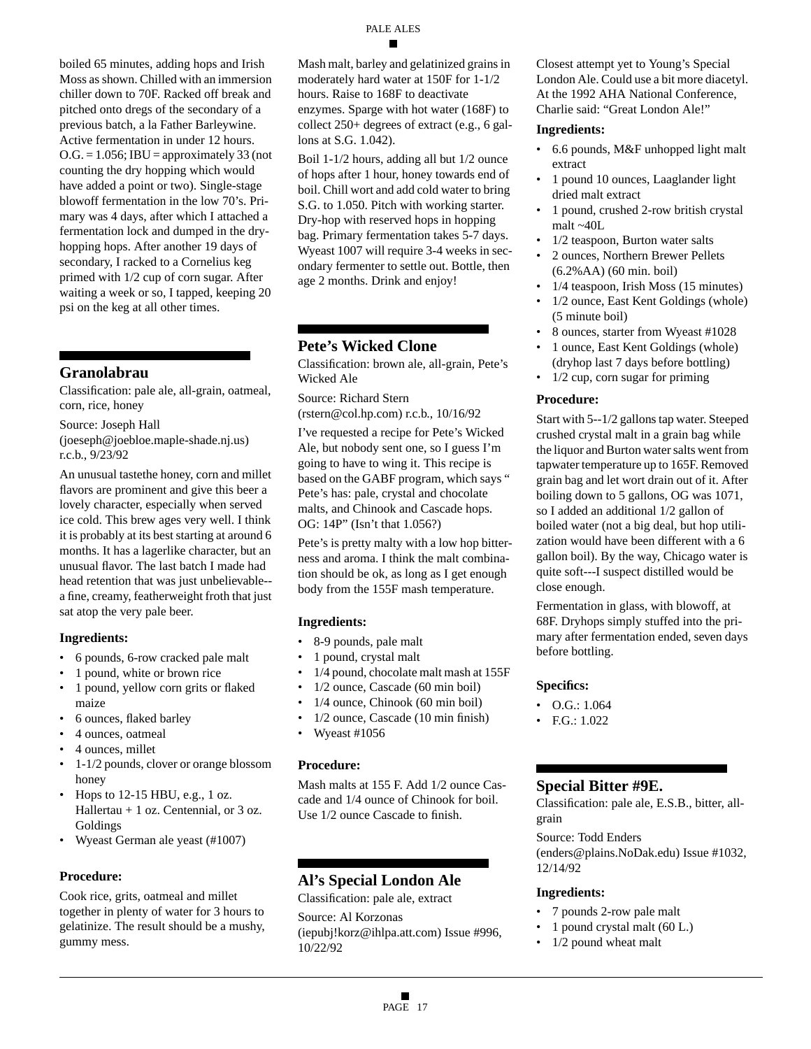boiled 65 minutes, adding hops and Irish Moss as shown. Chilled with an immersion chiller down to 70F. Racked off break and pitched onto dregs of the secondary of a previous batch, a la Father Barleywine. Active fermentation in under 12 hours. O.G. = 1.056; IBU = approximately 33 (not counting the dry hopping which would have added a point or two). Single-stage blowoff fermentation in the low 70's. Primary was 4 days, after which I attached a fermentation lock and dumped in the dry-hopping hops. After another 19 days of secondary, I racked to a Cornelius keg primed with 1/2 cup of corn sugar. After waiting a week or so, I tapped, keeping 20 psi on the keg at all other times.

## Granolabrau

Classification: pale ale, all-grain, oatmeal, corn, rice, honey

Source: Joseph Hall (joeseph@joebloe.maple-shade.nj.us) r.c.b., 9/23/92

An unusual tastethe honey, corn and millet flavors are prominent and give this beer a lovely character, especially when served ice cold. This brew ages very well. I think it is probably at its best starting at around 6 months. It has a lagerlike character, but an unusual flavor. The last batch I made had head retention that was just unbelievable--a fine, creamy, featherweight froth that just sat atop the very pale beer.

### Ingredients:

- 6 pounds, 6-row cracked pale malt
- 1 pound, white or brown rice
- 1 pound, yellow corn grits or flaked maize
- 6 ounces, flaked barley
- 4 ounces, oatmeal
- 4 ounces, millet
- 1-1/2 pounds, clover or orange blossom honey
- Hops to 12-15 HBU, e.g., 1 oz. Hallertau + 1 oz. Centennial, or 3 oz. Goldings
- Wyeast German ale yeast (#1007)

### Procedure:

Cook rice, grits, oatmeal and millet together in plenty of water for 3 hours to gelatinize. The result should be a mushy, gummy mess.

Mash malt, barley and gelatinized grains in moderately hard water at 150F for 1-1/2 hours. Raise to 168F to deactivate enzymes. Sparge with hot water (168F) to collect 250+ degrees of extract (e.g., 6 gallons at S.G. 1.042).

Boil 1-1/2 hours, adding all but 1/2 ounce of hops after 1 hour, honey towards end of boil. Chill wort and add cold water to bring S.G. to 1.050. Pitch with working starter. Dry-hop with reserved hops in hopping bag. Primary fermentation takes 5-7 days. Wyeast 1007 will require 3-4 weeks in secondary fermenter to settle out. Bottle, then age 2 months. Drink and enjoy!

## Pete's Wicked Clone

Classification: brown ale, all-grain, Pete's Wicked Ale

Source: Richard Stern (rstern@col.hp.com) r.c.b., 10/16/92

I've requested a recipe for Pete's Wicked Ale, but nobody sent one, so I guess I'm going to have to wing it. This recipe is based on the GABF program, which says " Pete's has: pale, crystal and chocolate malts, and Chinook and Cascade hops. OG: 14P" (Isn't that 1.056?)

Pete's is pretty malty with a low hop bitterness and aroma. I think the malt combination should be ok, as long as I get enough body from the 155F mash temperature.

### Ingredients:

- 8-9 pounds, pale malt
- 1 pound, crystal malt
- 1/4 pound, chocolate malt mash at 155F
- 1/2 ounce, Cascade (60 min boil)
- 1/4 ounce, Chinook (60 min boil)
- 1/2 ounce, Cascade (10 min finish)
- Wyeast #1056

### Procedure:

Mash malts at 155 F. Add 1/2 ounce Cascade and 1/4 ounce of Chinook for boil. Use 1/2 ounce Cascade to finish.

## Al's Special London Ale

Classification: pale ale, extract

Source: Al Korzonas (iepubj!korz@ihlpa.att.com) Issue #996, 10/22/92

Closest attempt yet to Young's Special London Ale. Could use a bit more diacetyl. At the 1992 AHA National Conference, Charlie said: "Great London Ale!"

### Ingredients:

- 6.6 pounds, M&F unhopped light malt extract
- 1 pound 10 ounces, Laaglander light dried malt extract
- 1 pound, crushed 2-row british crystal malt ~40L
- 1/2 teaspoon, Burton water salts
- 2 ounces, Northern Brewer Pellets (6.2%AA) (60 min. boil)
- 1/4 teaspoon, Irish Moss (15 minutes)
- 1/2 ounce, East Kent Goldings (whole) (5 minute boil)
- 8 ounces, starter from Wyeast #1028
- 1 ounce, East Kent Goldings (whole) (dryhop last 7 days before bottling)
- 1/2 cup, corn sugar for priming

### Procedure:

Start with 5--1/2 gallons tap water. Steeped crushed crystal malt in a grain bag while the liquor and Burton water salts went from tapwater temperature up to 165F. Removed grain bag and let wort drain out of it. After boiling down to 5 gallons, OG was 1071, so I added an additional 1/2 gallon of boiled water (not a big deal, but hop utilization would have been different with a 6 gallon boil). By the way, Chicago water is quite soft---I suspect distilled would be close enough.

Fermentation in glass, with blowoff, at 68F. Dryhops simply stuffed into the primary after fermentation ended, seven days before bottling.

### Specifics:

- O.G.: 1.064
- F.G.: 1.022

## Special Bitter #9E.

Classification: pale ale, E.S.B., bitter, all-grain

Source: Todd Enders (enders@plains.NoDak.edu) Issue #1032, 12/14/92

### Ingredients:

- 7 pounds 2-row pale malt
- 1 pound crystal malt (60 L.)
- 1/2 pound wheat malt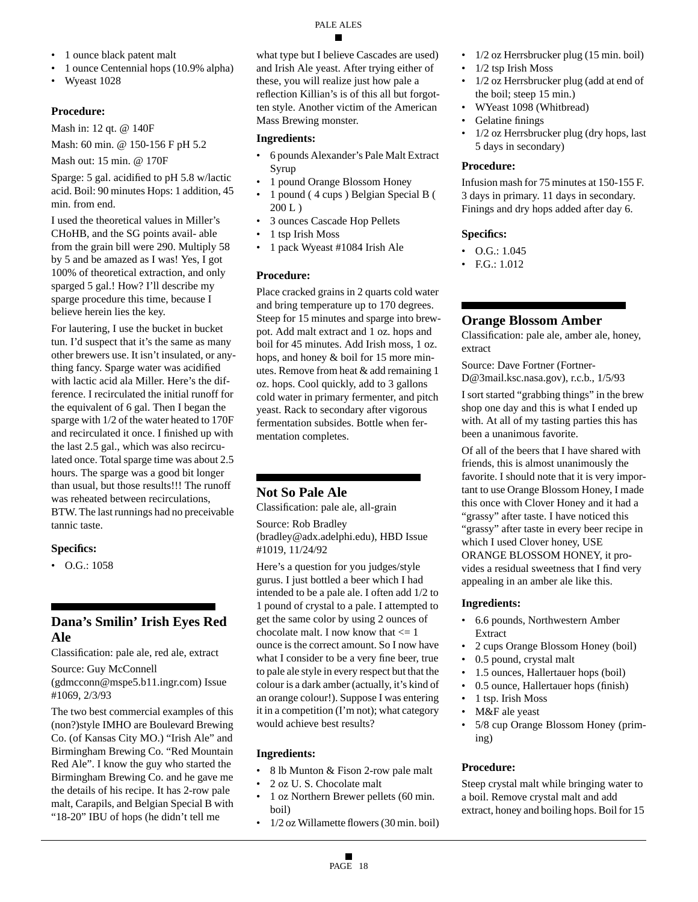- 1 ounce black patent malt
- 1 ounce Centennial hops (10.9% alpha)
- Wyeast 1028

### Procedure:

Mash in: 12 qt. @ 140F

Mash: 60 min. @ 150-156 F pH 5.2

Mash out: 15 min. @ 170F

Sparge: 5 gal. acidified to pH 5.8 w/lactic acid. Boil: 90 minutes Hops: 1 addition, 45 min. from end.

I used the theoretical values in Miller's CHoHB, and the SG points avail- able from the grain bill were 290. Multiply 58 by 5 and be amazed as I was! Yes, I got 100% of theoretical extraction, and only sparged 5 gal.! How? I'll describe my sparge procedure this time, because I believe herein lies the key.

For lautering, I use the bucket in bucket tun. I'd suspect that it's the same as many other brewers use. It isn't insulated, or anything fancy. Sparge water was acidified with lactic acid ala Miller. Here's the difference. I recirculated the initial runoff for the equivalent of 6 gal. Then I began the sparge with 1/2 of the water heated to 170F and recirculated it once. I finished up with the last 2.5 gal., which was also recirculated once. Total sparge time was about 2.5 hours. The sparge was a good bit longer than usual, but those results!!! The runoff was reheated between recirculations, BTW. The last runnings had no preceivable tannic taste.

### Specifics:

- O.G.: 1058

## Dana's Smilin' Irish Eyes Red Ale

Classification: pale ale, red ale, extract

Source: Guy McConnell (gdmcconn@mspe5.b11.ingr.com) Issue #1069, 2/3/93

The two best commercial examples of this (non?)style IMHO are Boulevard Brewing Co. (of Kansas City MO.) "Irish Ale" and Birmingham Brewing Co. "Red Mountain Red Ale". I know the guy who started the Birmingham Brewing Co. and he gave me the details of his recipe. It has 2-row pale malt, Carapils, and Belgian Special B with "18-20" IBU of hops (he didn't tell me what type but I believe Cascades are used) and Irish Ale yeast. After trying either of these, you will realize just how pale a reflection Killian's is of this all but forgotten style. Another victim of the American Mass Brewing monster.

### Ingredients:

- 6 pounds Alexander's Pale Malt Extract Syrup
- 1 pound Orange Blossom Honey
- 1 pound ( 4 cups ) Belgian Special B ( 200 L )
- 3 ounces Cascade Hop Pellets
- 1 tsp Irish Moss
- 1 pack Wyeast #1084 Irish Ale

### Procedure:

Place cracked grains in 2 quarts cold water and bring temperature up to 170 degrees. Steep for 15 minutes and sparge into brewpot. Add malt extract and 1 oz. hops and boil for 45 minutes. Add Irish moss, 1 oz. hops, and honey & boil for 15 more minutes. Remove from heat & add remaining 1 oz. hops. Cool quickly, add to 3 gallons cold water in primary fermenter, and pitch yeast. Rack to secondary after vigorous fermentation subsides. Bottle when fermentation completes.

## Not So Pale Ale

Classification: pale ale, all-grain

Source: Rob Bradley (bradley@adx.adelphi.edu), HBD Issue #1019, 11/24/92

Here's a question for you judges/style gurus. I just bottled a beer which I had intended to be a pale ale. I often add 1/2 to 1 pound of crystal to a pale. I attempted to get the same color by using 2 ounces of chocolate malt. I now know that <= 1 ounce is the correct amount. So I now have what I consider to be a very fine beer, true to pale ale style in every respect but that the colour is a dark amber (actually, it's kind of an orange colour!). Suppose I was entering it in a competition (I'm not); what category would achieve best results?

### Ingredients:

- 8 lb Munton & Fison 2-row pale malt
- 2 oz U. S. Chocolate malt
- 1 oz Northern Brewer pellets (60 min. boil)
- 1/2 oz Willamette flowers (30 min. boil)
- 1/2 oz Herrsbrucker plug (15 min. boil)
- 1/2 tsp Irish Moss
- 1/2 oz Herrsbrucker plug (add at end of the boil; steep 15 min.)
- WYeast 1098 (Whitbread)
- Gelatine finings
- 1/2 oz Herrsbrucker plug (dry hops, last 5 days in secondary)

### Procedure:

Infusion mash for 75 minutes at 150-155 F. 3 days in primary. 11 days in secondary. Finings and dry hops added after day 6.

### Specifics:

- O.G.: 1.045
- F.G.: 1.012

## Orange Blossom Amber

Classification: pale ale, amber ale, honey, extract

Source: Dave Fortner (Fortner-D@3mail.ksc.nasa.gov), r.c.b., 1/5/93

I sort started "grabbing things" in the brew shop one day and this is what I ended up with. At all of my tasting parties this has been a unanimous favorite.

Of all of the beers that I have shared with friends, this is almost unanimously the favorite. I should note that it is very important to use Orange Blossom Honey, I made this once with Clover Honey and it had a "grassy" after taste. I have noticed this "grassy" after taste in every beer recipe in which I used Clover honey, USE ORANGE BLOSSOM HONEY, it provides a residual sweetness that I find very appealing in an amber ale like this.

### Ingredients:

- 6.6 pounds, Northwestern Amber Extract
- 2 cups Orange Blossom Honey (boil)
- 0.5 pound, crystal malt
- 1.5 ounces, Hallertauer hops (boil)
- 0.5 ounce, Hallertauer hops (finish)
- 1 tsp. Irish Moss
- M&F ale yeast
- 5/8 cup Orange Blossom Honey (priming)

### Procedure:

Steep crystal malt while bringing water to a boil. Remove crystal malt and add extract, honey and boiling hops. Boil for 15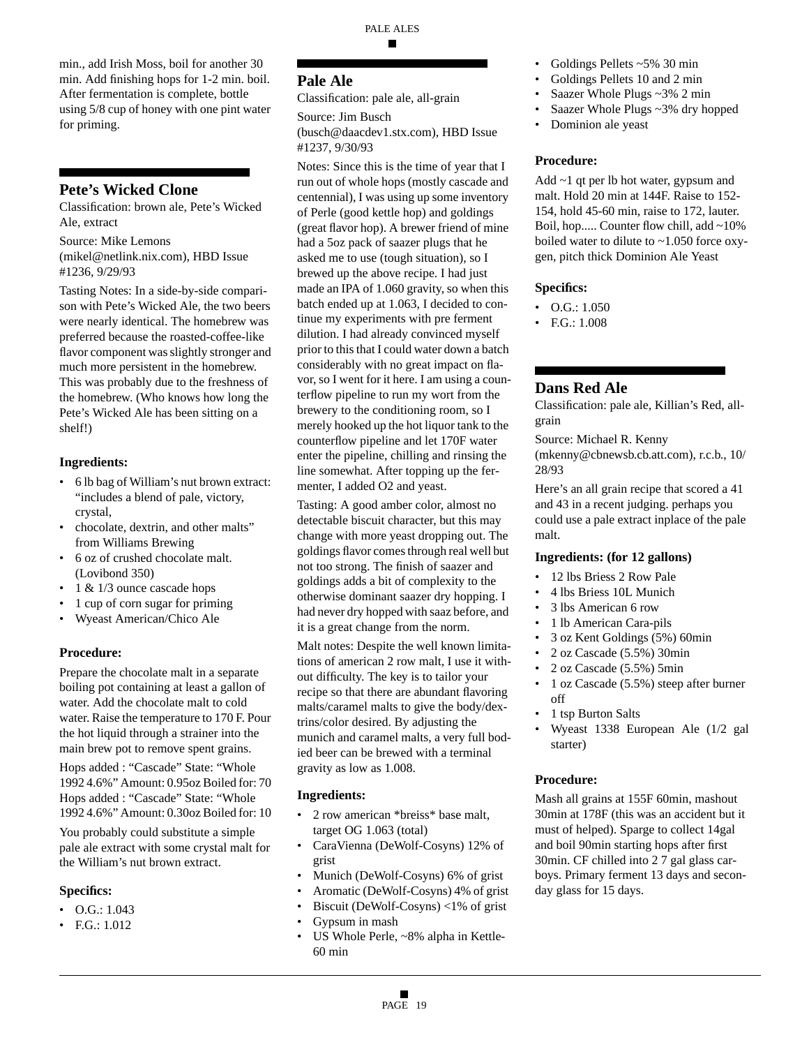min., add Irish Moss, boil for another 30 min. Add finishing hops for 1-2 min. boil. After fermentation is complete, bottle using 5/8 cup of honey with one pint water for priming.

## Pete's Wicked Clone

Classification: brown ale, Pete's Wicked Ale, extract

Source: Mike Lemons (mikel@netlink.nix.com), HBD Issue #1236, 9/29/93

Tasting Notes: In a side-by-side comparison with Pete's Wicked Ale, the two beers were nearly identical. The homebrew was preferred because the roasted-coffee-like flavor component was slightly stronger and much more persistent in the homebrew. This was probably due to the freshness of the homebrew. (Who knows how long the Pete's Wicked Ale has been sitting on a shelf!)

### Ingredients:

- 6 lb bag of William's nut brown extract: "includes a blend of pale, victory, crystal,
- chocolate, dextrin, and other malts" from Williams Brewing
- 6 oz of crushed chocolate malt. (Lovibond 350)
- 1 & 1/3 ounce cascade hops
- 1 cup of corn sugar for priming
- Wyeast American/Chico Ale

### Procedure:

Prepare the chocolate malt in a separate boiling pot containing at least a gallon of water. Add the chocolate malt to cold water. Raise the temperature to 170 F. Pour the hot liquid through a strainer into the main brew pot to remove spent grains.

Hops added : "Cascade" State: "Whole 1992 4.6%" Amount: 0.95oz Boiled for: 70 Hops added : "Cascade" State: "Whole 1992 4.6%" Amount: 0.30oz Boiled for: 10

You probably could substitute a simple pale ale extract with some crystal malt for the William's nut brown extract.

### Specifics:

- O.G.: 1.043
- F.G.: 1.012

## Pale Ale

Classification: pale ale, all-grain

Source: Jim Busch (busch@daacdev1.stx.com), HBD Issue #1237, 9/30/93

Notes: Since this is the time of year that I run out of whole hops (mostly cascade and centennial), I was using up some inventory of Perle (good kettle hop) and goldings (great flavor hop). A brewer friend of mine had a 5oz pack of saazer plugs that he asked me to use (tough situation), so I brewed up the above recipe. I had just made an IPA of 1.060 gravity, so when this batch ended up at 1.063, I decided to continue my experiments with pre ferment dilution. I had already convinced myself prior to this that I could water down a batch considerably with no great impact on flavor, so I went for it here. I am using a counterflow pipeline to run my wort from the brewery to the conditioning room, so I merely hooked up the hot liquor tank to the counterflow pipeline and let 170F water enter the pipeline, chilling and rinsing the line somewhat. After topping up the fermenter, I added O2 and yeast.

Tasting: A good amber color, almost no detectable biscuit character, but this may change with more yeast dropping out. The goldings flavor comes through real well but not too strong. The finish of saazer and goldings adds a bit of complexity to the otherwise dominant saazer dry hopping. I had never dry hopped with saaz before, and it is a great change from the norm.

Malt notes: Despite the well known limitations of american 2 row malt, I use it without difficulty. The key is to tailor your recipe so that there are abundant flavoring malts/caramel malts to give the body/dextrins/color desired. By adjusting the munich and caramel malts, a very full bodied beer can be brewed with a terminal gravity as low as 1.008.

### Ingredients:

- 2 row american *breiss* base malt, target OG 1.063 (total)
- CaraVienna (DeWolf-Cosyns) 12% of grist
- Munich (DeWolf-Cosyns) 6% of grist
- Aromatic (DeWolf-Cosyns) 4% of grist
- Biscuit (DeWolf-Cosyns) <1% of grist
- Gypsum in mash
- US Whole Perle, ~8% alpha in Kettle-60 min
- Goldings Pellets ~5% 30 min
- Goldings Pellets 10 and 2 min
- Saazer Whole Plugs ~3% 2 min
- Saazer Whole Plugs ~3% dry hopped
- Dominion ale yeast

### Procedure:

Add ~1 qt per lb hot water, gypsum and malt. Hold 20 min at 144F. Raise to 152-154, hold 45-60 min, raise to 172, lauter. Boil, hop..... Counter flow chill, add ~10% boiled water to dilute to ~1.050 force oxygen, pitch thick Dominion Ale Yeast

### Specifics:

- O.G.: 1.050
- F.G.: 1.008

## Dans Red Ale

Classification: pale ale, Killian's Red, all-grain

Source: Michael R. Kenny (mkenny@cbnewsb.cb.att.com), r.c.b., 10/28/93

Here's an all grain recipe that scored a 41 and 43 in a recent judging. perhaps you could use a pale extract inplace of the pale malt.

### Ingredients: (for 12 gallons)

- 12 lbs Briess 2 Row Pale
- 4 lbs Briess 10L Munich
- 3 lbs American 6 row
- 1 lb American Cara-pils
- 3 oz Kent Goldings (5%) 60min
- 2 oz Cascade (5.5%) 30min
- 2 oz Cascade (5.5%) 5min
- 1 oz Cascade (5.5%) steep after burner off
- 1 tsp Burton Salts
- Wyeast 1338 European Ale (1/2 gal starter)

### Procedure:

Mash all grains at 155F 60min, mashout 30min at 178F (this was an accident but it must of helped). Sparge to collect 14gal and boil 90min starting hops after first 30min. CF chilled into 2 7 gal glass carboys. Primary ferment 13 days and secondary glass for 15 days.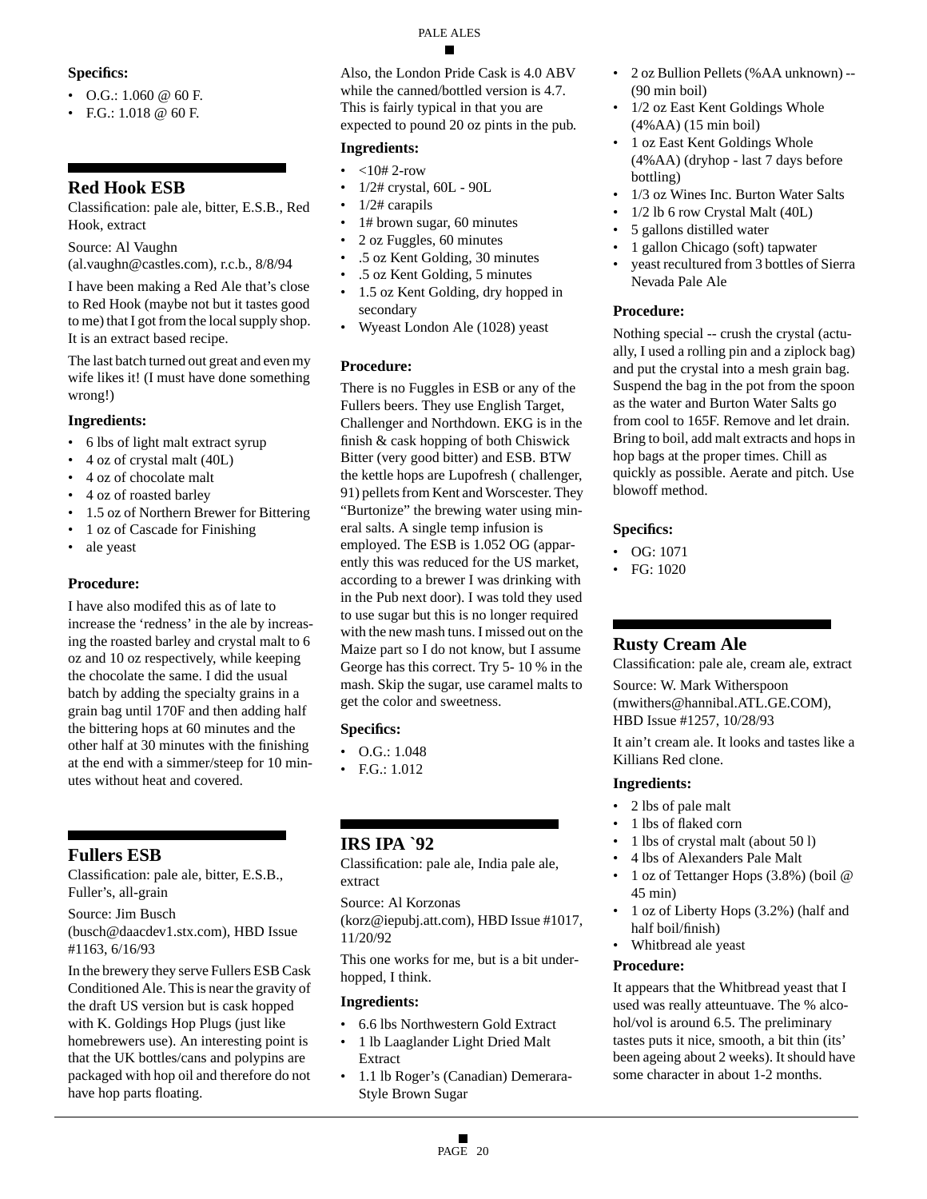**Specifics:**

- O.G.: 1.060 @ 60 F.
- F.G.: 1.018 @ 60 F.

## Red Hook ESB

Classification: pale ale, bitter, E.S.B., Red Hook, extract

Source: Al Vaughn (al.vaughn@castles.com), r.c.b., 8/8/94

I have been making a Red Ale that's close to Red Hook (maybe not but it tastes good to me) that I got from the local supply shop. It is an extract based recipe.

The last batch turned out great and even my wife likes it! (I must have done something wrong!)

**Ingredients:**

- 6 lbs of light malt extract syrup
- 4 oz of crystal malt (40L)
- 4 oz of chocolate malt
- 4 oz of roasted barley
- 1.5 oz of Northern Brewer for Bittering
- 1 oz of Cascade for Finishing
- ale yeast

**Procedure:**

I have also modifed this as of late to increase the 'redness' in the ale by increasing the roasted barley and crystal malt to 6 oz and 10 oz respectively, while keeping the chocolate the same. I did the usual batch by adding the specialty grains in a grain bag until 170F and then adding half the bittering hops at 60 minutes and the other half at 30 minutes with the finishing at the end with a simmer/steep for 10 minutes without heat and covered.

## Fullers ESB

Classification: pale ale, bitter, E.S.B., Fuller's, all-grain

Source: Jim Busch (busch@daacdev1.stx.com), HBD Issue #1163, 6/16/93

In the brewery they serve Fullers ESB Cask Conditioned Ale. This is near the gravity of the draft US version but is cask hopped with K. Goldings Hop Plugs (just like homebrewers use). An interesting point is that the UK bottles/cans and polypins are packaged with hop oil and therefore do not have hop parts floating.

Also, the London Pride Cask is 4.0 ABV while the canned/bottled version is 4.7. This is fairly typical in that you are expected to pound 20 oz pints in the pub.

**Ingredients:**

- <10# 2-row
- 1/2# crystal, 60L - 90L
- 1/2# carapils
- 1# brown sugar, 60 minutes
- 2 oz Fuggles, 60 minutes
- .5 oz Kent Golding, 30 minutes
- .5 oz Kent Golding, 5 minutes
- 1.5 oz Kent Golding, dry hopped in secondary
- Wyeast London Ale (1028) yeast

**Procedure:**

There is no Fuggles in ESB or any of the Fullers beers. They use English Target, Challenger and Northdown. EKG is in the finish & cask hopping of both Chiswick Bitter (very good bitter) and ESB. BTW the kettle hops are Lupofresh ( challenger, 91) pellets from Kent and Worscester. They "Burtonize" the brewing water using mineral salts. A single temp infusion is employed. The ESB is 1.052 OG (apparently this was reduced for the US market, according to a brewer I was drinking with in the Pub next door). I was told they used to use sugar but this is no longer required with the new mash tuns. I missed out on the Maize part so I do not know, but I assume George has this correct. Try 5- 10 % in the mash. Skip the sugar, use caramel malts to get the color and sweetness.

**Specifics:**

- O.G.: 1.048
- F.G.: 1.012

## IRS IPA `92

Classification: pale ale, India pale ale, extract

Source: Al Korzonas (korz@iepubj.att.com), HBD Issue #1017, 11/20/92

This one works for me, but is a bit underhopped, I think.

**Ingredients:**

- 6.6 lbs Northwestern Gold Extract
- 1 lb Laaglander Light Dried Malt Extract
- 1.1 lb Roger's (Canadian) Demerara-Style Brown Sugar
- 2 oz Bullion Pellets (%AA unknown) -- (90 min boil)
- 1/2 oz East Kent Goldings Whole (4%AA) (15 min boil)
- 1 oz East Kent Goldings Whole (4%AA) (dryhop - last 7 days before bottling)
- 1/3 oz Wines Inc. Burton Water Salts
- 1/2 lb 6 row Crystal Malt (40L)
- 5 gallons distilled water
- 1 gallon Chicago (soft) tapwater
- yeast recultured from 3 bottles of Sierra Nevada Pale Ale

**Procedure:**

Nothing special -- crush the crystal (actually, I used a rolling pin and a ziplock bag) and put the crystal into a mesh grain bag. Suspend the bag in the pot from the spoon as the water and Burton Water Salts go from cool to 165F. Remove and let drain. Bring to boil, add malt extracts and hops in hop bags at the proper times. Chill as quickly as possible. Aerate and pitch. Use blowoff method.

**Specifics:**

- OG: 1071
- FG: 1020

## Rusty Cream Ale

Classification: pale ale, cream ale, extract

Source: W. Mark Witherspoon (mwithers@hannibal.ATL.GE.COM), HBD Issue #1257, 10/28/93

It ain't cream ale. It looks and tastes like a Killians Red clone.

**Ingredients:**

- 2 lbs of pale malt
- 1 lbs of flaked corn
- 1 lbs of crystal malt (about 50 l)
- 4 lbs of Alexanders Pale Malt
- 1 oz of Tettanger Hops (3.8%) (boil @ 45 min)
- 1 oz of Liberty Hops (3.2%) (half and half boil/finish)
- Whitbread ale yeast

**Procedure:**

It appears that the Whitbread yeast that I used was really atteuntuave. The % alcohol/vol is around 6.5. The preliminary tastes puts it nice, smooth, a bit thin (its' been ageing about 2 weeks). It should have some character in about 1-2 months.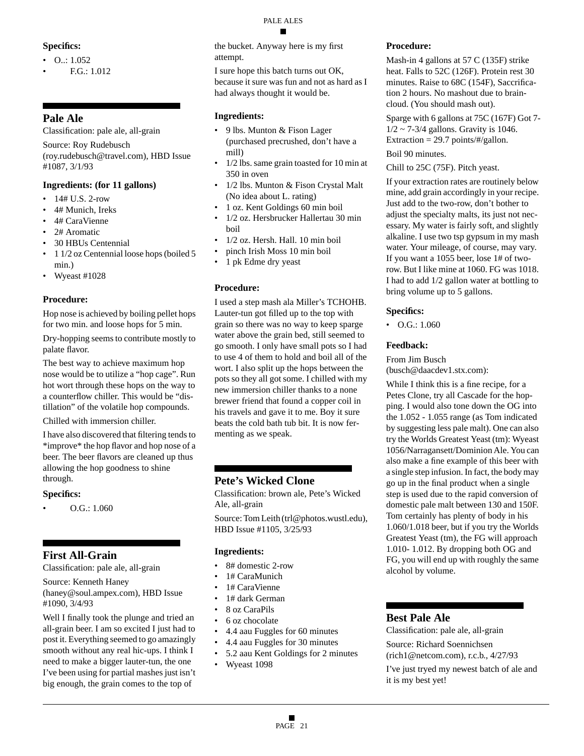### Specifics:

- O..: 1.052
- F.G.: 1.012

## Pale Ale

Classification: pale ale, all-grain

Source: Roy Rudebusch (roy.rudebusch@travel.com), HBD Issue #1087, 3/1/93

### Ingredients: (for 11 gallons)

- 14# U.S. 2-row
- 4# Munich, Ireks
- 4# CaraVienne
- 2# Aromatic
- 30 HBUs Centennial
- 1 1/2 oz Centennial loose hops (boiled 5 min.)
- Wyeast #1028

### Procedure:

Hop nose is achieved by boiling pellet hops for two min. and loose hops for 5 min.

Dry-hopping seems to contribute mostly to palate flavor.

The best way to achieve maximum hop nose would be to utilize a "hop cage". Run hot wort through these hops on the way to a counterflow chiller. This would be "distillation" of the volatile hop compounds.

Chilled with immersion chiller.

I have also discovered that filtering tends to *improve* the hop flavor and hop nose of a beer. The beer flavors are cleaned up thus allowing the hop goodness to shine through.

### Specifics:

- O.G.: 1.060

## First All-Grain

Classification: pale ale, all-grain

Source: Kenneth Haney (haney@soul.ampex.com), HBD Issue #1090, 3/4/93

Well I finally took the plunge and tried an all-grain beer. I am so excited I just had to post it. Everything seemed to go amazingly smooth without any real hic-ups. I think I need to make a bigger lauter-tun, the one I've been using for partial mashes just isn't big enough, the grain comes to the top of the bucket. Anyway here is my first attempt.

I sure hope this batch turns out OK, because it sure was fun and not as hard as I had always thought it would be.

### Ingredients:

- 9 lbs. Munton & Fison Lager (purchased precrushed, don't have a mill)
- 1/2 lbs. same grain toasted for 10 min at 350 in oven
- 1/2 lbs. Munton & Fison Crystal Malt (No idea about L. rating)
- 1 oz. Kent Goldings 60 min boil
- 1/2 oz. Hersbrucker Hallertau 30 min boil
- 1/2 oz. Hersh. Hall. 10 min boil
- pinch Irish Moss 10 min boil
- 1 pk Edme dry yeast

### Procedure:

I used a step mash ala Miller's TCHOHB. Lauter-tun got filled up to the top with grain so there was no way to keep sparge water above the grain bed, still seemed to go smooth. I only have small pots so I had to use 4 of them to hold and boil all of the wort. I also split up the hops between the pots so they all got some. I chilled with my new immersion chiller thanks to a none brewer friend that found a copper coil in his travels and gave it to me. Boy it sure beats the cold bath tub bit. It is now fermenting as we speak.

## Pete's Wicked Clone

Classification: brown ale, Pete's Wicked Ale, all-grain

Source: Tom Leith (trl@photos.wustl.edu), HBD Issue #1105, 3/25/93

### Ingredients:

- 8# domestic 2-row
- 1# CaraMunich
- 1# CaraVienne
- 1# dark German
- 8 oz CaraPils
- 6 oz chocolate
- 4.4 aau Fuggles for 60 minutes
- 4.4 aau Fuggles for 30 minutes
- 5.2 aau Kent Goldings for 2 minutes
- Wyeast 1098

### Procedure:

Mash-in 4 gallons at 57 C (135F) strike heat. Falls to 52C (126F). Protein rest 30 minutes. Raise to 68C (154F), Saccrification 2 hours. No mashout due to braincloud. (You should mash out).

Sparge with 6 gallons at 75C (167F) Got 7-1/2 ~ 7-3/4 gallons. Gravity is 1046. Extraction = 29.7 points/#/gallon.

Boil 90 minutes.

Chill to 25C (75F). Pitch yeast.

If your extraction rates are routinely below mine, add grain accordingly in your recipe. Just add to the two-row, don't bother to adjust the specialty malts, its just not necessary. My water is fairly soft, and slightly alkaline. I use two tsp gypsum in my mash water. Your mileage, of course, may vary. If you want a 1055 beer, lose 1# of two-row. But I like mine at 1060. FG was 1018. I had to add 1/2 gallon water at bottling to bring volume up to 5 gallons.

### Specifics:

- O.G.: 1.060

### Feedback:

From Jim Busch (busch@daacdev1.stx.com):

While I think this is a fine recipe, for a Petes Clone, try all Cascade for the hopping. I would also tone down the OG into the 1.052 - 1.055 range (as Tom indicated by suggesting less pale malt). One can also try the Worlds Greatest Yeast (tm): Wyeast 1056/Narragansett/Dominion Ale. You can also make a fine example of this beer with a single step infusion. In fact, the body may go up in the final product when a single step is used due to the rapid conversion of domestic pale malt between 130 and 150F. Tom certainly has plenty of body in his 1.060/1.018 beer, but if you try the Worlds Greatest Yeast (tm), the FG will approach 1.010- 1.012. By dropping both OG and FG, you will end up with roughly the same alcohol by volume.

## Best Pale Ale

Classification: pale ale, all-grain

Source: Richard Soennichsen (rich1@netcom.com), r.c.b., 4/27/93

I've just tryed my newest batch of ale and it is my best yet!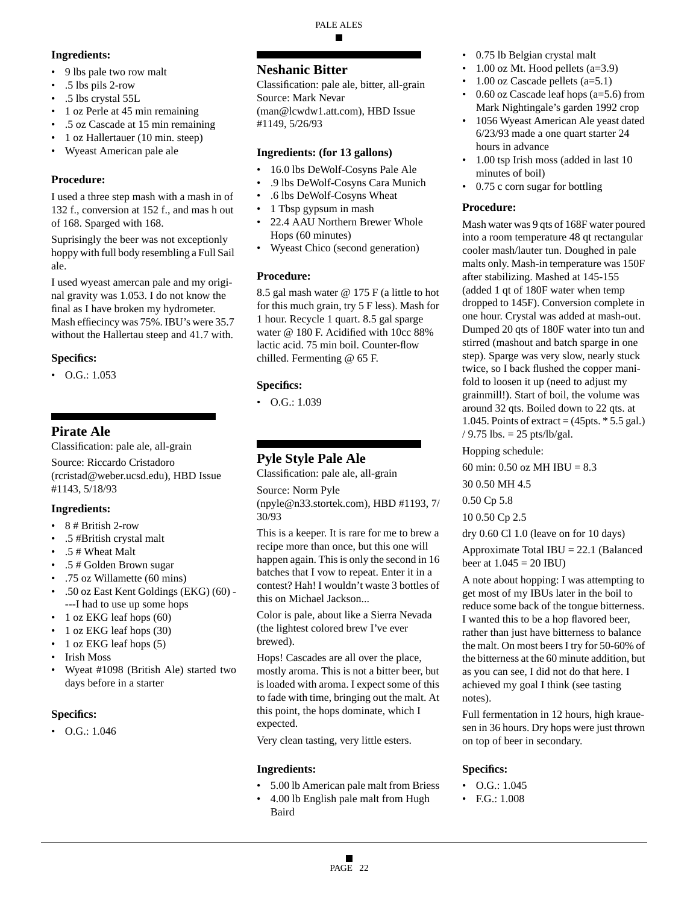**Ingredients:**

- 9 lbs pale two row malt
- .5 lbs pils 2-row
- .5 lbs crystal 55L
- 1 oz Perle at 45 min remaining
- .5 oz Cascade at 15 min remaining
- 1 oz Hallertauer (10 min. steep)
- Wyeast American pale ale

**Procedure:**

I used a three step mash with a mash in of 132 f., conversion at 152 f., and mas h out of 168. Sparged with 168.

Suprisingly the beer was not exceptionly hoppy with full body resembling a Full Sail ale.

I used wyeast amercan pale and my original gravity was 1.053. I do not know the final as I have broken my hydrometer. Mash effiecincy was 75%. IBU's were 35.7 without the Hallertau steep and 41.7 with.

**Specifics:**

- O.G.: 1.053

## Pirate Ale

Classification: pale ale, all-grain

Source: Riccardo Cristadoro (rcristad@weber.ucsd.edu), HBD Issue #1143, 5/18/93

**Ingredients:**

- 8 # British 2-row
- .5 #British crystal malt
- .5 # Wheat Malt
- .5 # Golden Brown sugar
- .75 oz Willamette (60 mins)
- .50 oz East Kent Goldings (EKG) (60) ----I had to use up some hops
- 1 oz EKG leaf hops (60)
- 1 oz EKG leaf hops (30)
- 1 oz EKG leaf hops (5)
- Irish Moss
- Wyeat #1098 (British Ale) started two days before in a starter

**Specifics:**

- O.G.: 1.046

## Neshanic Bitter

Classification: pale ale, bitter, all-grain
Source: Mark Nevar (man@lcwdw1.att.com), HBD Issue #1149, 5/26/93

**Ingredients: (for 13 gallons)**

- 16.0 lbs DeWolf-Cosyns Pale Ale
- .9 lbs DeWolf-Cosyns Cara Munich
- .6 lbs DeWolf-Cosyns Wheat
- 1 Tbsp gypsum in mash
- 22.4 AAU Northern Brewer Whole Hops (60 minutes)
- Wyeast Chico (second generation)

**Procedure:**

8.5 gal mash water @ 175 F (a little to hot for this much grain, try 5 F less). Mash for 1 hour. Recycle 1 quart. 8.5 gal sparge water @ 180 F. Acidified with 10cc 88% lactic acid. 75 min boil. Counter-flow chilled. Fermenting @ 65 F.

**Specifics:**

- O.G.: 1.039

## Pyle Style Pale Ale

Classification: pale ale, all-grain

Source: Norm Pyle (npyle@n33.stortek.com), HBD #1193, 7/30/93

This is a keeper. It is rare for me to brew a recipe more than once, but this one will happen again. This is only the second in 16 batches that I vow to repeat. Enter it in a contest? Hah! I wouldn't waste 3 bottles of this on Michael Jackson...

Color is pale, about like a Sierra Nevada (the lightest colored brew I've ever brewed).

Hops! Cascades are all over the place, mostly aroma. This is not a bitter beer, but is loaded with aroma. I expect some of this to fade with time, bringing out the malt. At this point, the hops dominate, which I expected.

Very clean tasting, very little esters.

**Ingredients:**

- 5.00 lb American pale malt from Briess
- 4.00 lb English pale malt from Hugh Baird
- 0.75 lb Belgian crystal malt
- 1.00 oz Mt. Hood pellets (a=3.9)
- 1.00 oz Cascade pellets (a=5.1)
- 0.60 oz Cascade leaf hops (a=5.6) from Mark Nightingale's garden 1992 crop
- 1056 Wyeast American Ale yeast dated 6/23/93 made a one quart starter 24 hours in advance
- 1.00 tsp Irish moss (added in last 10 minutes of boil)
- 0.75 c corn sugar for bottling

**Procedure:**

Mash water was 9 qts of 168F water poured into a room temperature 48 qt rectangular cooler mash/lauter tun. Doughed in pale malts only. Mash-in temperature was 150F after stabilizing. Mashed at 145-155 (added 1 qt of 180F water when temp dropped to 145F). Conversion complete in one hour. Crystal was added at mash-out. Dumped 20 qts of 180F water into tun and stirred (mashout and batch sparge in one step). Sparge was very slow, nearly stuck twice, so I back flushed the copper manifold to loosen it up (need to adjust my grainmill!). Start of boil, the volume was around 32 qts. Boiled down to 22 qts. at 1.045. Points of extract = (45pts. * 5.5 gal.) / 9.75 lbs. = 25 pts/lb/gal.

Hopping schedule:

60 min: 0.50 oz MH IBU = 8.3

30 0.50 MH 4.5

0.50 Cp 5.8

10 0.50 Cp 2.5

dry 0.60 Cl 1.0 (leave on for 10 days)

Approximate Total IBU = 22.1 (Balanced beer at 1.045 = 20 IBU)

A note about hopping: I was attempting to get most of my IBUs later in the boil to reduce some back of the tongue bitterness. I wanted this to be a hop flavored beer, rather than just have bitterness to balance the malt. On most beers I try for 50-60% of the bitterness at the 60 minute addition, but as you can see, I did not do that here. I achieved my goal I think (see tasting notes).

Full fermentation in 12 hours, high krauesen in 36 hours. Dry hops were just thrown on top of beer in secondary.

**Specifics:**

- O.G.: 1.045
- F.G.: 1.008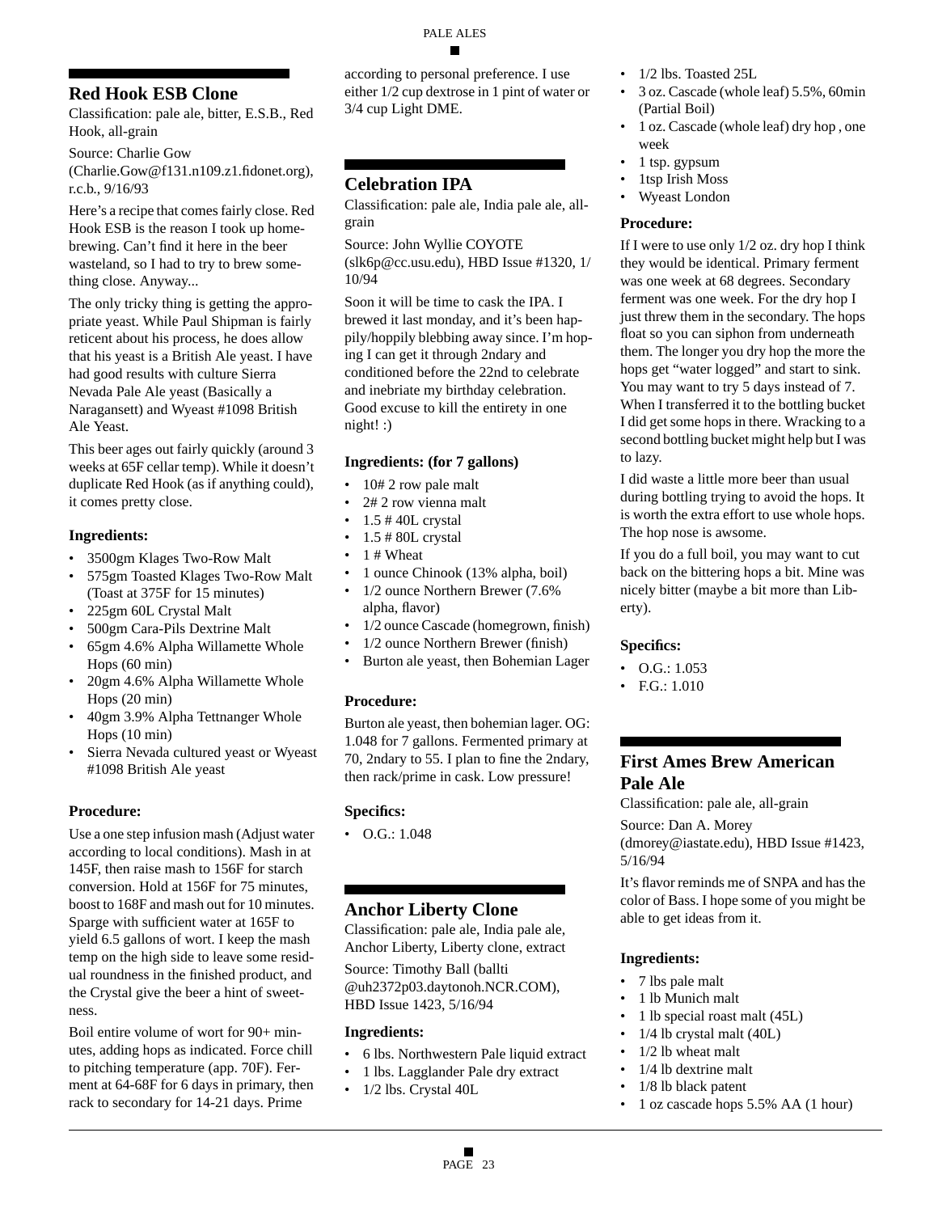## Red Hook ESB Clone

Classification: pale ale, bitter, E.S.B., Red Hook, all-grain

Source: Charlie Gow (Charlie.Gow@f131.n109.z1.fidonet.org), r.c.b., 9/16/93

Here's a recipe that comes fairly close. Red Hook ESB is the reason I took up homebrewing. Can't find it here in the beer wasteland, so I had to try to brew something close. Anyway...

The only tricky thing is getting the appropriate yeast. While Paul Shipman is fairly reticent about his process, he does allow that his yeast is a British Ale yeast. I have had good results with culture Sierra Nevada Pale Ale yeast (Basically a Naragansett) and Wyeast #1098 British Ale Yeast.

This beer ages out fairly quickly (around 3 weeks at 65F cellar temp). While it doesn't duplicate Red Hook (as if anything could), it comes pretty close.

### Ingredients:

- 3500gm Klages Two-Row Malt
- 575gm Toasted Klages Two-Row Malt (Toast at 375F for 15 minutes)
- 225gm 60L Crystal Malt
- 500gm Cara-Pils Dextrine Malt
- 65gm 4.6% Alpha Willamette Whole Hops (60 min)
- 20gm 4.6% Alpha Willamette Whole Hops (20 min)
- 40gm 3.9% Alpha Tettnanger Whole Hops (10 min)
- Sierra Nevada cultured yeast or Wyeast #1098 British Ale yeast

### Procedure:

Use a one step infusion mash (Adjust water according to local conditions). Mash in at 145F, then raise mash to 156F for starch conversion. Hold at 156F for 75 minutes, boost to 168F and mash out for 10 minutes. Sparge with sufficient water at 165F to yield 6.5 gallons of wort. I keep the mash temp on the high side to leave some residual roundness in the finished product, and the Crystal give the beer a hint of sweetness.

Boil entire volume of wort for 90+ minutes, adding hops as indicated. Force chill to pitching temperature (app. 70F). Ferment at 64-68F for 6 days in primary, then rack to secondary for 14-21 days. Prime according to personal preference. I use either 1/2 cup dextrose in 1 pint of water or 3/4 cup Light DME.

## Celebration IPA

Classification: pale ale, India pale ale, all-grain

Source: John Wyllie COYOTE (slk6p@cc.usu.edu), HBD Issue #1320, 1/10/94

Soon it will be time to cask the IPA. I brewed it last monday, and it's been happily/hoppily blebbing away since. I'm hoping I can get it through 2ndary and conditioned before the 22nd to celebrate and inebriate my birthday celebration. Good excuse to kill the entirety in one night! :)

### Ingredients: (for 7 gallons)

- 10# 2 row pale malt
- 2# 2 row vienna malt
- 1.5 # 40L crystal
- 1.5 # 80L crystal
- 1 # Wheat
- 1 ounce Chinook (13% alpha, boil)
- 1/2 ounce Northern Brewer (7.6% alpha, flavor)
- 1/2 ounce Cascade (homegrown, finish)
- 1/2 ounce Northern Brewer (finish)
- Burton ale yeast, then Bohemian Lager

### Procedure:

Burton ale yeast, then bohemian lager. OG: 1.048 for 7 gallons. Fermented primary at 70, 2ndary to 55. I plan to fine the 2ndary, then rack/prime in cask. Low pressure!

### Specifics:

- O.G.: 1.048

## Anchor Liberty Clone

Classification: pale ale, India pale ale, Anchor Liberty, Liberty clone, extract

Source: Timothy Ball (ballti @uh2372p03.daytonoh.NCR.COM), HBD Issue 1423, 5/16/94

### Ingredients:

- 6 lbs. Northwestern Pale liquid extract
- 1 lbs. Lagglander Pale dry extract
- 1/2 lbs. Crystal 40L
- 1/2 lbs. Toasted 25L
- 3 oz. Cascade (whole leaf) 5.5%, 60min (Partial Boil)
- 1 oz. Cascade (whole leaf) dry hop , one week
- 1 tsp. gypsum
- 1tsp Irish Moss
- Wyeast London

### Procedure:

If I were to use only 1/2 oz. dry hop I think they would be identical. Primary ferment was one week at 68 degrees. Secondary ferment was one week. For the dry hop I just threw them in the secondary. The hops float so you can siphon from underneath them. The longer you dry hop the more the hops get "water logged" and start to sink. You may want to try 5 days instead of 7. When I transferred it to the bottling bucket I did get some hops in there. Wracking to a second bottling bucket might help but I was to lazy.

I did waste a little more beer than usual during bottling trying to avoid the hops. It is worth the extra effort to use whole hops. The hop nose is awsome.

If you do a full boil, you may want to cut back on the bittering hops a bit. Mine was nicely bitter (maybe a bit more than Liberty).

### Specifics:

- O.G.: 1.053
- F.G.: 1.010

## First Ames Brew American Pale Ale

Classification: pale ale, all-grain

Source: Dan A. Morey (dmorey@iastate.edu), HBD Issue #1423, 5/16/94

It's flavor reminds me of SNPA and has the color of Bass. I hope some of you might be able to get ideas from it.

### Ingredients:

- 7 lbs pale malt
- 1 lb Munich malt
- 1 lb special roast malt (45L)
- 1/4 lb crystal malt (40L)
- 1/2 lb wheat malt
- 1/4 lb dextrine malt
- 1/8 lb black patent
- 1 oz cascade hops 5.5% AA (1 hour)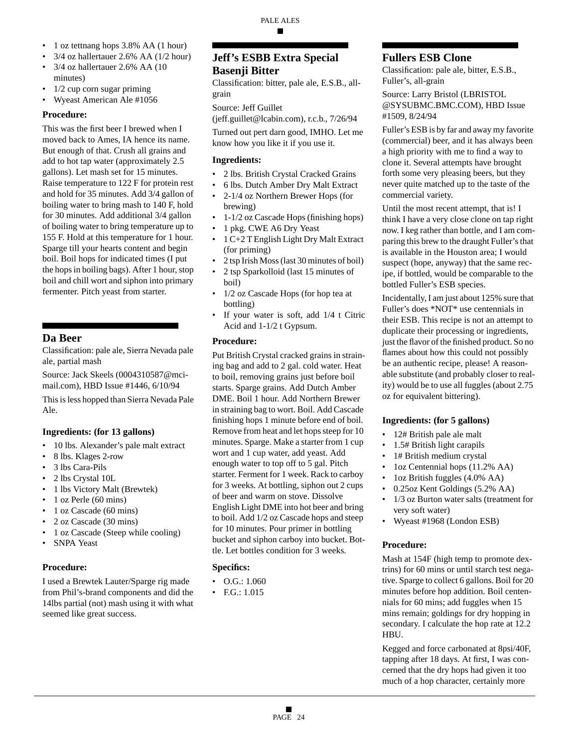- 1 oz tettnang hops 3.8% AA (1 hour)
- 3/4 oz hallertauer 2.6% AA (1/2 hour)
- 3/4 oz hallertauer 2.6% AA (10 minutes)
- 1/2 cup corn sugar priming
- Wyeast American Ale #1056

**Procedure:**

This was the first beer I brewed when I moved back to Ames, IA hence its name. But enough of that. Crush all grains and add to hot tap water (approximately 2.5 gallons). Let mash set for 15 minutes. Raise temperature to 122 F for protein rest and hold for 35 minutes. Add 3/4 gallon of boiling water to bring mash to 140 F, hold for 30 minutes. Add additional 3/4 gallon of boiling water to bring temperature up to 155 F. Hold at this temperature for 1 hour. Sparge till your hearts content and begin boil. Boil hops for indicated times (I put the hops in boiling bags). After 1 hour, stop boil and chill wort and siphon into primary fermenter. Pitch yeast from starter.

## Da Beer

Classification: pale ale, Sierra Nevada pale ale, partial mash

Source: Jack Skeels (0004310587@mcimail.com), HBD Issue #1446, 6/10/94

This is less hopped than Sierra Nevada Pale Ale.

**Ingredients: (for 13 gallons)**

- 10 lbs. Alexander's pale malt extract
- 8 lbs. Klages 2-row
- 3 lbs Cara-Pils
- 2 lbs Crystal 10L
- 1 lbs Victory Malt (Brewtek)
- 1 oz Perle (60 mins)
- 1 oz Cascade (60 mins)
- 2 oz Cascade (30 mins)
- 1 oz Cascade (Steep while cooling)
- SNPA Yeast

**Procedure:**

I used a Brewtek Lauter/Sparge rig made from Phil's-brand components and did the 14lbs partial (not) mash using it with what seemed like great success.

## Jeff's ESBB Extra Special Basenji Bitter

Classification: bitter, pale ale, E.S.B., all-grain

Source: Jeff Guillet (jeff.guillet@lcabin.com), r.c.b., 7/26/94

Turned out pert darn good, IMHO. Let me know how you like it if you use it.

**Ingredients:**

- 2 lbs. British Crystal Cracked Grains
- 6 lbs. Dutch Amber Dry Malt Extract
- 2-1/4 oz Northern Brewer Hops (for brewing)
- 1-1/2 oz Cascade Hops (finishing hops)
- 1 pkg. CWE A6 Dry Yeast
- 1 C+2 T English Light Dry Malt Extract (for priming)
- 2 tsp Irish Moss (last 30 minutes of boil)
- 2 tsp Sparkolloid (last 15 minutes of boil)
- 1/2 oz Cascade Hops (for hop tea at bottling)
- If your water is soft, add 1/4 t Citric Acid and 1-1/2 t Gypsum.

**Procedure:**

Put British Crystal cracked grains in straining bag and add to 2 gal. cold water. Heat to boil, removing grains just before boil starts. Sparge grains. Add Dutch Amber DME. Boil 1 hour. Add Northern Brewer in straining bag to wort. Boil. Add Cascade finishing hops 1 minute before end of boil. Remove from heat and let hops steep for 10 minutes. Sparge. Make a starter from 1 cup wort and 1 cup water, add yeast. Add enough water to top off to 5 gal. Pitch starter. Ferment for 1 week. Rack to carboy for 3 weeks. At bottling, siphon out 2 cups of beer and warm on stove. Dissolve English Light DME into hot beer and bring to boil. Add 1/2 oz Cascade hops and steep for 10 minutes. Pour primer in bottling bucket and siphon carboy into bucket. Bottle. Let bottles condition for 3 weeks.

**Specifics:**

- O.G.: 1.060
- F.G.: 1.015

## Fullers ESB Clone

Classification: pale ale, bitter, E.S.B., Fuller's, all-grain

Source: Larry Bristol (LBRISTOL @SYSUBMC.BMC.COM), HBD Issue #1509, 8/24/94

Fuller's ESB is by far and away my favorite (commercial) beer, and it has always been a high priority with me to find a way to clone it. Several attempts have brought forth some very pleasing beers, but they never quite matched up to the taste of the commercial variety.

Until the most recent attempt, that is! I think I have a very close clone on tap right now. I keg rather than bottle, and I am comparing this brew to the draught Fuller's that is available in the Houston area; I would suspect (hope, anyway) that the same recipe, if bottled, would be comparable to the bottled Fuller's ESB species.

Incidentally, I am just about 125% sure that Fuller's does *NOT* use centennials in their ESB. This recipe is not an attempt to duplicate their processing or ingredients, just the flavor of the finished product. So no flames about how this could not possibly be an authentic recipe, please! A reasonable substitute (and probably closer to reality) would be to use all fuggles (about 2.75 oz for equivalent bittering).

**Ingredients: (for 5 gallons)**

- 12# British pale ale malt
- 1.5# British light carapils
- 1# British medium crystal
- 1oz Centennial hops (11.2% AA)
- 1oz British fuggles (4.0% AA)
- 0.25oz Kent Goldings (5.2% AA)
- 1/3 oz Burton water salts (treatment for very soft water)
- Wyeast #1968 (London ESB)

**Procedure:**

Mash at 154F (high temp to promote dextrins) for 60 mins or until starch test negative. Sparge to collect 6 gallons. Boil for 20 minutes before hop addition. Boil centennials for 60 mins; add fuggles when 15 mins remain; goldings for dry hopping in secondary. I calculate the hop rate at 12.2 HBU.

Kegged and force carbonated at 8psi/40F, tapping after 18 days. At first, I was concerned that the dry hops had given it too much of a hop character, certainly more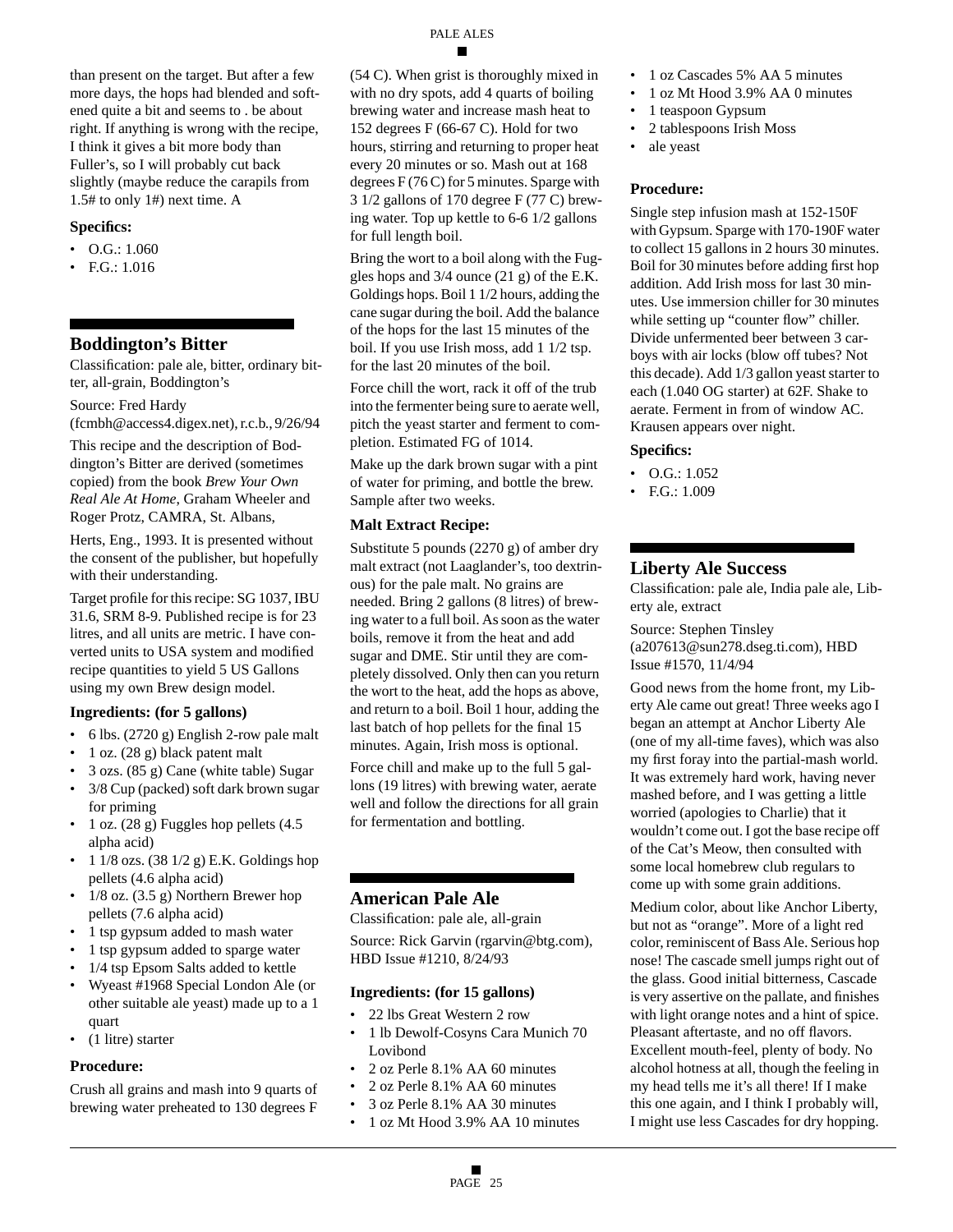than present on the target. But after a few more days, the hops had blended and softened quite a bit and seems to . be about right. If anything is wrong with the recipe, I think it gives a bit more body than Fuller's, so I will probably cut back slightly (maybe reduce the carapils from 1.5# to only 1#) next time. A

### Specifics:

- O.G.: 1.060
- F.G.: 1.016

## Boddington's Bitter

Classification: pale ale, bitter, ordinary bitter, all-grain, Boddington's

Source: Fred Hardy (fcmbh@access4.digex.net), r.c.b., 9/26/94

This recipe and the description of Boddington's Bitter are derived (sometimes copied) from the book *Brew Your Own Real Ale At Home*, Graham Wheeler and Roger Protz, CAMRA, St. Albans,

Herts, Eng., 1993. It is presented without the consent of the publisher, but hopefully with their understanding.

Target profile for this recipe: SG 1037, IBU 31.6, SRM 8-9. Published recipe is for 23 litres, and all units are metric. I have converted units to USA system and modified recipe quantities to yield 5 US Gallons using my own Brew design model.

### Ingredients: (for 5 gallons)

- 6 lbs. (2720 g) English 2-row pale malt
- 1 oz. (28 g) black patent malt
- 3 ozs. (85 g) Cane (white table) Sugar
- 3/8 Cup (packed) soft dark brown sugar for priming
- 1 oz. (28 g) Fuggles hop pellets (4.5 alpha acid)
- 1 1/8 ozs. (38 1/2 g) E.K. Goldings hop pellets (4.6 alpha acid)
- 1/8 oz. (3.5 g) Northern Brewer hop pellets (7.6 alpha acid)
- 1 tsp gypsum added to mash water
- 1 tsp gypsum added to sparge water
- 1/4 tsp Epsom Salts added to kettle
- Wyeast #1968 Special London Ale (or other suitable ale yeast) made up to a 1 quart
- (1 litre) starter

### Procedure:

Crush all grains and mash into 9 quarts of brewing water preheated to 130 degrees F (54 C). When grist is thoroughly mixed in with no dry spots, add 4 quarts of boiling brewing water and increase mash heat to 152 degrees F (66-67 C). Hold for two hours, stirring and returning to proper heat every 20 minutes or so. Mash out at 168 degrees F (76 C) for 5 minutes. Sparge with 3 1/2 gallons of 170 degree F (77 C) brewing water. Top up kettle to 6-6 1/2 gallons for full length boil.

Bring the wort to a boil along with the Fuggles hops and 3/4 ounce (21 g) of the E.K. Goldings hops. Boil 1 1/2 hours, adding the cane sugar during the boil. Add the balance of the hops for the last 15 minutes of the boil. If you use Irish moss, add 1 1/2 tsp. for the last 20 minutes of the boil.

Force chill the wort, rack it off of the trub into the fermenter being sure to aerate well, pitch the yeast starter and ferment to completion. Estimated FG of 1014.

Make up the dark brown sugar with a pint of water for priming, and bottle the brew. Sample after two weeks.

### Malt Extract Recipe:

Substitute 5 pounds (2270 g) of amber dry malt extract (not Laaglander's, too dextrinous) for the pale malt. No grains are needed. Bring 2 gallons (8 litres) of brewing water to a full boil. As soon as the water boils, remove it from the heat and add sugar and DME. Stir until they are completely dissolved. Only then can you return the wort to the heat, add the hops as above, and return to a boil. Boil 1 hour, adding the last batch of hop pellets for the final 15 minutes. Again, Irish moss is optional.

Force chill and make up to the full 5 gallons (19 litres) with brewing water, aerate well and follow the directions for all grain for fermentation and bottling.

## American Pale Ale

Classification: pale ale, all-grain

Source: Rick Garvin (rgarvin@btg.com), HBD Issue #1210, 8/24/93

### Ingredients: (for 15 gallons)

- 22 lbs Great Western 2 row
- 1 lb Dewolf-Cosyns Cara Munich 70 Lovibond
- 2 oz Perle 8.1% AA 60 minutes
- 2 oz Perle 8.1% AA 60 minutes
- 3 oz Perle 8.1% AA 30 minutes
- 1 oz Mt Hood 3.9% AA 10 minutes
- 1 oz Cascades 5% AA 5 minutes
- 1 oz Mt Hood 3.9% AA 0 minutes
- 1 teaspoon Gypsum
- 2 tablespoons Irish Moss
- ale yeast

### Procedure:

Single step infusion mash at 152-150F with Gypsum. Sparge with 170-190F water to collect 15 gallons in 2 hours 30 minutes. Boil for 30 minutes before adding first hop addition. Add Irish moss for last 30 minutes. Use immersion chiller for 30 minutes while setting up "counter flow" chiller. Divide unfermented beer between 3 carboys with air locks (blow off tubes? Not this decade). Add 1/3 gallon yeast starter to each (1.040 OG starter) at 62F. Shake to aerate. Ferment in from of window AC. Krausen appears over night.

### Specifics:

- O.G.: 1.052
- F.G.: 1.009

## Liberty Ale Success

Classification: pale ale, India pale ale, Liberty ale, extract

Source: Stephen Tinsley (a207613@sun278.dseg.ti.com), HBD Issue #1570, 11/4/94

Good news from the home front, my Liberty Ale came out great! Three weeks ago I began an attempt at Anchor Liberty Ale (one of my all-time faves), which was also my first foray into the partial-mash world. It was extremely hard work, having never mashed before, and I was getting a little worried (apologies to Charlie) that it wouldn't come out. I got the base recipe off of the Cat's Meow, then consulted with some local homebrew club regulars to come up with some grain additions.

Medium color, about like Anchor Liberty, but not as "orange". More of a light red color, reminiscent of Bass Ale. Serious hop nose! The cascade smell jumps right out of the glass. Good initial bitterness, Cascade is very assertive on the pallate, and finishes with light orange notes and a hint of spice. Pleasant aftertaste, and no off flavors. Excellent mouth-feel, plenty of body. No alcohol hotness at all, though the feeling in my head tells me it's all there! If I make this one again, and I think I probably will, I might use less Cascades for dry hopping.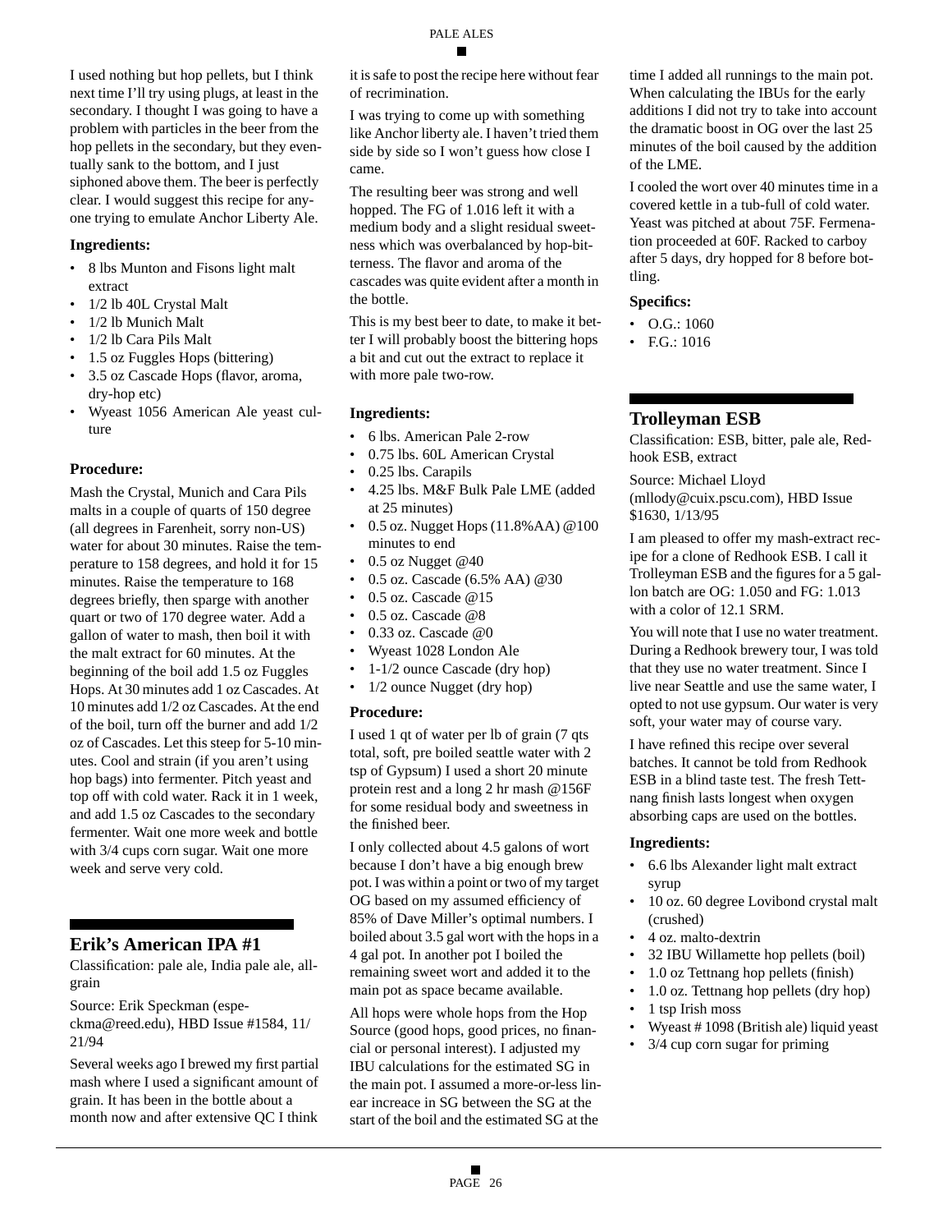I used nothing but hop pellets, but I think next time I'll try using plugs, at least in the secondary. I thought I was going to have a problem with particles in the beer from the hop pellets in the secondary, but they eventually sank to the bottom, and I just siphoned above them. The beer is perfectly clear. I would suggest this recipe for anyone trying to emulate Anchor Liberty Ale.

**Ingredients:**

- 8 lbs Munton and Fisons light malt extract
- 1/2 lb 40L Crystal Malt
- 1/2 lb Munich Malt
- 1/2 lb Cara Pils Malt
- 1.5 oz Fuggles Hops (bittering)
- 3.5 oz Cascade Hops (flavor, aroma, dry-hop etc)
- Wyeast 1056 American Ale yeast culture

**Procedure:**

Mash the Crystal, Munich and Cara Pils malts in a couple of quarts of 150 degree (all degrees in Farenheit, sorry non-US) water for about 30 minutes. Raise the temperature to 158 degrees, and hold it for 15 minutes. Raise the temperature to 168 degrees briefly, then sparge with another quart or two of 170 degree water. Add a gallon of water to mash, then boil it with the malt extract for 60 minutes. At the beginning of the boil add 1.5 oz Fuggles Hops. At 30 minutes add 1 oz Cascades. At 10 minutes add 1/2 oz Cascades. At the end of the boil, turn off the burner and add 1/2 oz of Cascades. Let this steep for 5-10 minutes. Cool and strain (if you aren't using hop bags) into fermenter. Pitch yeast and top off with cold water. Rack it in 1 week, and add 1.5 oz Cascades to the secondary fermenter. Wait one more week and bottle with 3/4 cups corn sugar. Wait one more week and serve very cold.

## Erik's American IPA #1

Classification: pale ale, India pale ale, all-grain

Source: Erik Speckman (especkma@reed.edu), HBD Issue #1584, 11/21/94

Several weeks ago I brewed my first partial mash where I used a significant amount of grain. It has been in the bottle about a month now and after extensive QC I think it is safe to post the recipe here without fear of recrimination.

I was trying to come up with something like Anchor liberty ale. I haven't tried them side by side so I won't guess how close I came.

The resulting beer was strong and well hopped. The FG of 1.016 left it with a medium body and a slight residual sweetness which was overbalanced by hop-bitterness. The flavor and aroma of the cascades was quite evident after a month in the bottle.

This is my best beer to date, to make it better I will probably boost the bittering hops a bit and cut out the extract to replace it with more pale two-row.

**Ingredients:**

- 6 lbs. American Pale 2-row
- 0.75 lbs. 60L American Crystal
- 0.25 lbs. Carapils
- 4.25 lbs. M&F Bulk Pale LME (added at 25 minutes)
- 0.5 oz. Nugget Hops (11.8%AA) @100 minutes to end
- 0.5 oz Nugget @40
- 0.5 oz. Cascade (6.5% AA) @30
- 0.5 oz. Cascade @15
- 0.5 oz. Cascade @8
- 0.33 oz. Cascade @0
- Wyeast 1028 London Ale
- 1-1/2 ounce Cascade (dry hop)
- 1/2 ounce Nugget (dry hop)

**Procedure:**

I used 1 qt of water per lb of grain (7 qts total, soft, pre boiled seattle water with 2 tsp of Gypsum) I used a short 20 minute protein rest and a long 2 hr mash @156F for some residual body and sweetness in the finished beer.

I only collected about 4.5 galons of wort because I don't have a big enough brew pot. I was within a point or two of my target OG based on my assumed efficiency of 85% of Dave Miller's optimal numbers. I boiled about 3.5 gal wort with the hops in a 4 gal pot. In another pot I boiled the remaining sweet wort and added it to the main pot as space became available.

All hops were whole hops from the Hop Source (good hops, good prices, no financial or personal interest). I adjusted my IBU calculations for the estimated SG in the main pot. I assumed a more-or-less linear increace in SG between the SG at the start of the boil and the estimated SG at the time I added all runnings to the main pot. When calculating the IBUs for the early additions I did not try to take into account the dramatic boost in OG over the last 25 minutes of the boil caused by the addition of the LME.

I cooled the wort over 40 minutes time in a covered kettle in a tub-full of cold water. Yeast was pitched at about 75F. Fermenation proceeded at 60F. Racked to carboy after 5 days, dry hopped for 8 before bottling.

**Specifics:**

- O.G.: 1060
- F.G.: 1016

## Trolleyman ESB

Classification: ESB, bitter, pale ale, Redhook ESB, extract

Source: Michael Lloyd (mllody@cuix.pscu.com), HBD Issue $1630, 1/13/95

I am pleased to offer my mash-extract recipe for a clone of Redhook ESB. I call it Trolleyman ESB and the figures for a 5 gallon batch are OG: 1.050 and FG: 1.013 with a color of 12.1 SRM.

You will note that I use no water treatment. During a Redhook brewery tour, I was told that they use no water treatment. Since I live near Seattle and use the same water, I opted to not use gypsum. Our water is very soft, your water may of course vary.

I have refined this recipe over several batches. It cannot be told from Redhook ESB in a blind taste test. The fresh Tettnang finish lasts longest when oxygen absorbing caps are used on the bottles.

**Ingredients:**

- 6.6 lbs Alexander light malt extract syrup
- 10 oz. 60 degree Lovibond crystal malt (crushed)
- 4 oz. malto-dextrin
- 32 IBU Willamette hop pellets (boil)
- 1.0 oz Tettnang hop pellets (finish)
- 1.0 oz. Tettnang hop pellets (dry hop)
- 1 tsp Irish moss
- Wyeast # 1098 (British ale) liquid yeast
- 3/4 cup corn sugar for priming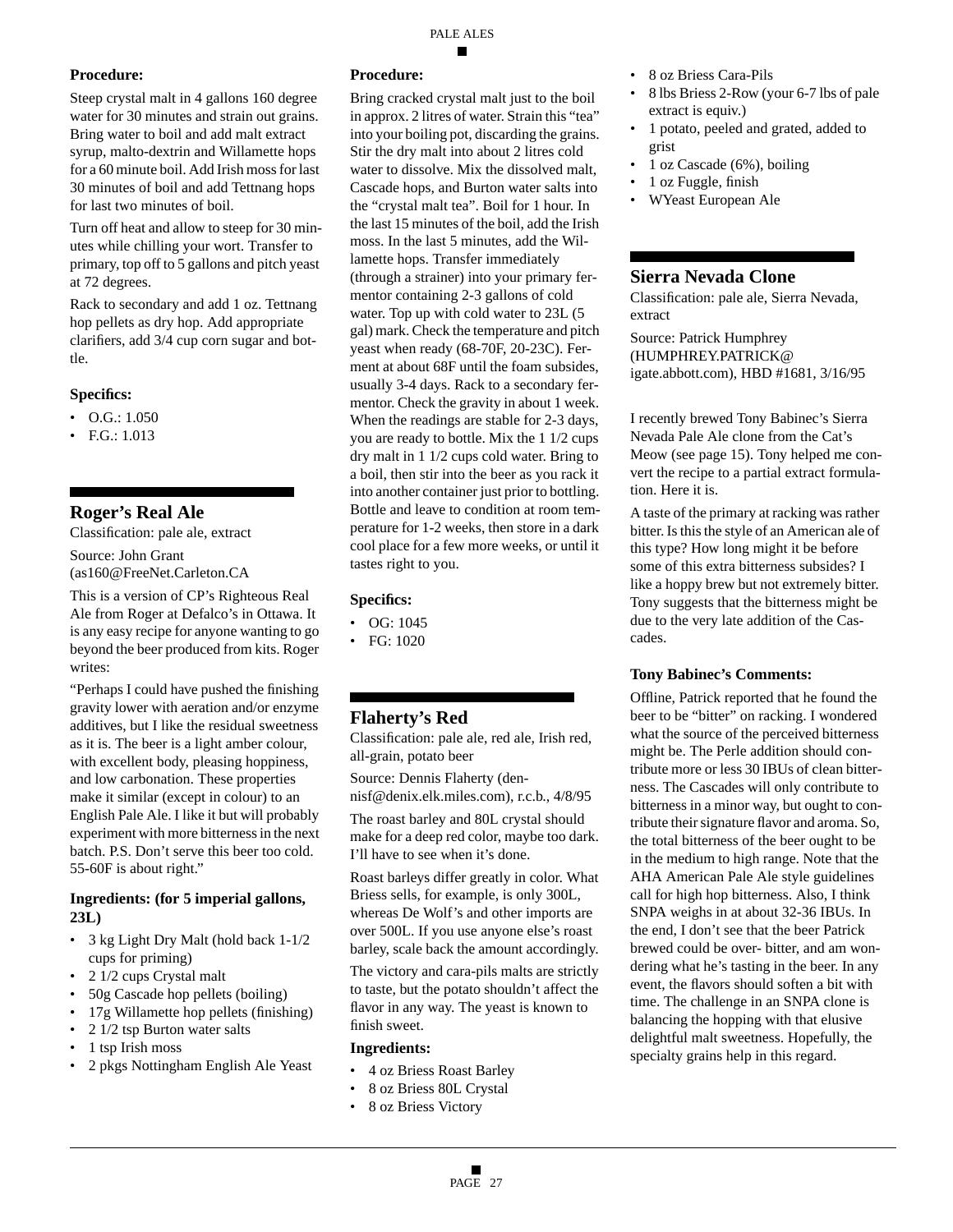**Procedure:**

Steep crystal malt in 4 gallons 160 degree water for 30 minutes and strain out grains. Bring water to boil and add malt extract syrup, malto-dextrin and Willamette hops for a 60 minute boil. Add Irish moss for last 30 minutes of boil and add Tettnang hops for last two minutes of boil.

Turn off heat and allow to steep for 30 minutes while chilling your wort. Transfer to primary, top off to 5 gallons and pitch yeast at 72 degrees.

Rack to secondary and add 1 oz. Tettnang hop pellets as dry hop. Add appropriate clarifiers, add 3/4 cup corn sugar and bottle.

**Specifics:**

- O.G.: 1.050
- F.G.: 1.013

## Roger's Real Ale

Classification: pale ale, extract

Source: John Grant (as160@FreeNet.Carleton.CA

This is a version of CP's Righteous Real Ale from Roger at Defalco's in Ottawa. It is any easy recipe for anyone wanting to go beyond the beer produced from kits. Roger writes:

"Perhaps I could have pushed the finishing gravity lower with aeration and/or enzyme additives, but I like the residual sweetness as it is. The beer is a light amber colour, with excellent body, pleasing hoppiness, and low carbonation. These properties make it similar (except in colour) to an English Pale Ale. I like it but will probably experiment with more bitterness in the next batch. P.S. Don't serve this beer too cold. 55-60F is about right."

**Ingredients: (for 5 imperial gallons, 23L)**

- 3 kg Light Dry Malt (hold back 1-1/2 cups for priming)
- 2 1/2 cups Crystal malt
- 50g Cascade hop pellets (boiling)
- 17g Willamette hop pellets (finishing)
- 2 1/2 tsp Burton water salts
- 1 tsp Irish moss
- 2 pkgs Nottingham English Ale Yeast

**Procedure:**

Bring cracked crystal malt just to the boil in approx. 2 litres of water. Strain this "tea" into your boiling pot, discarding the grains. Stir the dry malt into about 2 litres cold water to dissolve. Mix the dissolved malt, Cascade hops, and Burton water salts into the "crystal malt tea". Boil for 1 hour. In the last 15 minutes of the boil, add the Irish moss. In the last 5 minutes, add the Willamette hops. Transfer immediately (through a strainer) into your primary fermentor containing 2-3 gallons of cold water. Top up with cold water to 23L (5 gal) mark. Check the temperature and pitch yeast when ready (68-70F, 20-23C). Ferment at about 68F until the foam subsides, usually 3-4 days. Rack to a secondary fermentor. Check the gravity in about 1 week. When the readings are stable for 2-3 days, you are ready to bottle. Mix the 1 1/2 cups dry malt in 1 1/2 cups cold water. Bring to a boil, then stir into the beer as you rack it into another container just prior to bottling. Bottle and leave to condition at room temperature for 1-2 weeks, then store in a dark cool place for a few more weeks, or until it tastes right to you.

**Specifics:**

- OG: 1045
- FG: 1020

## Flaherty's Red

Classification: pale ale, red ale, Irish red, all-grain, potato beer

Source: Dennis Flaherty (dennisf@denix.elk.miles.com), r.c.b., 4/8/95

The roast barley and 80L crystal should make for a deep red color, maybe too dark. I'll have to see when it's done.

Roast barleys differ greatly in color. What Briess sells, for example, is only 300L, whereas De Wolf's and other imports are over 500L. If you use anyone else's roast barley, scale back the amount accordingly.

The victory and cara-pils malts are strictly to taste, but the potato shouldn't affect the flavor in any way. The yeast is known to finish sweet.

**Ingredients:**

- 4 oz Briess Roast Barley
- 8 oz Briess 80L Crystal
- 8 oz Briess Victory
- 8 oz Briess Cara-Pils
- 8 lbs Briess 2-Row (your 6-7 lbs of pale extract is equiv.)
- 1 potato, peeled and grated, added to grist
- 1 oz Cascade (6%), boiling
- 1 oz Fuggle, finish
- WYeast European Ale

## Sierra Nevada Clone

Classification: pale ale, Sierra Nevada, extract

Source: Patrick Humphrey (HUMPHREY.PATRICK@ igate.abbott.com), HBD #1681, 3/16/95

I recently brewed Tony Babinec's Sierra Nevada Pale Ale clone from the Cat's Meow (see page 15). Tony helped me convert the recipe to a partial extract formulation. Here it is.

A taste of the primary at racking was rather bitter. Is this the style of an American ale of this type? How long might it be before some of this extra bitterness subsides? I like a hoppy brew but not extremely bitter. Tony suggests that the bitterness might be due to the very late addition of the Cascades.

**Tony Babinec's Comments:**

Offline, Patrick reported that he found the beer to be "bitter" on racking. I wondered what the source of the perceived bitterness might be. The Perle addition should contribute more or less 30 IBUs of clean bitterness. The Cascades will only contribute to bitterness in a minor way, but ought to contribute their signature flavor and aroma. So, the total bitterness of the beer ought to be in the medium to high range. Note that the AHA American Pale Ale style guidelines call for high hop bitterness. Also, I think SNPA weighs in at about 32-36 IBUs. In the end, I don't see that the beer Patrick brewed could be over- bitter, and am wondering what he's tasting in the beer. In any event, the flavors should soften a bit with time. The challenge in an SNPA clone is balancing the hopping with that elusive delightful malt sweetness. Hopefully, the specialty grains help in this regard.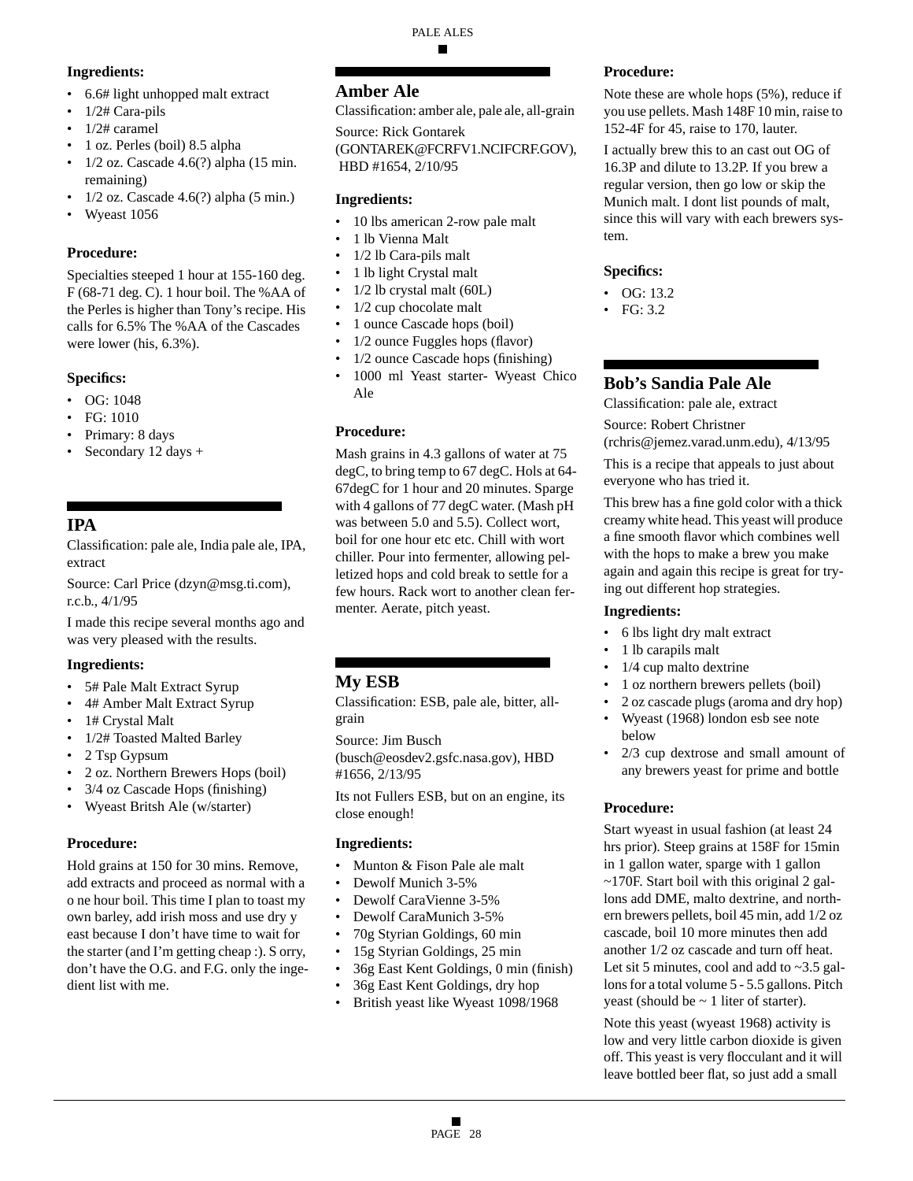**Ingredients:**

- 6.6# light unhopped malt extract
- 1/2# Cara-pils
- 1/2# caramel
- 1 oz. Perles (boil) 8.5 alpha
- 1/2 oz. Cascade 4.6(?) alpha (15 min. remaining)
- 1/2 oz. Cascade 4.6(?) alpha (5 min.)
- Wyeast 1056

**Procedure:**

Specialties steeped 1 hour at 155-160 deg. F (68-71 deg. C). 1 hour boil. The %AA of the Perles is higher than Tony's recipe. His calls for 6.5% The %AA of the Cascades were lower (his, 6.3%).

**Specifics:**

- OG: 1048
- FG: 1010
- Primary: 8 days
- Secondary 12 days +

## IPA

Classification: pale ale, India pale ale, IPA, extract

Source: Carl Price (dzyn@msg.ti.com), r.c.b., 4/1/95

I made this recipe several months ago and was very pleased with the results.

**Ingredients:**

- 5# Pale Malt Extract Syrup
- 4# Amber Malt Extract Syrup
- 1# Crystal Malt
- 1/2# Toasted Malted Barley
- 2 Tsp Gypsum
- 2 oz. Northern Brewers Hops (boil)
- 3/4 oz Cascade Hops (finishing)
- Wyeast Britsh Ale (w/starter)

**Procedure:**

Hold grains at 150 for 30 mins. Remove, add extracts and proceed as normal with a o ne hour boil. This time I plan to toast my own barley, add irish moss and use dry y east because I don't have time to wait for the starter (and I'm getting cheap :). S orry, don't have the O.G. and F.G. only the ingedient list with me.

## Amber Ale

Classification: amber ale, pale ale, all-grain

Source: Rick Gontarek (GONTAREK@FCRFV1.NCIFCRF.GOV), HBD #1654, 2/10/95

**Ingredients:**

- 10 lbs american 2-row pale malt
- 1 lb Vienna Malt
- 1/2 lb Cara-pils malt
- 1 lb light Crystal malt
- 1/2 lb crystal malt (60L)
- 1/2 cup chocolate malt
- 1 ounce Cascade hops (boil)
- 1/2 ounce Fuggles hops (flavor)
- 1/2 ounce Cascade hops (finishing)
- 1000 ml Yeast starter- Wyeast Chico Ale

**Procedure:**

Mash grains in 4.3 gallons of water at 75 degC, to bring temp to 67 degC. Hols at 64-67degC for 1 hour and 20 minutes. Sparge with 4 gallons of 77 degC water. (Mash pH was between 5.0 and 5.5). Collect wort, boil for one hour etc etc. Chill with wort chiller. Pour into fermenter, allowing pelletized hops and cold break to settle for a few hours. Rack wort to another clean fermenter. Aerate, pitch yeast.

## My ESB

Classification: ESB, pale ale, bitter, all-grain

Source: Jim Busch (busch@eosdev2.gsfc.nasa.gov), HBD #1656, 2/13/95

Its not Fullers ESB, but on an engine, its close enough!

**Ingredients:**

- Munton & Fison Pale ale malt
- Dewolf Munich 3-5%
- Dewolf CaraVienne 3-5%
- Dewolf CaraMunich 3-5%
- 70g Styrian Goldings, 60 min
- 15g Styrian Goldings, 25 min
- 36g East Kent Goldings, 0 min (finish)
- 36g East Kent Goldings, dry hop
- British yeast like Wyeast 1098/1968

**Procedure:**

Note these are whole hops (5%), reduce if you use pellets. Mash 148F 10 min, raise to 152-4F for 45, raise to 170, lauter.

I actually brew this to an cast out OG of 16.3P and dilute to 13.2P. If you brew a regular version, then go low or skip the Munich malt. I dont list pounds of malt, since this will vary with each brewers system.

**Specifics:**

- OG: 13.2
- FG: 3.2

## Bob's Sandia Pale Ale

Classification: pale ale, extract

Source: Robert Christner (rchris@jemez.varad.unm.edu), 4/13/95

This is a recipe that appeals to just about everyone who has tried it.

This brew has a fine gold color with a thick creamy white head. This yeast will produce a fine smooth flavor which combines well with the hops to make a brew you make again and again this recipe is great for trying out different hop strategies.

**Ingredients:**

- 6 lbs light dry malt extract
- 1 lb carapils malt
- 1/4 cup malto dextrine
- 1 oz northern brewers pellets (boil)
- 2 oz cascade plugs (aroma and dry hop)
- Wyeast (1968) london esb see note below
- 2/3 cup dextrose and small amount of any brewers yeast for prime and bottle

**Procedure:**

Start wyeast in usual fashion (at least 24 hrs prior). Steep grains at 158F for 15min in 1 gallon water, sparge with 1 gallon ~170F. Start boil with this original 2 gallons add DME, malto dextrine, and northern brewers pellets, boil 45 min, add 1/2 oz cascade, boil 10 more minutes then add another 1/2 oz cascade and turn off heat. Let sit 5 minutes, cool and add to ~3.5 gallons for a total volume 5 - 5.5 gallons. Pitch yeast (should be ~ 1 liter of starter).

Note this yeast (wyeast 1968) activity is low and very little carbon dioxide is given off. This yeast is very flocculant and it will leave bottled beer flat, so just add a small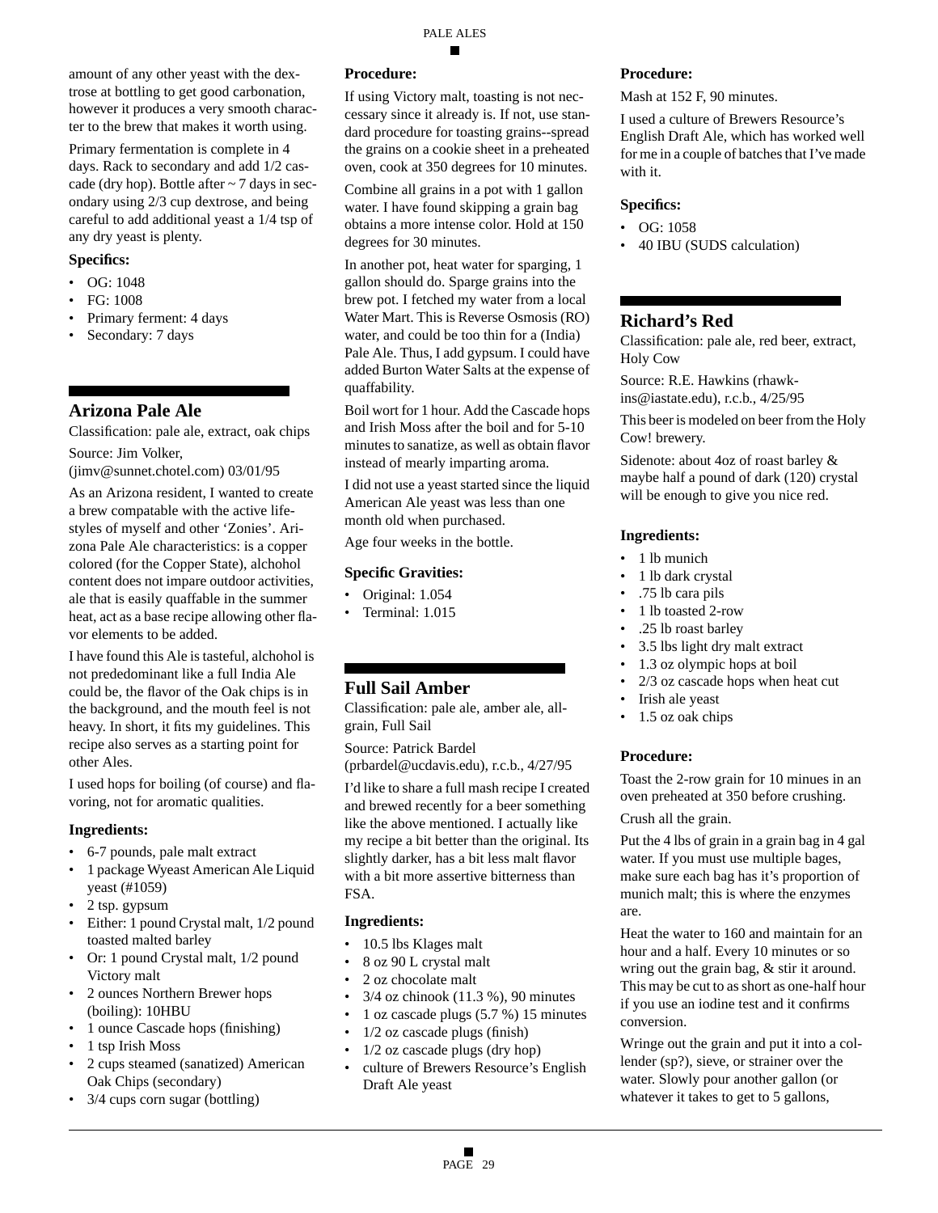amount of any other yeast with the dextrose at bottling to get good carbonation, however it produces a very smooth character to the brew that makes it worth using.

Primary fermentation is complete in 4 days. Rack to secondary and add 1/2 cascade (dry hop). Bottle after ~ 7 days in secondary using 2/3 cup dextrose, and being careful to add additional yeast a 1/4 tsp of any dry yeast is plenty.

### Specifics:

- OG: 1048
- FG: 1008
- Primary ferment: 4 days
- Secondary: 7 days

## Arizona Pale Ale

Classification: pale ale, extract, oak chips

Source: Jim Volker, (jimv@sunnet.chotel.com) 03/01/95

As an Arizona resident, I wanted to create a brew compatable with the active lifestyles of myself and other 'Zonies'. Arizona Pale Ale characteristics: is a copper colored (for the Copper State), alchohol content does not impare outdoor activities, ale that is easily quaffable in the summer heat, act as a base recipe allowing other flavor elements to be added.

I have found this Ale is tasteful, alchohol is not prededominant like a full India Ale could be, the flavor of the Oak chips is in the background, and the mouth feel is not heavy. In short, it fits my guidelines. This recipe also serves as a starting point for other Ales.

I used hops for boiling (of course) and flavoring, not for aromatic qualities.

### Ingredients:

- 6-7 pounds, pale malt extract
- 1 package Wyeast American Ale Liquid yeast (#1059)
- 2 tsp. gypsum
- Either: 1 pound Crystal malt, 1/2 pound toasted malted barley
- Or: 1 pound Crystal malt, 1/2 pound Victory malt
- 2 ounces Northern Brewer hops (boiling): 10HBU
- 1 ounce Cascade hops (finishing)
- 1 tsp Irish Moss
- 2 cups steamed (sanatized) American Oak Chips (secondary)
- 3/4 cups corn sugar (bottling)

### Procedure:

If using Victory malt, toasting is not neccessary since it already is. If not, use standard procedure for toasting grains--spread the grains on a cookie sheet in a preheated oven, cook at 350 degrees for 10 minutes.

Combine all grains in a pot with 1 gallon water. I have found skipping a grain bag obtains a more intense color. Hold at 150 degrees for 30 minutes.

In another pot, heat water for sparging, 1 gallon should do. Sparge grains into the brew pot. I fetched my water from a local Water Mart. This is Reverse Osmosis (RO) water, and could be too thin for a (India) Pale Ale. Thus, I add gypsum. I could have added Burton Water Salts at the expense of quaffability.

Boil wort for 1 hour. Add the Cascade hops and Irish Moss after the boil and for 5-10 minutes to sanatize, as well as obtain flavor instead of mearly imparting aroma.

I did not use a yeast started since the liquid American Ale yeast was less than one month old when purchased.

Age four weeks in the bottle.

### Specific Gravities:

- Original: 1.054
- Terminal: 1.015

## Full Sail Amber

Classification: pale ale, amber ale, all-grain, Full Sail

Source: Patrick Bardel (prbardel@ucdavis.edu), r.c.b., 4/27/95

I'd like to share a full mash recipe I created and brewed recently for a beer something like the above mentioned. I actually like my recipe a bit better than the original. Its slightly darker, has a bit less malt flavor with a bit more assertive bitterness than FSA.

### Ingredients:

- 10.5 lbs Klages malt
- 8 oz 90 L crystal malt
- 2 oz chocolate malt
- 3/4 oz chinook (11.3 %), 90 minutes
- 1 oz cascade plugs (5.7 %) 15 minutes
- 1/2 oz cascade plugs (finish)
- 1/2 oz cascade plugs (dry hop)
- culture of Brewers Resource's English Draft Ale yeast

### Procedure:

Mash at 152 F, 90 minutes.

I used a culture of Brewers Resource's English Draft Ale, which has worked well for me in a couple of batches that I've made with it.

### Specifics:

- OG: 1058
- 40 IBU (SUDS calculation)

## Richard's Red

Classification: pale ale, red beer, extract, Holy Cow

Source: R.E. Hawkins (rhawkins@iastate.edu), r.c.b., 4/25/95

This beer is modeled on beer from the Holy Cow! brewery.

Sidenote: about 4oz of roast barley & maybe half a pound of dark (120) crystal will be enough to give you nice red.

### Ingredients:

- 1 lb munich
- 1 lb dark crystal
- .75 lb cara pils
- 1 lb toasted 2-row
- .25 lb roast barley
- 3.5 lbs light dry malt extract
- 1.3 oz olympic hops at boil
- 2/3 oz cascade hops when heat cut
- Irish ale yeast
- 1.5 oz oak chips

### Procedure:

Toast the 2-row grain for 10 minues in an oven preheated at 350 before crushing.

Crush all the grain.

Put the 4 lbs of grain in a grain bag in 4 gal water. If you must use multiple bages, make sure each bag has it's proportion of munich malt; this is where the enzymes are.

Heat the water to 160 and maintain for an hour and a half. Every 10 minutes or so wring out the grain bag, & stir it around. This may be cut to as short as one-half hour if you use an iodine test and it confirms conversion.

Wringe out the grain and put it into a collender (sp?), sieve, or strainer over the water. Slowly pour another gallon (or whatever it takes to get to 5 gallons,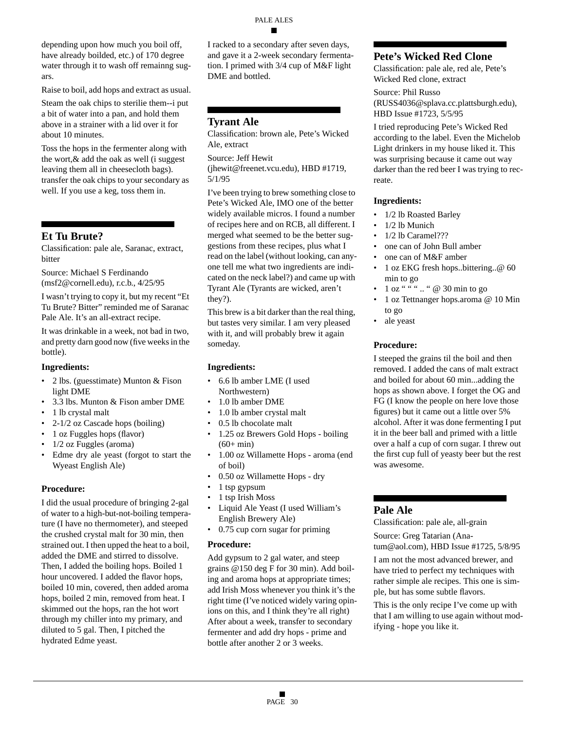depending upon how much you boil off, have already boilded, etc.) of 170 degree water through it to wash off remainng sugars.

Raise to boil, add hops and extract as usual.

Steam the oak chips to sterilie them--i put a bit of water into a pan, and hold them above in a strainer with a lid over it for about 10 minutes.

Toss the hops in the fermenter along with the wort,& add the oak as well (i suggest leaving them all in cheesecloth bags). transfer the oak chips to your secondary as well. If you use a keg, toss them in.

## Et Tu Brute?

Classification: pale ale, Saranac, extract, bitter

Source: Michael S Ferdinando (msf2@cornell.edu), r.c.b., 4/25/95

I wasn't trying to copy it, but my recent "Et Tu Brute? Bitter" reminded me of Saranac Pale Ale. It's an all-extract recipe.

It was drinkable in a week, not bad in two, and pretty darn good now (five weeks in the bottle).

### Ingredients:

- 2 lbs. (guesstimate) Munton & Fison light DME
- 3.3 lbs. Munton & Fison amber DME
- 1 lb crystal malt
- 2-1/2 oz Cascade hops (boiling)
- 1 oz Fuggles hops (flavor)
- 1/2 oz Fuggles (aroma)
- Edme dry ale yeast (forgot to start the Wyeast English Ale)

### Procedure:

I did the usual procedure of bringing 2-gal of water to a high-but-not-boiling temperature (I have no thermometer), and steeped the crushed crystal malt for 30 min, then strained out. I then upped the heat to a boil, added the DME and stirred to dissolve. Then, I added the boiling hops. Boiled 1 hour uncovered. I added the flavor hops, boiled 10 min, covered, then added aroma hops, boiled 2 min, removed from heat. I skimmed out the hops, ran the hot wort through my chiller into my primary, and diluted to 5 gal. Then, I pitched the hydrated Edme yeast.

I racked to a secondary after seven days, and gave it a 2-week secondary fermentation. I primed with 3/4 cup of M&F light DME and bottled.

## Tyrant Ale

Classification: brown ale, Pete's Wicked Ale, extract

Source: Jeff Hewit (jhewit@freenet.vcu.edu), HBD #1719, 5/1/95

I've been trying to brew something close to Pete's Wicked Ale, IMO one of the better widely available micros. I found a number of recipes here and on RCB, all different. I merged what seemed to be the better suggestions from these recipes, plus what I read on the label (without looking, can anyone tell me what two ingredients are indicated on the neck label?) and came up with Tyrant Ale (Tyrants are wicked, aren't they?).

This brew is a bit darker than the real thing, but tastes very similar. I am very pleased with it, and will probably brew it again someday.

### Ingredients:

- 6.6 lb amber LME (I used Northwestern)
- 1.0 lb amber DME
- 1.0 lb amber crystal malt
- 0.5 lb chocolate malt
- 1.25 oz Brewers Gold Hops - boiling (60+ min)
- 1.00 oz Willamette Hops - aroma (end of boil)
- 0.50 oz Willamette Hops - dry
- 1 tsp gypsum
- 1 tsp Irish Moss
- Liquid Ale Yeast (I used William's English Brewery Ale)
- 0.75 cup corn sugar for priming

### Procedure:

Add gypsum to 2 gal water, and steep grains @150 deg F for 30 min). Add boiling and aroma hops at appropriate times; add Irish Moss whenever you think it's the right time (I've noticed widely varing opinions on this, and I think they're all right) After about a week, transfer to secondary fermenter and add dry hops - prime and bottle after another 2 or 3 weeks.

## Pete's Wicked Red Clone

Classification: pale ale, red ale, Pete's Wicked Red clone, extract

Source: Phil Russo (RUSS4036@splava.cc.plattsburgh.edu), HBD Issue #1723, 5/5/95

I tried reproducing Pete's Wicked Red according to the label. Even the Michelob Light drinkers in my house liked it. This was surprising because it came out way darker than the red beer I was trying to recreate.

### Ingredients:

- 1/2 lb Roasted Barley
- 1/2 lb Munich
- 1/2 lb Caramel???
- one can of John Bull amber
- one can of M&F amber
- 1 oz EKG fresh hops..bittering..@ 60 min to go
- 1 oz " " " .. " @ 30 min to go
- 1 oz Tettnanger hops.aroma @ 10 Min to go
- ale yeast

### Procedure:

I steeped the grains til the boil and then removed. I added the cans of malt extract and boiled for about 60 min...adding the hops as shown above. I forget the OG and FG (I know the people on here love those figures) but it came out a little over 5% alcohol. After it was done fermenting I put it in the beer ball and primed with a little over a half a cup of corn sugar. I threw out the first cup full of yeasty beer but the rest was awesome.

## Pale Ale

Classification: pale ale, all-grain

Source: Greg Tatarian (Anatum@aol.com), HBD Issue #1725, 5/8/95

I am not the most advanced brewer, and have tried to perfect my techniques with rather simple ale recipes. This one is simple, but has some subtle flavors.

This is the only recipe I've come up with that I am willing to use again without modifying - hope you like it.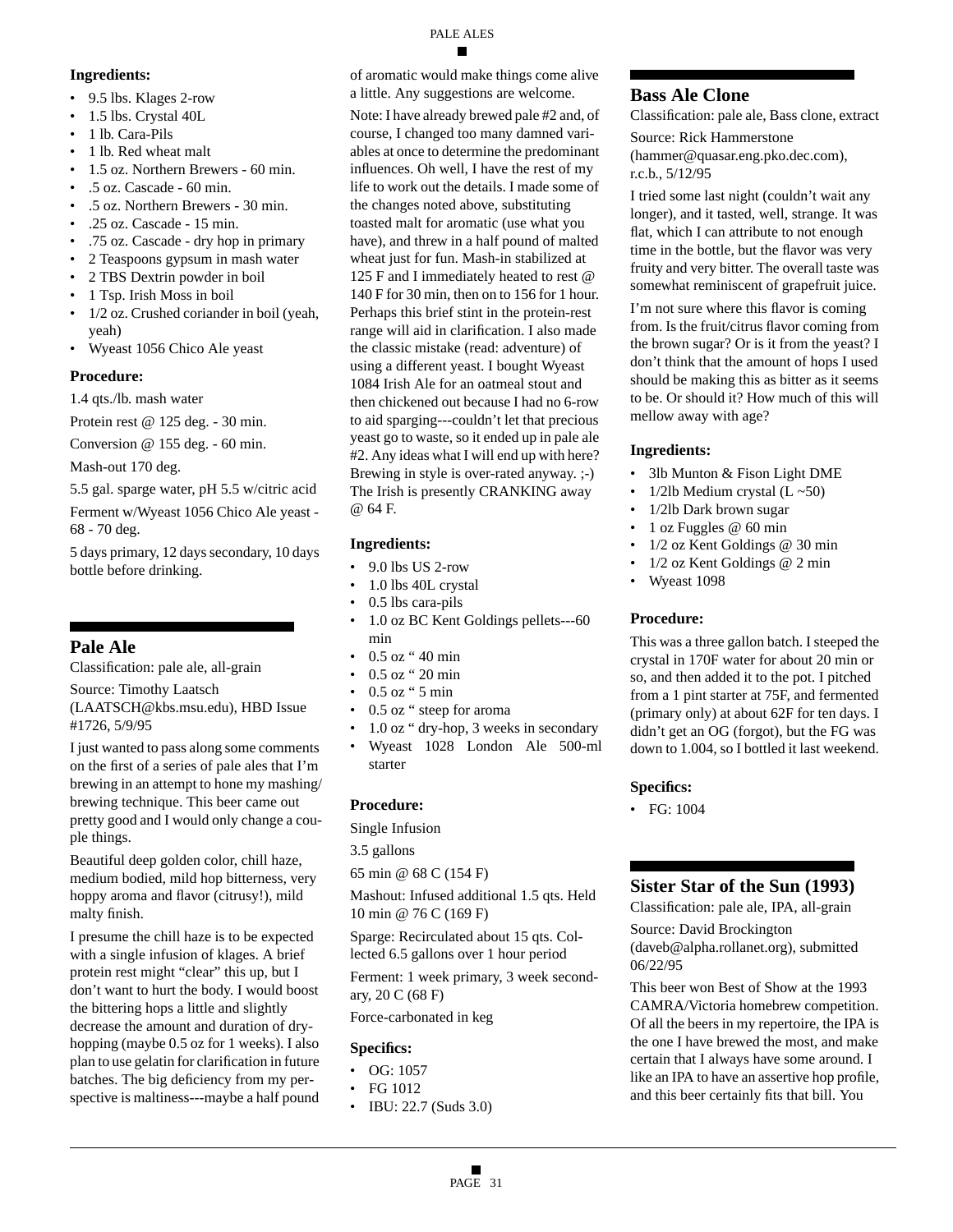**Ingredients:**

- 9.5 lbs. Klages 2-row
- 1.5 lbs. Crystal 40L
- 1 lb. Cara-Pils
- 1 lb. Red wheat malt
- 1.5 oz. Northern Brewers - 60 min.
- .5 oz. Cascade - 60 min.
- .5 oz. Northern Brewers - 30 min.
- .25 oz. Cascade - 15 min.
- .75 oz. Cascade - dry hop in primary
- 2 Teaspoons gypsum in mash water
- 2 TBS Dextrin powder in boil
- 1 Tsp. Irish Moss in boil
- 1/2 oz. Crushed coriander in boil (yeah, yeah)
- Wyeast 1056 Chico Ale yeast

**Procedure:**

1.4 qts./lb. mash water

Protein rest @ 125 deg. - 30 min.

Conversion @ 155 deg. - 60 min.

Mash-out 170 deg.

5.5 gal. sparge water, pH 5.5 w/citric acid

Ferment w/Wyeast 1056 Chico Ale yeast - 68 - 70 deg.

5 days primary, 12 days secondary, 10 days bottle before drinking.

## Pale Ale

Classification: pale ale, all-grain

Source: Timothy Laatsch (LAATSCH@kbs.msu.edu), HBD Issue #1726, 5/9/95

I just wanted to pass along some comments on the first of a series of pale ales that I'm brewing in an attempt to hone my mashing/brewing technique. This beer came out pretty good and I would only change a couple things.

Beautiful deep golden color, chill haze, medium bodied, mild hop bitterness, very hoppy aroma and flavor (citrusy!), mild malty finish.

I presume the chill haze is to be expected with a single infusion of klages. A brief protein rest might "clear" this up, but I don't want to hurt the body. I would boost the bittering hops a little and slightly decrease the amount and duration of dry-hopping (maybe 0.5 oz for 1 weeks). I also plan to use gelatin for clarification in future batches. The big deficiency from my perspective is maltiness---maybe a half pound of aromatic would make things come alive a little. Any suggestions are welcome.

Note: I have already brewed pale #2 and, of course, I changed too many damned variables at once to determine the predominant influences. Oh well, I have the rest of my life to work out the details. I made some of the changes noted above, substituting toasted malt for aromatic (use what you have), and threw in a half pound of malted wheat just for fun. Mash-in stabilized at 125 F and I immediately heated to rest @ 140 F for 30 min, then on to 156 for 1 hour. Perhaps this brief stint in the protein-rest range will aid in clarification. I also made the classic mistake (read: adventure) of using a different yeast. I bought Wyeast 1084 Irish Ale for an oatmeal stout and then chickened out because I had no 6-row to aid sparging---couldn't let that precious yeast go to waste, so it ended up in pale ale #2. Any ideas what I will end up with here? Brewing in style is over-rated anyway. ;-) The Irish is presently CRANKING away @ 64 F.

**Ingredients:**

- 9.0 lbs US 2-row
- 1.0 lbs 40L crystal
- 0.5 lbs cara-pils
- 1.0 oz BC Kent Goldings pellets---60 min
- 0.5 oz " 40 min
- 0.5 oz " 20 min
- 0.5 oz " 5 min
- 0.5 oz " steep for aroma
- 1.0 oz " dry-hop, 3 weeks in secondary
- Wyeast 1028 London Ale 500-ml starter

**Procedure:**

Single Infusion

3.5 gallons

65 min @ 68 C (154 F)

Mashout: Infused additional 1.5 qts. Held 10 min @ 76 C (169 F)

Sparge: Recirculated about 15 qts. Collected 6.5 gallons over 1 hour period

Ferment: 1 week primary, 3 week secondary, 20 C (68 F)

Force-carbonated in keg

**Specifics:**

- OG: 1057
- FG 1012
- IBU: 22.7 (Suds 3.0)

## Bass Ale Clone

Classification: pale ale, Bass clone, extract

Source: Rick Hammerstone (hammer@quasar.eng.pko.dec.com), r.c.b., 5/12/95

I tried some last night (couldn't wait any longer), and it tasted, well, strange. It was flat, which I can attribute to not enough time in the bottle, but the flavor was very fruity and very bitter. The overall taste was somewhat reminiscent of grapefruit juice.

I'm not sure where this flavor is coming from. Is the fruit/citrus flavor coming from the brown sugar? Or is it from the yeast? I don't think that the amount of hops I used should be making this as bitter as it seems to be. Or should it? How much of this will mellow away with age?

**Ingredients:**

- 3lb Munton & Fison Light DME
- 1/2lb Medium crystal (L ~50)
- 1/2lb Dark brown sugar
- 1 oz Fuggles @ 60 min
- 1/2 oz Kent Goldings @ 30 min
- 1/2 oz Kent Goldings @ 2 min
- Wyeast 1098

**Procedure:**

This was a three gallon batch. I steeped the crystal in 170F water for about 20 min or so, and then added it to the pot. I pitched from a 1 pint starter at 75F, and fermented (primary only) at about 62F for ten days. I didn't get an OG (forgot), but the FG was down to 1.004, so I bottled it last weekend.

**Specifics:**

- FG: 1004

## Sister Star of the Sun (1993)

Classification: pale ale, IPA, all-grain

Source: David Brockington (daveb@alpha.rollanet.org), submitted 06/22/95

This beer won Best of Show at the 1993 CAMRA/Victoria homebrew competition. Of all the beers in my repertoire, the IPA is the one I have brewed the most, and make certain that I always have some around. I like an IPA to have an assertive hop profile, and this beer certainly fits that bill. You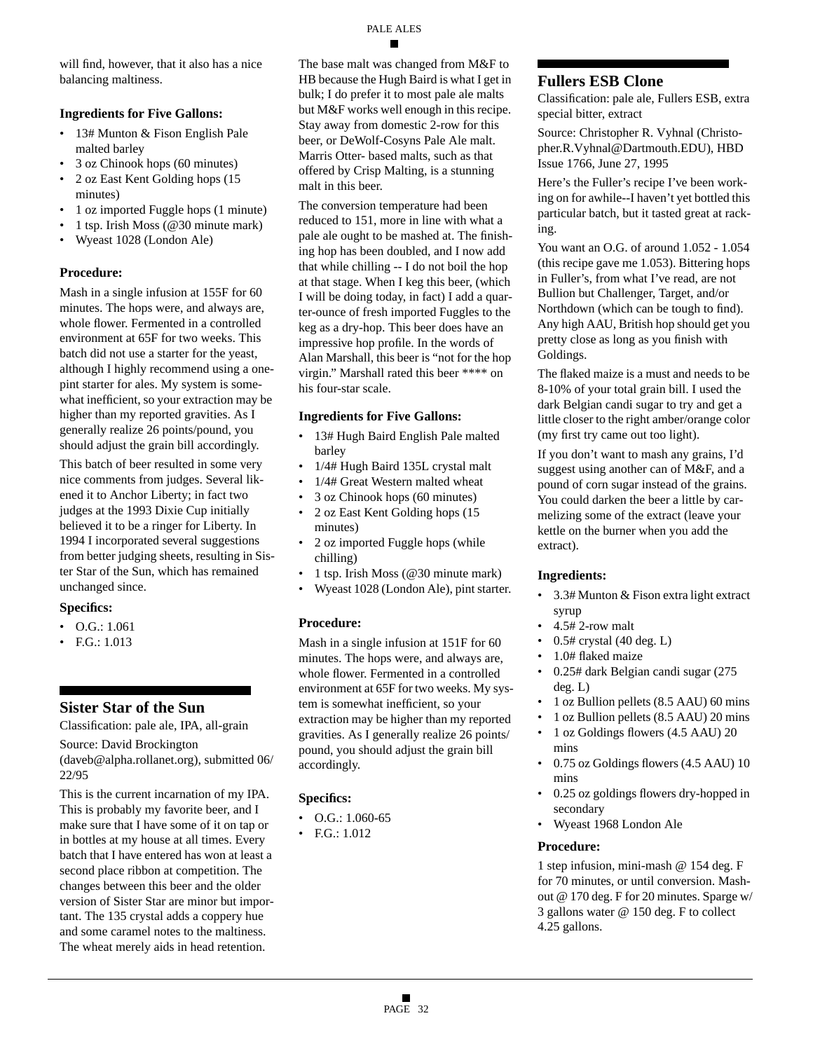will find, however, that it also has a nice balancing maltiness.

### Ingredients for Five Gallons:

- 13# Munton & Fison English Pale malted barley
- 3 oz Chinook hops (60 minutes)
- 2 oz East Kent Golding hops (15 minutes)
- 1 oz imported Fuggle hops (1 minute)
- 1 tsp. Irish Moss (@30 minute mark)
- Wyeast 1028 (London Ale)

### Procedure:

Mash in a single infusion at 155F for 60 minutes. The hops were, and always are, whole flower. Fermented in a controlled environment at 65F for two weeks. This batch did not use a starter for the yeast, although I highly recommend using a one-pint starter for ales. My system is somewhat inefficient, so your extraction may be higher than my reported gravities. As I generally realize 26 points/pound, you should adjust the grain bill accordingly.

This batch of beer resulted in some very nice comments from judges. Several likened it to Anchor Liberty; in fact two judges at the 1993 Dixie Cup initially believed it to be a ringer for Liberty. In 1994 I incorporated several suggestions from better judging sheets, resulting in Sister Star of the Sun, which has remained unchanged since.

### Specifics:

- O.G.: 1.061
- F.G.: 1.013

## Sister Star of the Sun

Classification: pale ale, IPA, all-grain

Source: David Brockington (daveb@alpha.rollanet.org), submitted 06/22/95

This is the current incarnation of my IPA. This is probably my favorite beer, and I make sure that I have some of it on tap or in bottles at my house at all times. Every batch that I have entered has won at least a second place ribbon at competition. The changes between this beer and the older version of Sister Star are minor but important. The 135 crystal adds a coppery hue and some caramel notes to the maltiness. The wheat merely aids in head retention.

The base malt was changed from M&F to HB because the Hugh Baird is what I get in bulk; I do prefer it to most pale ale malts but M&F works well enough in this recipe. Stay away from domestic 2-row for this beer, or DeWolf-Cosyns Pale Ale malt. Marris Otter- based malts, such as that offered by Crisp Malting, is a stunning malt in this beer.

The conversion temperature had been reduced to 151, more in line with what a pale ale ought to be mashed at. The finishing hop has been doubled, and I now add that while chilling -- I do not boil the hop at that stage. When I keg this beer, (which I will be doing today, in fact) I add a quarter-ounce of fresh imported Fuggles to the keg as a dry-hop. This beer does have an impressive hop profile. In the words of Alan Marshall, this beer is "not for the hop virgin." Marshall rated this beer **** on his four-star scale.

### Ingredients for Five Gallons:

- 13# Hugh Baird English Pale malted barley
- 1/4# Hugh Baird 135L crystal malt
- 1/4# Great Western malted wheat
- 3 oz Chinook hops (60 minutes)
- 2 oz East Kent Golding hops (15 minutes)
- 2 oz imported Fuggle hops (while chilling)
- 1 tsp. Irish Moss (@30 minute mark)
- Wyeast 1028 (London Ale), pint starter.

### Procedure:

Mash in a single infusion at 151F for 60 minutes. The hops were, and always are, whole flower. Fermented in a controlled environment at 65F for two weeks. My system is somewhat inefficient, so your extraction may be higher than my reported gravities. As I generally realize 26 points/pound, you should adjust the grain bill accordingly.

### Specifics:

- O.G.: 1.060-65
- F.G.: 1.012

## Fullers ESB Clone

Classification: pale ale, Fullers ESB, extra special bitter, extract

Source: Christopher R. Vyhnal (Christopher.R.Vyhnal@Dartmouth.EDU), HBD Issue 1766, June 27, 1995

Here's the Fuller's recipe I've been working on for awhile--I haven't yet bottled this particular batch, but it tasted great at racking.

You want an O.G. of around 1.052 - 1.054 (this recipe gave me 1.053). Bittering hops in Fuller's, from what I've read, are not Bullion but Challenger, Target, and/or Northdown (which can be tough to find). Any high AAU, British hop should get you pretty close as long as you finish with Goldings.

The flaked maize is a must and needs to be 8-10% of your total grain bill. I used the dark Belgian candi sugar to try and get a little closer to the right amber/orange color (my first try came out too light).

If you don't want to mash any grains, I'd suggest using another can of M&F, and a pound of corn sugar instead of the grains. You could darken the beer a little by carmelizing some of the extract (leave your kettle on the burner when you add the extract).

### Ingredients:

- 3.3# Munton & Fison extra light extract syrup
- 4.5# 2-row malt
- 0.5# crystal (40 deg. L)
- 1.0# flaked maize
- 0.25# dark Belgian candi sugar (275 deg. L)
- 1 oz Bullion pellets (8.5 AAU) 60 mins
- 1 oz Bullion pellets (8.5 AAU) 20 mins
- 1 oz Goldings flowers (4.5 AAU) 20 mins
- 0.75 oz Goldings flowers (4.5 AAU) 10 mins
- 0.25 oz goldings flowers dry-hopped in secondary
- Wyeast 1968 London Ale

### Procedure:

1 step infusion, mini-mash @ 154 deg. F for 70 minutes, or until conversion. Mashout @ 170 deg. F for 20 minutes. Sparge w/ 3 gallons water @ 150 deg. F to collect 4.25 gallons.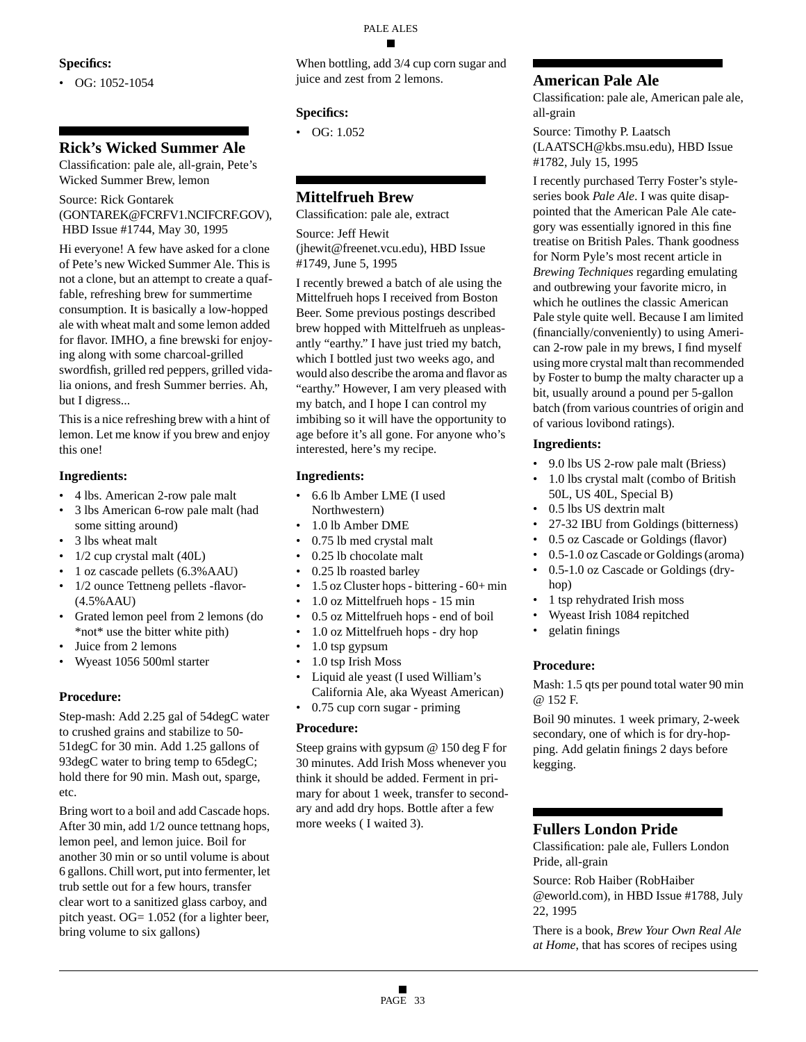**Specifics:**

- OG: 1052-1054

## Rick's Wicked Summer Ale

Classification: pale ale, all-grain, Pete's Wicked Summer Brew, lemon

Source: Rick Gontarek (GONTAREK@FCRFV1.NCIFCRF.GOV), HBD Issue #1744, May 30, 1995

Hi everyone! A few have asked for a clone of Pete's new Wicked Summer Ale. This is not a clone, but an attempt to create a quaffable, refreshing brew for summertime consumption. It is basically a low-hopped ale with wheat malt and some lemon added for flavor. IMHO, a fine brewski for enjoying along with some charcoal-grilled swordfish, grilled red peppers, grilled vidalia onions, and fresh Summer berries. Ah, but I digress...

This is a nice refreshing brew with a hint of lemon. Let me know if you brew and enjoy this one!

**Ingredients:**

- 4 lbs. American 2-row pale malt
- 3 lbs American 6-row pale malt (had some sitting around)
- 3 lbs wheat malt
- 1/2 cup crystal malt (40L)
- 1 oz cascade pellets (6.3%AAU)
- 1/2 ounce Tettneng pellets -flavor- (4.5%AAU)
- Grated lemon peel from 2 lemons (do *not* use the bitter white pith)
- Juice from 2 lemons
- Wyeast 1056 500ml starter

**Procedure:**

Step-mash: Add 2.25 gal of 54degC water to crushed grains and stabilize to 50-51degC for 30 min. Add 1.25 gallons of 93degC water to bring temp to 65degC; hold there for 90 min. Mash out, sparge, etc.

Bring wort to a boil and add Cascade hops. After 30 min, add 1/2 ounce tettnang hops, lemon peel, and lemon juice. Boil for another 30 min or so until volume is about 6 gallons. Chill wort, put into fermenter, let trub settle out for a few hours, transfer clear wort to a sanitized glass carboy, and pitch yeast. OG= 1.052 (for a lighter beer, bring volume to six gallons)

When bottling, add 3/4 cup corn sugar and juice and zest from 2 lemons.

**Specifics:**

- OG: 1.052

## Mittelfrueh Brew

Classification: pale ale, extract

Source: Jeff Hewit (jhewit@freenet.vcu.edu), HBD Issue #1749, June 5, 1995

I recently brewed a batch of ale using the Mittelfrueh hops I received from Boston Beer. Some previous postings described brew hopped with Mittelfrueh as unpleasantly "earthy." I have just tried my batch, which I bottled just two weeks ago, and would also describe the aroma and flavor as "earthy." However, I am very pleased with my batch, and I hope I can control my imbibing so it will have the opportunity to age before it's all gone. For anyone who's interested, here's my recipe.

**Ingredients:**

- 6.6 lb Amber LME (I used Northwestern)
- 1.0 lb Amber DME
- 0.75 lb med crystal malt
- 0.25 lb chocolate malt
- 0.25 lb roasted barley
- 1.5 oz Cluster hops - bittering - 60+ min
- 1.0 oz Mittelfrueh hops - 15 min
- 0.5 oz Mittelfrueh hops - end of boil
- 1.0 oz Mittelfrueh hops - dry hop
- 1.0 tsp gypsum
- 1.0 tsp Irish Moss
- Liquid ale yeast (I used William's California Ale, aka Wyeast American)
- 0.75 cup corn sugar - priming

**Procedure:**

Steep grains with gypsum @ 150 deg F for 30 minutes. Add Irish Moss whenever you think it should be added. Ferment in primary for about 1 week, transfer to secondary and add dry hops. Bottle after a few more weeks ( I waited 3).

## American Pale Ale

Classification: pale ale, American pale ale, all-grain

Source: Timothy P. Laatsch (LAATSCH@kbs.msu.edu), HBD Issue #1782, July 15, 1995

I recently purchased Terry Foster's style-series book *Pale Ale*. I was quite disappointed that the American Pale Ale category was essentially ignored in this fine treatise on British Pales. Thank goodness for Norm Pyle's most recent article in *Brewing Techniques* regarding emulating and outbrewing your favorite micro, in which he outlines the classic American Pale style quite well. Because I am limited (financially/conveniently) to using American 2-row pale in my brews, I find myself using more crystal malt than recommended by Foster to bump the malty character up a bit, usually around a pound per 5-gallon batch (from various countries of origin and of various lovibond ratings).

**Ingredients:**

- 9.0 lbs US 2-row pale malt (Briess)
- 1.0 lbs crystal malt (combo of British 50L, US 40L, Special B)
- 0.5 lbs US dextrin malt
- 27-32 IBU from Goldings (bitterness)
- 0.5 oz Cascade or Goldings (flavor)
- 0.5-1.0 oz Cascade or Goldings (aroma)
- 0.5-1.0 oz Cascade or Goldings (dry-hop)
- 1 tsp rehydrated Irish moss
- Wyeast Irish 1084 repitched
- gelatin finings

**Procedure:**

Mash: 1.5 qts per pound total water 90 min @ 152 F.

Boil 90 minutes. 1 week primary, 2-week secondary, one of which is for dry-hopping. Add gelatin finings 2 days before kegging.

## Fullers London Pride

Classification: pale ale, Fullers London Pride, all-grain

Source: Rob Haiber (RobHaiber @eworld.com), in HBD Issue #1788, July 22, 1995

There is a book, *Brew Your Own Real Ale at Home*, that has scores of recipes using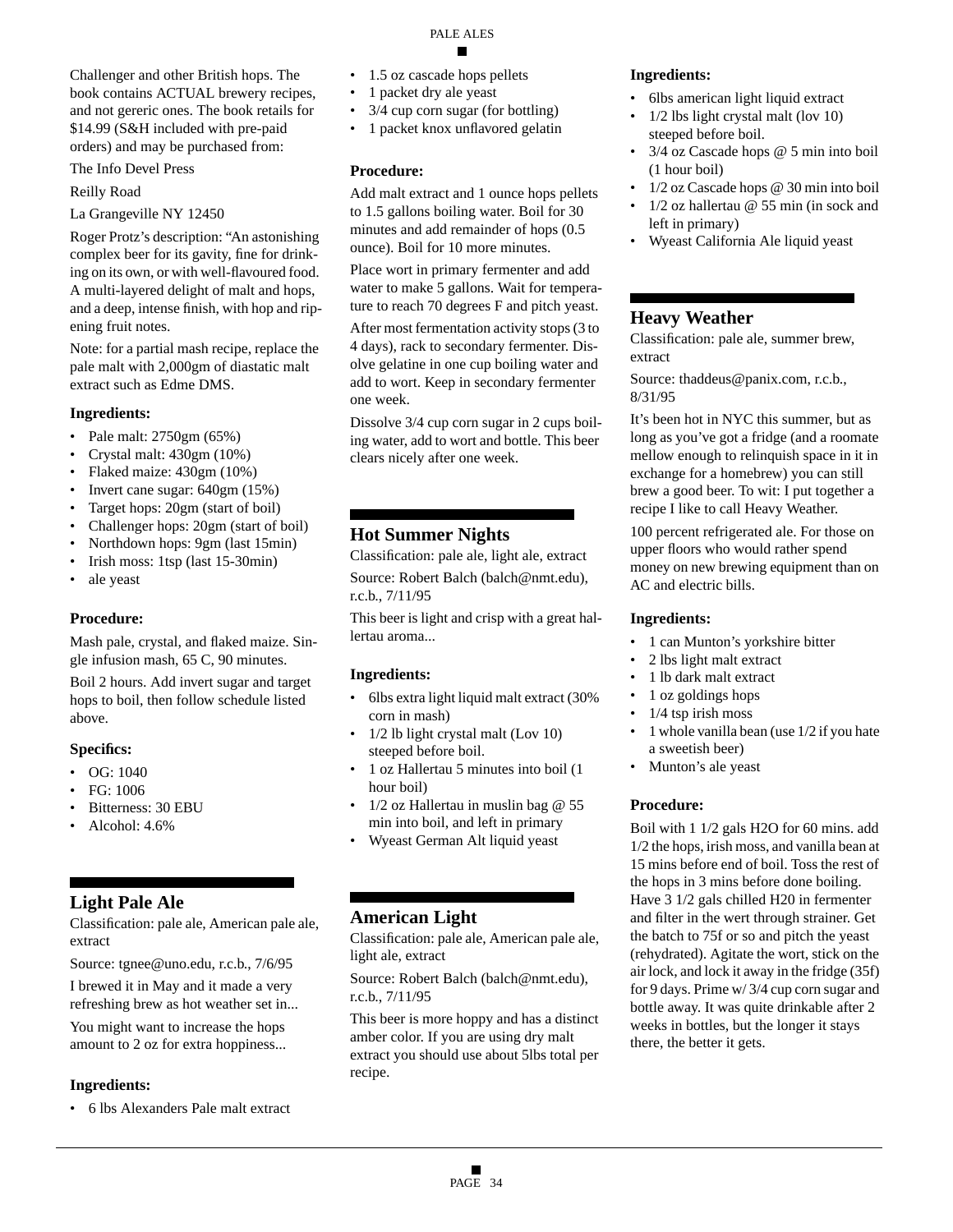Challenger and other British hops. The book contains ACTUAL brewery recipes, and not gereric ones. The book retails for $14.99 (S&H included with pre-paid orders) and may be purchased from:

The Info Devel Press

Reilly Road

La Grangeville NY 12450

Roger Protz's description: "An astonishing complex beer for its gavity, fine for drinking on its own, or with well-flavoured food. A multi-layered delight of malt and hops, and a deep, intense finish, with hop and ripening fruit notes.

Note: for a partial mash recipe, replace the pale malt with 2,000gm of diastatic malt extract such as Edme DMS.

#### Ingredients:

- Pale malt: 2750gm (65%)
- Crystal malt: 430gm (10%)
- Flaked maize: 430gm (10%)
- Invert cane sugar: 640gm (15%)
- Target hops: 20gm (start of boil)
- Challenger hops: 20gm (start of boil)
- Northdown hops: 9gm (last 15min)
- Irish moss: 1tsp (last 15-30min)
- ale yeast

#### Procedure:

Mash pale, crystal, and flaked maize. Single infusion mash, 65 C, 90 minutes.

Boil 2 hours. Add invert sugar and target hops to boil, then follow schedule listed above.

#### Specifics:

- OG: 1040
- FG: 1006
- Bitterness: 30 EBU
- Alcohol: 4.6%

## Light Pale Ale

Classification: pale ale, American pale ale, extract

Source: tgnee@uno.edu, r.c.b., 7/6/95

I brewed it in May and it made a very refreshing brew as hot weather set in...

You might want to increase the hops amount to 2 oz for extra hoppiness...

#### Ingredients:

- 6 lbs Alexanders Pale malt extract
- 1.5 oz cascade hops pellets
- 1 packet dry ale yeast
- 3/4 cup corn sugar (for bottling)
- 1 packet knox unflavored gelatin

#### Procedure:

Add malt extract and 1 ounce hops pellets to 1.5 gallons boiling water. Boil for 30 minutes and add remainder of hops (0.5 ounce). Boil for 10 more minutes.

Place wort in primary fermenter and add water to make 5 gallons. Wait for temperature to reach 70 degrees F and pitch yeast.

After most fermentation activity stops (3 to 4 days), rack to secondary fermenter. Dissolve gelatine in one cup boiling water and add to wort. Keep in secondary fermenter one week.

Dissolve 3/4 cup corn sugar in 2 cups boiling water, add to wort and bottle. This beer clears nicely after one week.

## Hot Summer Nights

Classification: pale ale, light ale, extract

Source: Robert Balch (balch@nmt.edu), r.c.b., 7/11/95

This beer is light and crisp with a great hallertau aroma...

#### Ingredients:

- 6lbs extra light liquid malt extract (30% corn in mash)
- 1/2 lb light crystal malt (Lov 10) steeped before boil.
- 1 oz Hallertau 5 minutes into boil (1 hour boil)
- 1/2 oz Hallertau in muslin bag @ 55 min into boil, and left in primary
- Wyeast German Alt liquid yeast

## American Light

Classification: pale ale, American pale ale, light ale, extract

Source: Robert Balch (balch@nmt.edu), r.c.b., 7/11/95

This beer is more hoppy and has a distinct amber color. If you are using dry malt extract you should use about 5lbs total per recipe.

#### Ingredients:

- 6lbs american light liquid extract
- 1/2 lbs light crystal malt (lov 10) steeped before boil.
- 3/4 oz Cascade hops @ 5 min into boil (1 hour boil)
- 1/2 oz Cascade hops @ 30 min into boil
- 1/2 oz hallertau @ 55 min (in sock and left in primary)
- Wyeast California Ale liquid yeast

## Heavy Weather

Classification: pale ale, summer brew, extract

Source: thaddeus@panix.com, r.c.b., 8/31/95

It's been hot in NYC this summer, but as long as you've got a fridge (and a roomate mellow enough to relinquish space in it in exchange for a homebrew) you can still brew a good beer. To wit: I put together a recipe I like to call Heavy Weather.

100 percent refrigerated ale. For those on upper floors who would rather spend money on new brewing equipment than on AC and electric bills.

#### Ingredients:

- 1 can Munton's yorkshire bitter
- 2 lbs light malt extract
- 1 lb dark malt extract
- 1 oz goldings hops
- 1/4 tsp irish moss
- 1 whole vanilla bean (use 1/2 if you hate a sweetish beer)
- Munton's ale yeast

#### Procedure:

Boil with 1 1/2 gals H2O for 60 mins. add 1/2 the hops, irish moss, and vanilla bean at 15 mins before end of boil. Toss the rest of the hops in 3 mins before done boiling. Have 3 1/2 gals chilled H20 in fermenter and filter in the wert through strainer. Get the batch to 75f or so and pitch the yeast (rehydrated). Agitate the wort, stick on the air lock, and lock it away in the fridge (35f) for 9 days. Prime w/ 3/4 cup corn sugar and bottle away. It was quite drinkable after 2 weeks in bottles, but the longer it stays there, the better it gets.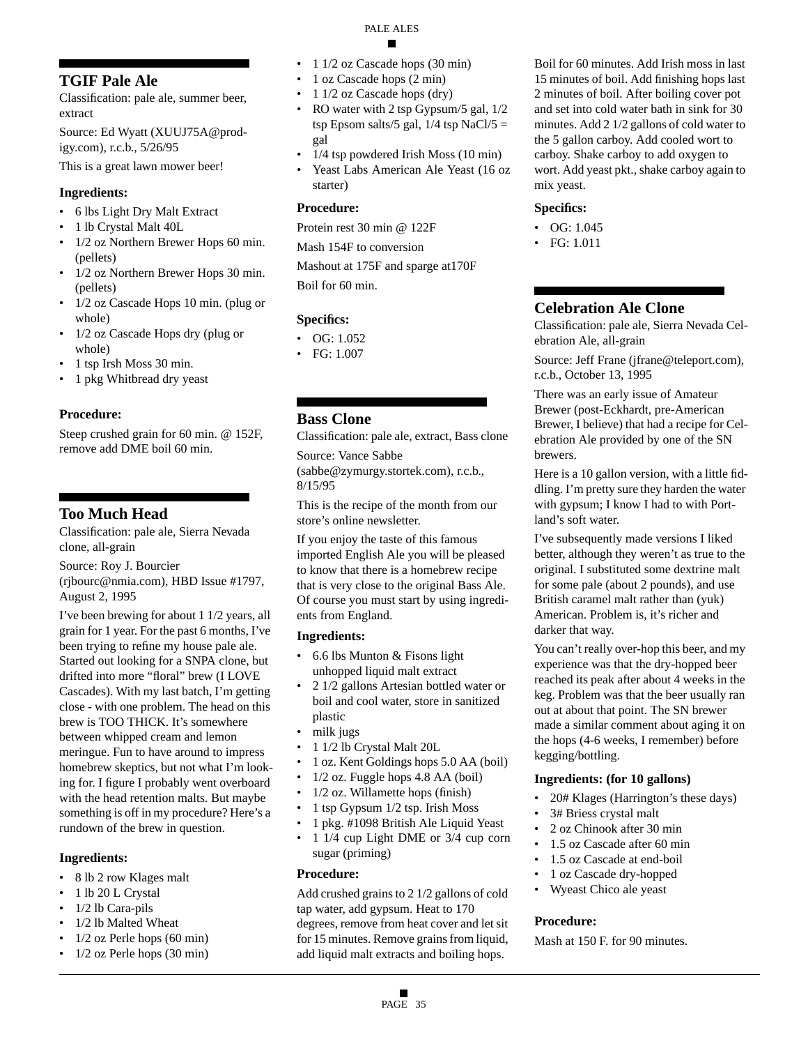## TGIF Pale Ale

Classification: pale ale, summer beer, extract

Source: Ed Wyatt (XUUJ75A@prodigy.com), r.c.b., 5/26/95

This is a great lawn mower beer!

### Ingredients:

- 6 lbs Light Dry Malt Extract
- 1 lb Crystal Malt 40L
- 1/2 oz Northern Brewer Hops 60 min. (pellets)
- 1/2 oz Northern Brewer Hops 30 min. (pellets)
- 1/2 oz Cascade Hops 10 min. (plug or whole)
- 1/2 oz Cascade Hops dry (plug or whole)
- 1 tsp Irsh Moss 30 min.
- 1 pkg Whitbread dry yeast

### Procedure:

Steep crushed grain for 60 min. @ 152F, remove add DME boil 60 min.

## Too Much Head

Classification: pale ale, Sierra Nevada clone, all-grain

Source: Roy J. Bourcier (rjbourc@nmia.com), HBD Issue #1797, August 2, 1995

I've been brewing for about 1 1/2 years, all grain for 1 year. For the past 6 months, I've been trying to refine my house pale ale. Started out looking for a SNPA clone, but drifted into more "floral" brew (I LOVE Cascades). With my last batch, I'm getting close - with one problem. The head on this brew is TOO THICK. It's somewhere between whipped cream and lemon meringue. Fun to have around to impress homebrew skeptics, but not what I'm looking for. I figure I probably went overboard with the head retention malts. But maybe something is off in my procedure? Here's a rundown of the brew in question.

### Ingredients:

- 8 lb 2 row Klages malt
- 1 lb 20 L Crystal
- 1/2 lb Cara-pils
- 1/2 lb Malted Wheat
- 1/2 oz Perle hops (60 min)
- 1/2 oz Perle hops (30 min)
- 1 1/2 oz Cascade hops (30 min)
- 1 oz Cascade hops (2 min)
- 1 1/2 oz Cascade hops (dry)
- RO water with 2 tsp Gypsum/5 gal, 1/2 tsp Epsom salts/5 gal, 1/4 tsp NaCl/5 = gal
- 1/4 tsp powdered Irish Moss (10 min)
- Yeast Labs American Ale Yeast (16 oz starter)

### Procedure:

Protein rest 30 min @ 122F

Mash 154F to conversion

Mashout at 175F and sparge at170F

Boil for 60 min.

### Specifics:

- OG: 1.052
- FG: 1.007

## Bass Clone

Classification: pale ale, extract, Bass clone

Source: Vance Sabbe (sabbe@zymurgy.stortek.com), r.c.b., 8/15/95

This is the recipe of the month from our store's online newsletter.

If you enjoy the taste of this famous imported English Ale you will be pleased to know that there is a homebrew recipe that is very close to the original Bass Ale. Of course you must start by using ingredients from England.

### Ingredients:

- 6.6 lbs Munton & Fisons light unhopped liquid malt extract
- 2 1/2 gallons Artesian bottled water or boil and cool water, store in sanitized plastic
- milk jugs
- 1 1/2 lb Crystal Malt 20L
- 1 oz. Kent Goldings hops 5.0 AA (boil)
- 1/2 oz. Fuggle hops 4.8 AA (boil)
- 1/2 oz. Willamette hops (finish)
- 1 tsp Gypsum 1/2 tsp. Irish Moss
- 1 pkg. #1098 British Ale Liquid Yeast
- 1 1/4 cup Light DME or 3/4 cup corn sugar (priming)

### Procedure:

Add crushed grains to 2 1/2 gallons of cold tap water, add gypsum. Heat to 170 degrees, remove from heat cover and let sit for 15 minutes. Remove grains from liquid, add liquid malt extracts and boiling hops. Boil for 60 minutes. Add Irish moss in last 15 minutes of boil. Add finishing hops last 2 minutes of boil. After boiling cover pot and set into cold water bath in sink for 30 minutes. Add 2 1/2 gallons of cold water to the 5 gallon carboy. Add cooled wort to carboy. Shake carboy to add oxygen to wort. Add yeast pkt., shake carboy again to mix yeast.

### Specifics:

- OG: 1.045
- FG: 1.011

## Celebration Ale Clone

Classification: pale ale, Sierra Nevada Celebration Ale, all-grain

Source: Jeff Frane (jfrane@teleport.com), r.c.b., October 13, 1995

There was an early issue of Amateur Brewer (post-Eckhardt, pre-American Brewer, I believe) that had a recipe for Celebration Ale provided by one of the SN brewers.

Here is a 10 gallon version, with a little fiddling. I'm pretty sure they harden the water with gypsum; I know I had to with Portland's soft water.

I've subsequently made versions I liked better, although they weren't as true to the original. I substituted some dextrine malt for some pale (about 2 pounds), and use British caramel malt rather than (yuk) American. Problem is, it's richer and darker that way.

You can't really over-hop this beer, and my experience was that the dry-hopped beer reached its peak after about 4 weeks in the keg. Problem was that the beer usually ran out at about that point. The SN brewer made a similar comment about aging it on the hops (4-6 weeks, I remember) before kegging/bottling.

### Ingredients: (for 10 gallons)

- 20# Klages (Harrington's these days)
- 3# Briess crystal malt
- 2 oz Chinook after 30 min
- 1.5 oz Cascade after 60 min
- 1.5 oz Cascade at end-boil
- 1 oz Cascade dry-hopped
- Wyeast Chico ale yeast

### Procedure:

Mash at 150 F. for 90 minutes.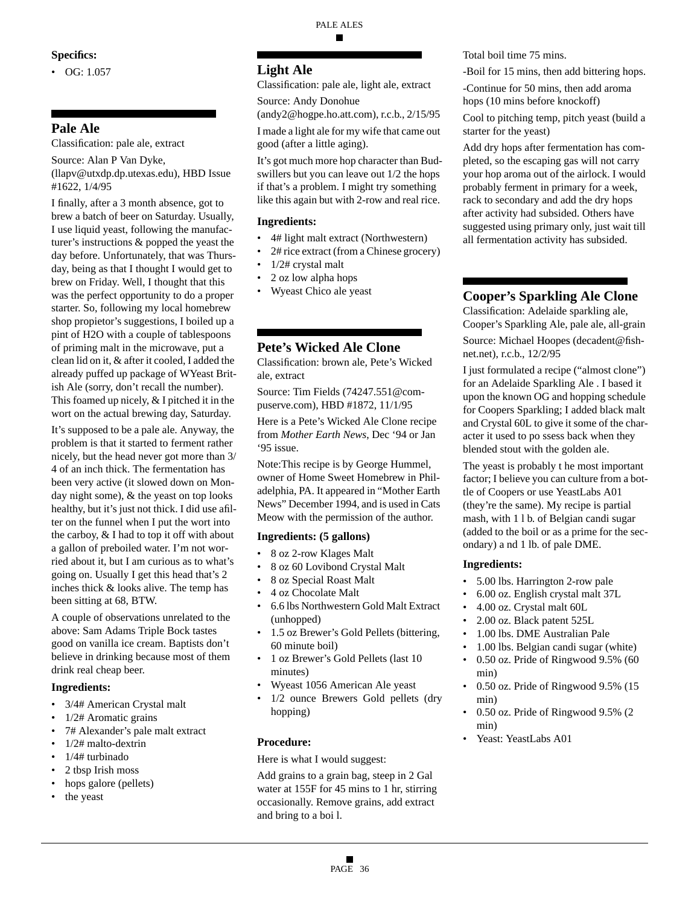**Specifics:**

- OG: 1.057

## Pale Ale

Classification: pale ale, extract

Source: Alan P Van Dyke, (llapv@utxdp.dp.utexas.edu), HBD Issue #1622, 1/4/95

I finally, after a 3 month absence, got to brew a batch of beer on Saturday. Usually, I use liquid yeast, following the manufacturer's instructions & popped the yeast the day before. Unfortunately, that was Thursday, being as that I thought I would get to brew on Friday. Well, I thought that this was the perfect opportunity to do a proper starter. So, following my local homebrew shop propietor's suggestions, I boiled up a pint of H2O with a couple of tablespoons of priming malt in the microwave, put a clean lid on it, & after it cooled, I added the already puffed up package of WYeast British Ale (sorry, don't recall the number). This foamed up nicely, & I pitched it in the wort on the actual brewing day, Saturday.

It's supposed to be a pale ale. Anyway, the problem is that it started to ferment rather nicely, but the head never got more than 3/4 of an inch thick. The fermentation has been very active (it slowed down on Monday night some), & the yeast on top looks healthy, but it's just not thick. I did use afilter on the funnel when I put the wort into the carboy, & I had to top it off with about a gallon of preboiled water. I'm not worried about it, but I am curious as to what's going on. Usually I get this head that's 2 inches thick & looks alive. The temp has been sitting at 68, BTW.

A couple of observations unrelated to the above: Sam Adams Triple Bock tastes good on vanilla ice cream. Baptists don't believe in drinking because most of them drink real cheap beer.

**Ingredients:**

- 3/4# American Crystal malt
- 1/2# Aromatic grains
- 7# Alexander's pale malt extract
- 1/2# malto-dextrin
- 1/4# turbinado
- 2 tbsp Irish moss
- hops galore (pellets)
- the yeast

## Light Ale

Classification: pale ale, light ale, extract

Source: Andy Donohue (andy2@hogpe.ho.att.com), r.c.b., 2/15/95

I made a light ale for my wife that came out good (after a little aging).

It's got much more hop character than Budswillers but you can leave out 1/2 the hops if that's a problem. I might try something like this again but with 2-row and real rice.

**Ingredients:**

- 4# light malt extract (Northwestern)
- 2# rice extract (from a Chinese grocery)
- 1/2# crystal malt
- 2 oz low alpha hops
- Wyeast Chico ale yeast

## Pete's Wicked Ale Clone

Classification: brown ale, Pete's Wicked ale, extract

Source: Tim Fields (74247.551@compuserve.com), HBD #1872, 11/1/95

Here is a Pete's Wicked Ale Clone recipe from *Mother Earth News*, Dec '94 or Jan '95 issue.

Note:This recipe is by George Hummel, owner of Home Sweet Homebrew in Philadelphia, PA. It appeared in "Mother Earth News" December 1994, and is used in Cats Meow with the permission of the author.

**Ingredients: (5 gallons)**

- 8 oz 2-row Klages Malt
- 8 oz 60 Lovibond Crystal Malt
- 8 oz Special Roast Malt
- 4 oz Chocolate Malt
- 6.6 lbs Northwestern Gold Malt Extract (unhopped)
- 1.5 oz Brewer's Gold Pellets (bittering, 60 minute boil)
- 1 oz Brewer's Gold Pellets (last 10 minutes)
- Wyeast 1056 American Ale yeast
- 1/2 ounce Brewers Gold pellets (dry hopping)

**Procedure:**

Here is what I would suggest:

Add grains to a grain bag, steep in 2 Gal water at 155F for 45 mins to 1 hr, stirring occasionally. Remove grains, add extract and bring to a boi l.

Total boil time 75 mins.

-Boil for 15 mins, then add bittering hops.

-Continue for 50 mins, then add aroma hops (10 mins before knockoff)

Cool to pitching temp, pitch yeast (build a starter for the yeast)

Add dry hops after fermentation has completed, so the escaping gas will not carry your hop aroma out of the airlock. I would probably ferment in primary for a week, rack to secondary and add the dry hops after activity had subsided. Others have suggested using primary only, just wait till all fermentation activity has subsided.

## Cooper's Sparkling Ale Clone

Classification: Adelaide sparkling ale, Cooper's Sparkling Ale, pale ale, all-grain

Source: Michael Hoopes (decadent@fishnet.net), r.c.b., 12/2/95

I just formulated a recipe ("almost clone") for an Adelaide Sparkling Ale . I based it upon the known OG and hopping schedule for Coopers Sparkling; I added black malt and Crystal 60L to give it some of the character it used to po ssess back when they blended stout with the golden ale.

The yeast is probably t he most important factor; I believe you can culture from a bottle of Coopers or use YeastLabs A01 (they're the same). My recipe is partial mash, with 1 l b. of Belgian candi sugar (added to the boil or as a prime for the secondary) a nd 1 lb. of pale DME.

**Ingredients:**

- 5.00 lbs. Harrington 2-row pale
- 6.00 oz. English crystal malt 37L
- 4.00 oz. Crystal malt 60L
- 2.00 oz. Black patent 525L
- 1.00 lbs. DME Australian Pale
- 1.00 lbs. Belgian candi sugar (white)
- 0.50 oz. Pride of Ringwood 9.5% (60 min)
- 0.50 oz. Pride of Ringwood 9.5% (15 min)
- 0.50 oz. Pride of Ringwood 9.5% (2 min)
- Yeast: YeastLabs A01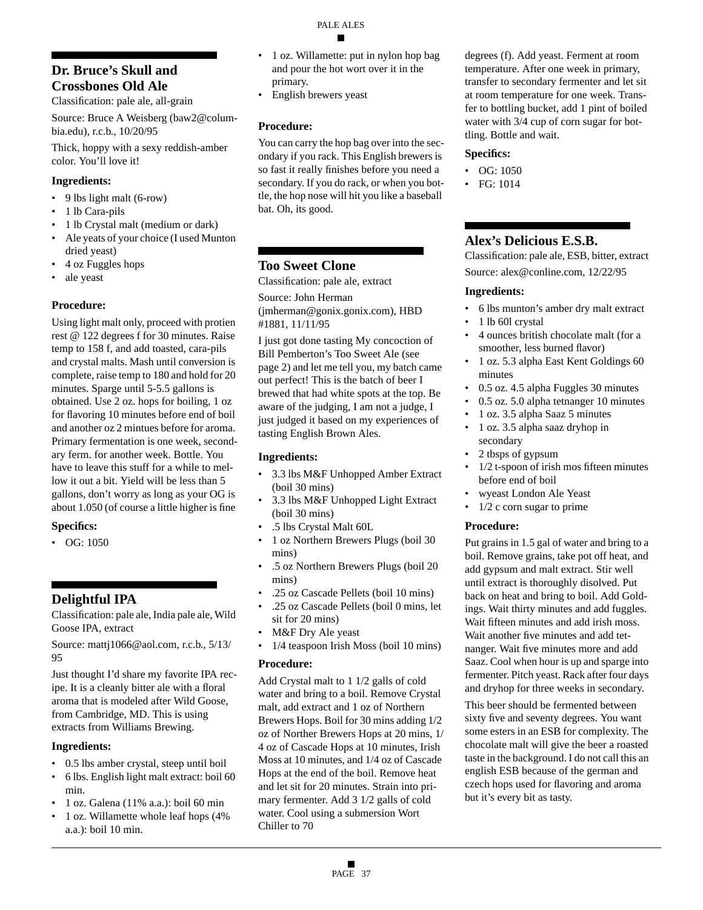## Dr. Bruce's Skull and Crossbones Old Ale

Classification: pale ale, all-grain

Source: Bruce A Weisberg (baw2@columbia.edu), r.c.b., 10/20/95

Thick, hoppy with a sexy reddish-amber color. You'll love it!

### Ingredients:

- 9 lbs light malt (6-row)
- 1 lb Cara-pils
- 1 lb Crystal malt (medium or dark)
- Ale yeats of your choice (I used Munton dried yeast)
- 4 oz Fuggles hops
- ale yeast

### Procedure:

Using light malt only, proceed with protien rest @ 122 degrees f for 30 minutes. Raise temp to 158 f, and add toasted, cara-pils and crystal malts. Mash until conversion is complete, raise temp to 180 and hold for 20 minutes. Sparge until 5-5.5 gallons is obtained. Use 2 oz. hops for boiling, 1 oz for flavoring 10 minutes before end of boil and another oz 2 mintues before for aroma. Primary fermentation is one week, secondary ferm. for another week. Bottle. You have to leave this stuff for a while to mellow it out a bit. Yield will be less than 5 gallons, don't worry as long as your OG is about 1.050 (of course a little higher is fine

### Specifics:

- OG: 1050

## Delightful IPA

Classification: pale ale, India pale ale, Wild Goose IPA, extract

Source: mattj1066@aol.com, r.c.b., 5/13/95

Just thought I'd share my favorite IPA recipe. It is a cleanly bitter ale with a floral aroma that is modeled after Wild Goose, from Cambridge, MD. This is using extracts from Williams Brewing.

### Ingredients:

- 0.5 lbs amber crystal, steep until boil
- 6 lbs. English light malt extract: boil 60 min.
- 1 oz. Galena (11% a.a.): boil 60 min
- 1 oz. Willamette whole leaf hops (4% a.a.): boil 10 min.
- 1 oz. Willamette: put in nylon hop bag and pour the hot wort over it in the primary.
- English brewers yeast

### Procedure:

You can carry the hop bag over into the secondary if you rack. This English brewers is so fast it really finishes before you need a secondary. If you do rack, or when you bottle, the hop nose will hit you like a baseball bat. Oh, its good.

## Too Sweet Clone

Classification: pale ale, extract

Source: John Herman (jmherman@gonix.gonix.com), HBD #1881, 11/11/95

I just got done tasting My concoction of Bill Pemberton's Too Sweet Ale (see page 2) and let me tell you, my batch came out perfect! This is the batch of beer I brewed that had white spots at the top. Be aware of the judging, I am not a judge, I just judged it based on my experiences of tasting English Brown Ales.

### Ingredients:

- 3.3 lbs M&F Unhopped Amber Extract (boil 30 mins)
- 3.3 lbs M&F Unhopped Light Extract (boil 30 mins)
- .5 lbs Crystal Malt 60L
- 1 oz Northern Brewers Plugs (boil 30 mins)
- .5 oz Northern Brewers Plugs (boil 20 mins)
- .25 oz Cascade Pellets (boil 10 mins)
- .25 oz Cascade Pellets (boil 0 mins, let sit for 20 mins)
- M&F Dry Ale yeast
- 1/4 teaspoon Irish Moss (boil 10 mins)

### Procedure:

Add Crystal malt to 1 1/2 galls of cold water and bring to a boil. Remove Crystal malt, add extract and 1 oz of Northern Brewers Hops. Boil for 30 mins adding 1/2 oz of Norther Brewers Hops at 20 mins, 1/4 oz of Cascade Hops at 10 minutes, Irish Moss at 10 minutes, and 1/4 oz of Cascade Hops at the end of the boil. Remove heat and let sit for 20 minutes. Strain into primary fermenter. Add 3 1/2 galls of cold water. Cool using a submersion Wort Chiller to 70 degrees (f). Add yeast. Ferment at room temperature. After one week in primary, transfer to secondary fermenter and let sit at room temperature for one week. Transfer to bottling bucket, add 1 pint of boiled water with 3/4 cup of corn sugar for bottling. Bottle and wait.

### Specifics:

- OG: 1050
- FG: 1014

## Alex's Delicious E.S.B.

Classification: pale ale, ESB, bitter, extract

Source: alex@conline.com, 12/22/95

### Ingredients:

- 6 lbs munton's amber dry malt extract
- 1 lb 60l crystal
- 4 ounces british chocolate malt (for a smoother, less burned flavor)
- 1 oz. 5.3 alpha East Kent Goldings 60 minutes
- 0.5 oz. 4.5 alpha Fuggles 30 minutes
- 0.5 oz. 5.0 alpha tetnanger 10 minutes
- 1 oz. 3.5 alpha Saaz 5 minutes
- 1 oz. 3.5 alpha saaz dryhop in secondary
- 2 tbsps of gypsum
- 1/2 t-spoon of irish mos fifteen minutes before end of boil
- wyeast London Ale Yeast
- 1/2 c corn sugar to prime

### Procedure:

Put grains in 1.5 gal of water and bring to a boil. Remove grains, take pot off heat, and add gypsum and malt extract. Stir well until extract is thoroughly disolved. Put back on heat and bring to boil. Add Goldings. Wait thirty minutes and add fuggles. Wait fifteen minutes and add irish moss. Wait another five minutes and add tetnanger. Wait five minutes more and add Saaz. Cool when hour is up and sparge into fermenter. Pitch yeast. Rack after four days and dryhop for three weeks in secondary.

This beer should be fermented between sixty five and seventy degrees. You want some esters in an ESB for complexity. The chocolate malt will give the beer a roasted taste in the background. I do not call this an english ESB because of the german and czech hops used for flavoring and aroma but it's every bit as tasty.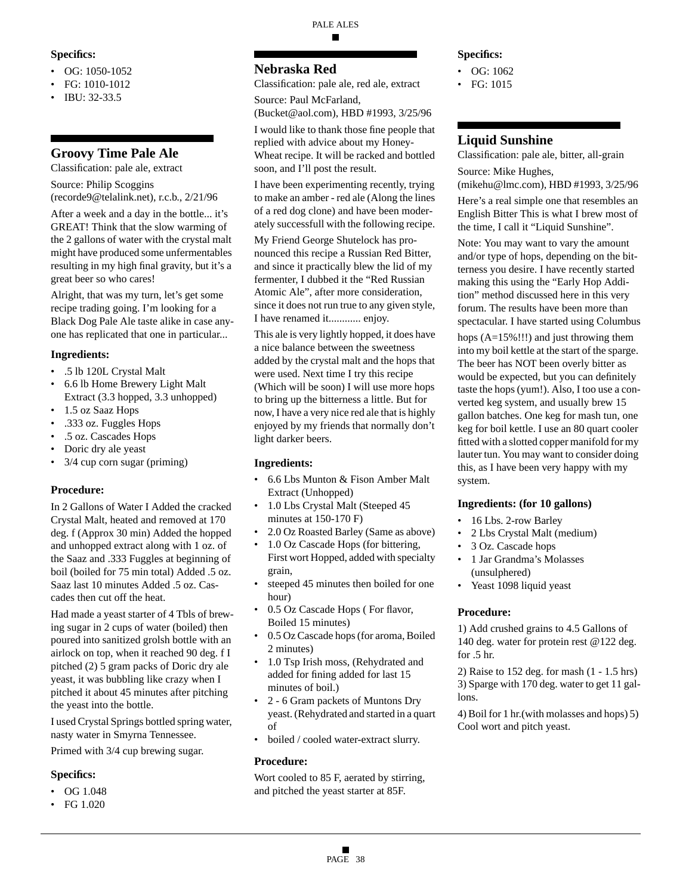**Specifics:**

- OG: 1050-1052
- FG: 1010-1012
- IBU: 32-33.5

## Groovy Time Pale Ale

Classification: pale ale, extract

Source: Philip Scoggins (recorde9@telalink.net), r.c.b., 2/21/96

After a week and a day in the bottle... it's GREAT! Think that the slow warming of the 2 gallons of water with the crystal malt might have produced some unfermentables resulting in my high final gravity, but it's a great beer so who cares!

Alright, that was my turn, let's get some recipe trading going. I'm looking for a Black Dog Pale Ale taste alike in case anyone has replicated that one in particular...

**Ingredients:**

- .5 lb 120L Crystal Malt
- 6.6 lb Home Brewery Light Malt Extract (3.3 hopped, 3.3 unhopped)
- 1.5 oz Saaz Hops
- .333 oz. Fuggles Hops
- .5 oz. Cascades Hops
- Doric dry ale yeast
- 3/4 cup corn sugar (priming)

**Procedure:**

In 2 Gallons of Water I Added the cracked Crystal Malt, heated and removed at 170 deg. f (Approx 30 min) Added the hopped and unhopped extract along with 1 oz. of the Saaz and .333 Fuggles at beginning of boil (boiled for 75 min total) Added .5 oz. Saaz last 10 minutes Added .5 oz. Cascades then cut off the heat.

Had made a yeast starter of 4 Tbls of brewing sugar in 2 cups of water (boiled) then poured into sanitized grolsh bottle with an airlock on top, when it reached 90 deg. f I pitched (2) 5 gram packs of Doric dry ale yeast, it was bubbling like crazy when I pitched it about 45 minutes after pitching the yeast into the bottle.

I used Crystal Springs bottled spring water, nasty water in Smyrna Tennessee.

Primed with 3/4 cup brewing sugar.

**Specifics:**

- OG 1.048
- FG 1.020

## Nebraska Red

Classification: pale ale, red ale, extract

Source: Paul McFarland, (Bucket@aol.com), HBD #1993, 3/25/96

I would like to thank those fine people that replied with advice about my Honey-Wheat recipe. It will be racked and bottled soon, and I'll post the result.

I have been experimenting recently, trying to make an amber - red ale (Along the lines of a red dog clone) and have been moderately successfull with the following recipe.

My Friend George Shutelock has pronounced this recipe a Russian Red Bitter, and since it practically blew the lid of my fermenter, I dubbed it the "Red Russian Atomic Ale", after more consideration, since it does not run true to any given style, I have renamed it............ enjoy.

This ale is very lightly hopped, it does have a nice balance between the sweetness added by the crystal malt and the hops that were used. Next time I try this recipe (Which will be soon) I will use more hops to bring up the bitterness a little. But for now, I have a very nice red ale that is highly enjoyed by my friends that normally don't light darker beers.

**Ingredients:**

- 6.6 Lbs Munton & Fison Amber Malt Extract (Unhopped)
- 1.0 Lbs Crystal Malt (Steeped 45 minutes at 150-170 F)
- 2.0 Oz Roasted Barley (Same as above)
- 1.0 Oz Cascade Hops (for bittering, First wort Hopped, added with specialty grain,
- steeped 45 minuites then boiled for one hour)
- 0.5 Oz Cascade Hops ( For flavor, Boiled 15 minutes)
- 0.5 Oz Cascade hops (for aroma, Boiled 2 minutes)
- 1.0 Tsp Irish moss, (Rehydrated and added for fining added for last 15 minutes of boil.)
- 2 - 6 Gram packets of Muntons Dry yeast. (Rehydrated and started in a quart of
- boiled / cooled water-extract slurry.

**Procedure:**

Wort cooled to 85 F, aerated by stirring, and pitched the yeast starter at 85F.

**Specifics:**

- OG: 1062
- FG: 1015

## Liquid Sunshine

Classification: pale ale, bitter, all-grain

Source: Mike Hughes, (mikehu@lmc.com), HBD #1993, 3/25/96

Here's a real simple one that resembles an English Bitter This is what I brew most of the time, I call it "Liquid Sunshine".

Note: You may want to vary the amount and/or type of hops, depending on the bitterness you desire. I have recently started making this using the "Early Hop Addition" method discussed here in this very forum. The results have been more than spectacular. I have started using Columbus hops (A=15%!!!) and just throwing them into my boil kettle at the start of the sparge. The beer has NOT been overly bitter as would be expected, but you can definitely taste the hops (yum!). Also, I too use a converted keg system, and usually brew 15 gallon batches. One keg for mash tun, one keg for boil kettle. I use an 80 quart cooler fitted with a slotted copper manifold for my lauter tun. You may want to consider doing this, as I have been very happy with my system.

**Ingredients: (for 10 gallons)**

- 16 Lbs. 2-row Barley
- 2 Lbs Crystal Malt (medium)
- 3 Oz. Cascade hops
- 1 Jar Grandma's Molasses (unsulphered)
- Yeast 1098 liquid yeast

**Procedure:**

1) Add crushed grains to 4.5 Gallons of 140 deg. water for protein rest @122 deg. for .5 hr.

2) Raise to 152 deg. for mash (1 - 1.5 hrs) 3) Sparge with 170 deg. water to get 11 gallons.

4) Boil for 1 hr.(with molasses and hops) 5) Cool wort and pitch yeast.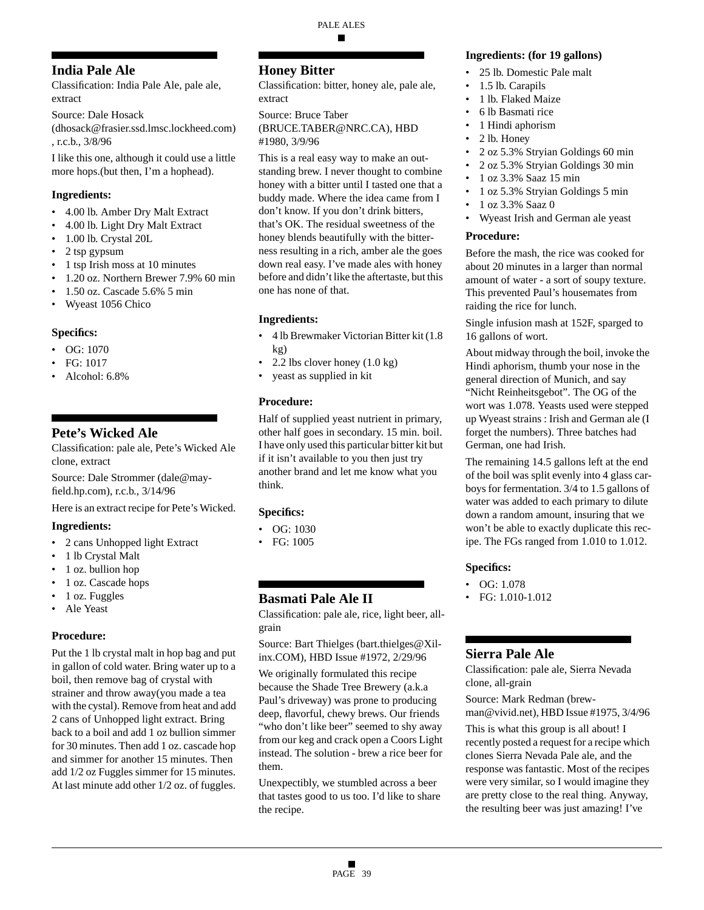## India Pale Ale

Classification: India Pale Ale, pale ale, extract

Source: Dale Hosack (dhosack@frasier.ssd.lmsc.lockheed.com) , r.c.b., 3/8/96

I like this one, although it could use a little more hops.(but then, I'm a hophead).

### Ingredients:

- 4.00 lb. Amber Dry Malt Extract
- 4.00 lb. Light Dry Malt Extract
- 1.00 lb. Crystal 20L
- 2 tsp gypsum
- 1 tsp Irish moss at 10 minutes
- 1.20 oz. Northern Brewer 7.9% 60 min
- 1.50 oz. Cascade 5.6% 5 min
- Wyeast 1056 Chico

### Specifics:

- OG: 1070
- FG: 1017
- Alcohol: 6.8%

## Pete's Wicked Ale

Classification: pale ale, Pete's Wicked Ale clone, extract

Source: Dale Strommer (dale@mayfield.hp.com), r.c.b., 3/14/96

Here is an extract recipe for Pete's Wicked.

### Ingredients:

- 2 cans Unhopped light Extract
- 1 lb Crystal Malt
- 1 oz. bullion hop
- 1 oz. Cascade hops
- 1 oz. Fuggles
- Ale Yeast

### Procedure:

Put the 1 lb crystal malt in hop bag and put in gallon of cold water. Bring water up to a boil, then remove bag of crystal with strainer and throw away(you made a tea with the cystal). Remove from heat and add 2 cans of Unhopped light extract. Bring back to a boil and add 1 oz bullion simmer for 30 minutes. Then add 1 oz. cascade hop and simmer for another 15 minutes. Then add 1/2 oz Fuggles simmer for 15 minutes. At last minute add other 1/2 oz. of fuggles.

## Honey Bitter

Classification: bitter, honey ale, pale ale, extract

Source: Bruce Taber (BRUCE.TABER@NRC.CA), HBD #1980, 3/9/96

This is a real easy way to make an outstanding brew. I never thought to combine honey with a bitter until I tasted one that a buddy made. Where the idea came from I don't know. If you don't drink bitters, that's OK. The residual sweetness of the honey blends beautifully with the bitterness resulting in a rich, amber ale the goes down real easy. I've made ales with honey before and didn't like the aftertaste, but this one has none of that.

### Ingredients:

- 4 lb Brewmaker Victorian Bitter kit (1.8 kg)
- 2.2 lbs clover honey (1.0 kg)
- yeast as supplied in kit

### Procedure:

Half of supplied yeast nutrient in primary, other half goes in secondary. 15 min. boil. I have only used this particular bitter kit but if it isn't available to you then just try another brand and let me know what you think.

### Specifics:

- OG: 1030
- FG: 1005

## Basmati Pale Ale II

Classification: pale ale, rice, light beer, all-grain

Source: Bart Thielges (bart.thielges@Xilinx.COM), HBD Issue #1972, 2/29/96

We originally formulated this recipe because the Shade Tree Brewery (a.k.a Paul's driveway) was prone to producing deep, flavorful, chewy brews. Our friends "who don't like beer" seemed to shy away from our keg and crack open a Coors Light instead. The solution - brew a rice beer for them.

Unexpectibly, we stumbled across a beer that tastes good to us too. I'd like to share the recipe.

### Ingredients: (for 19 gallons)

- 25 lb. Domestic Pale malt
- 1.5 lb. Carapils
- 1 lb. Flaked Maize
- 6 lb Basmati rice
- 1 Hindi aphorism
- 2 lb. Honey
- 2 oz 5.3% Stryian Goldings 60 min
- 2 oz 5.3% Stryian Goldings 30 min
- 1 oz 3.3% Saaz 15 min
- 1 oz 5.3% Stryian Goldings 5 min
- 1 oz 3.3% Saaz 0
- Wyeast Irish and German ale yeast

### Procedure:

Before the mash, the rice was cooked for about 20 minutes in a larger than normal amount of water - a sort of soupy texture. This prevented Paul's housemates from raiding the rice for lunch.

Single infusion mash at 152F, sparged to 16 gallons of wort.

About midway through the boil, invoke the Hindi aphorism, thumb your nose in the general direction of Munich, and say "Nicht Reinheitsgebot". The OG of the wort was 1.078. Yeasts used were stepped up Wyeast strains : Irish and German ale (I forget the numbers). Three batches had German, one had Irish.

The remaining 14.5 gallons left at the end of the boil was split evenly into 4 glass carboys for fermentation. 3/4 to 1.5 gallons of water was added to each primary to dilute down a random amount, insuring that we won't be able to exactly duplicate this recipe. The FGs ranged from 1.010 to 1.012.

### Specifics:

- OG: 1.078
- FG: 1.010-1.012

## Sierra Pale Ale

Classification: pale ale, Sierra Nevada clone, all-grain

Source: Mark Redman (brewman@vivid.net), HBD Issue #1975, 3/4/96

This is what this group is all about! I recently posted a request for a recipe which clones Sierra Nevada Pale ale, and the response was fantastic. Most of the recipes were very similar, so I would imagine they are pretty close to the real thing. Anyway, the resulting beer was just amazing! I've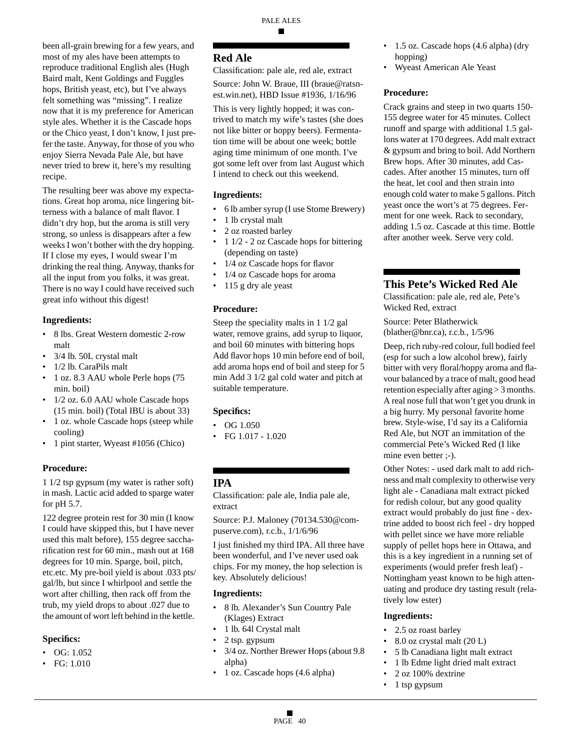been all-grain brewing for a few years, and most of my ales have been attempts to reproduce traditional English ales (Hugh Baird malt, Kent Goldings and Fuggles hops, British yeast, etc), but I've always felt something was "missing". I realize now that it is my preference for American style ales. Whether it is the Cascade hops or the Chico yeast, I don't know, I just prefer the taste. Anyway, for those of you who enjoy Sierra Nevada Pale Ale, but have never tried to brew it, here's my resulting recipe.

The resulting beer was above my expectations. Great hop aroma, nice lingering bitterness with a balance of malt flavor. I didn't dry hop, but the aroma is still very strong, so unless is disappears after a few weeks I won't bother with the dry hopping. If I close my eyes, I would swear I'm drinking the real thing. Anyway, thanks for all the input from you folks, it was great. There is no way I could have received such great info without this digest!

### Ingredients:

- 8 lbs. Great Western domestic 2-row malt
- 3/4 lb. 50L crystal malt
- 1/2 lb. CaraPils malt
- 1 oz. 8.3 AAU whole Perle hops (75 min. boil)
- 1/2 oz. 6.0 AAU whole Cascade hops (15 min. boil) (Total IBU is about 33)
- 1 oz. whole Cascade hops (steep while cooling)
- 1 pint starter, Wyeast #1056 (Chico)

### Procedure:

1 1/2 tsp gypsum (my water is rather soft) in mash. Lactic acid added to sparge water for pH 5.7.

122 degree protein rest for 30 min (I know I could have skipped this, but I have never used this malt before), 155 degree saccharification rest for 60 min., mash out at 168 degrees for 10 min. Sparge, boil, pitch, etc.etc. My pre-boil yield is about .033 pts/gal/lb, but since I whirlpool and settle the wort after chilling, then rack off from the trub, my yield drops to about .027 due to the amount of wort left behind in the kettle.

### Specifics:

- OG: 1.052
- FG: 1.010

## Red Ale

Classification: pale ale, red ale, extract

Source: John W. Braue, III (braue@ratsnest.win.net), HBD Issue #1936, 1/16/96

This is very lightly hopped; it was contrived to match my wife's tastes (she does not like bitter or hoppy beers). Fermentation time will be about one week; bottle aging time minimum of one month. I've got some left over from last August which I intend to check out this weekend.

### Ingredients:

- 6 lb amber syrup (I use Stome Brewery)
- 1 lb crystal malt
- 2 oz roasted barley
- 1 1/2 - 2 oz Cascade hops for bittering (depending on taste)
- 1/4 oz Cascade hops for flavor
- 1/4 oz Cascade hops for aroma
- 115 g dry ale yeast

### Procedure:

Steep the speciality malts in 1 1/2 gal water, remove grains, add syrup to liquor, and boil 60 minutes with bittering hops Add flavor hops 10 min before end of boil, add aroma hops end of boil and steep for 5 min Add 3 1/2 gal cold water and pitch at suitable temperature.

### Specifics:

- OG 1.050
- FG 1.017 - 1.020

## IPA

Classification: pale ale, India pale ale, extract

Source: P.J. Maloney (70134.530@compuserve.com), r.c.b., 1/1/6/96

I just finished my third IPA. All three have been wonderful, and I've never used oak chips. For my money, the hop selection is key. Absolutely delicious!

### Ingredients:

- 8 lb. Alexander's Sun Country Pale (Klages) Extract
- 1 lb. 64l Crystal malt
- 2 tsp. gypsum
- 3/4 oz. Norther Brewer Hops (about 9.8 alpha)
- 1 oz. Cascade hops (4.6 alpha)
- 1.5 oz. Cascade hops (4.6 alpha) (dry hopping)
- Wyeast American Ale Yeast

### Procedure:

Crack grains and steep in two quarts 150-155 degree water for 45 minutes. Collect runoff and sparge with additional 1.5 gallons water at 170 degrees. Add malt extract & gypsum and bring to boil. Add Northern Brew hops. After 30 minutes, add Cascades. After another 15 minutes, turn off the heat, let cool and then strain into enough cold water to make 5 gallons. Pitch yeast once the wort's at 75 degrees. Ferment for one week. Rack to secondary, adding 1.5 oz. Cascade at this time. Bottle after another week. Serve very cold.

## This Pete's Wicked Red Ale

Classification: pale ale, red ale, Pete's Wicked Red, extract

Source: Peter Blatherwick (blather@bnr.ca), r.c.b., 1/5/96

Deep, rich ruby-red colour, full bodied feel (esp for such a low alcohol brew), fairly bitter with very floral/hoppy aroma and flavour balanced by a trace of malt, good head retention especially after aging > 3 months. A real nose full that won't get you drunk in a big hurry. My personal favorite home brew. Style-wise, I'd say its a California Red Ale, but NOT an immitation of the commercial Pete's Wicked Red (I like mine even better ;-).

Other Notes: - used dark malt to add richness and malt complexity to otherwise very light ale - Canadiana malt extract picked for redish colour, but any good quality extract would probably do just fine - dextrine added to boost rich feel - dry hopped with pellet since we have more reliable supply of pellet hops here in Ottawa, and this is a key ingredient in a running set of experiments (would prefer fresh leaf) - Nottingham yeast known to be high attenuating and produce dry tasting result (relatively low ester)

### Ingredients:

- 2.5 oz roast barley
- 8.0 oz crystal malt (20 L)
- 5 lb Canadiana light malt extract
- 1 lb Edme light dried malt extract
- 2 oz 100% dextrine
- 1 tsp gypsum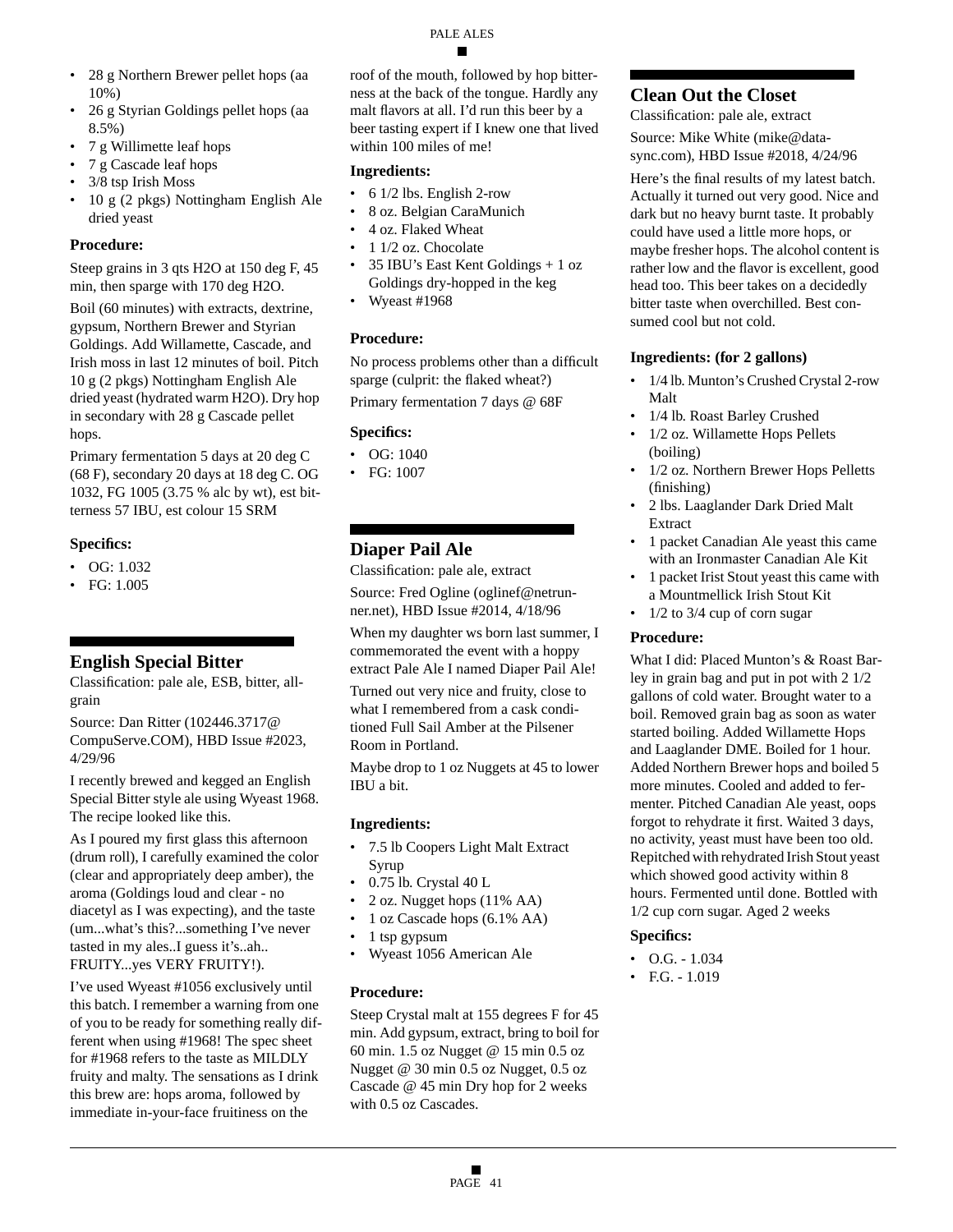- 28 g Northern Brewer pellet hops (aa 10%)
- 26 g Styrian Goldings pellet hops (aa 8.5%)
- 7 g Willimette leaf hops
- 7 g Cascade leaf hops
- 3/8 tsp Irish Moss
- 10 g (2 pkgs) Nottingham English Ale dried yeast

### Procedure:

Steep grains in 3 qts H2O at 150 deg F, 45 min, then sparge with 170 deg H2O.

Boil (60 minutes) with extracts, dextrine, gypsum, Northern Brewer and Styrian Goldings. Add Willamette, Cascade, and Irish moss in last 12 minutes of boil. Pitch 10 g (2 pkgs) Nottingham English Ale dried yeast (hydrated warm H2O). Dry hop in secondary with 28 g Cascade pellet hops.

Primary fermentation 5 days at 20 deg C (68 F), secondary 20 days at 18 deg C. OG 1032, FG 1005 (3.75 % alc by wt), est bitterness 57 IBU, est colour 15 SRM

### Specifics:

- OG: 1.032
- FG: 1.005

## English Special Bitter

Classification: pale ale, ESB, bitter, all-grain

Source: Dan Ritter (102446.3717@CompuServe.COM), HBD Issue #2023, 4/29/96

I recently brewed and kegged an English Special Bitter style ale using Wyeast 1968. The recipe looked like this.

As I poured my first glass this afternoon (drum roll), I carefully examined the color (clear and appropriately deep amber), the aroma (Goldings loud and clear - no diacetyl as I was expecting), and the taste (um...what's this?...something I've never tasted in my ales..I guess it's..ah.. FRUITY...yes VERY FRUITY!).

I've used Wyeast #1056 exclusively until this batch. I remember a warning from one of you to be ready for something really different when using #1968! The spec sheet for #1968 refers to the taste as MILDLY fruity and malty. The sensations as I drink this brew are: hops aroma, followed by immediate in-your-face fruitiness on the roof of the mouth, followed by hop bitterness at the back of the tongue. Hardly any malt flavors at all. I'd run this beer by a beer tasting expert if I knew one that lived within 100 miles of me!

### Ingredients:

- 6 1/2 lbs. English 2-row
- 8 oz. Belgian CaraMunich
- 4 oz. Flaked Wheat
- 1 1/2 oz. Chocolate
- 35 IBU's East Kent Goldings + 1 oz Goldings dry-hopped in the keg
- Wyeast #1968

### Procedure:

No process problems other than a difficult sparge (culprit: the flaked wheat?)

Primary fermentation 7 days @ 68F

### Specifics:

- OG: 1040
- FG: 1007

## Diaper Pail Ale

Classification: pale ale, extract

Source: Fred Ogline (oglinef@netrunner.net), HBD Issue #2014, 4/18/96

When my daughter ws born last summer, I commemorated the event with a hoppy extract Pale Ale I named Diaper Pail Ale!

Turned out very nice and fruity, close to what I remembered from a cask conditioned Full Sail Amber at the Pilsener Room in Portland.

Maybe drop to 1 oz Nuggets at 45 to lower IBU a bit.

### Ingredients:

- 7.5 lb Coopers Light Malt Extract Syrup
- 0.75 lb. Crystal 40 L
- 2 oz. Nugget hops (11% AA)
- 1 oz Cascade hops (6.1% AA)
- 1 tsp gypsum
- Wyeast 1056 American Ale

### Procedure:

Steep Crystal malt at 155 degrees F for 45 min. Add gypsum, extract, bring to boil for 60 min. 1.5 oz Nugget @ 15 min 0.5 oz Nugget @ 30 min 0.5 oz Nugget, 0.5 oz Cascade @ 45 min Dry hop for 2 weeks with 0.5 oz Cascades.

## Clean Out the Closet

Classification: pale ale, extract

Source: Mike White (mike@datasync.com), HBD Issue #2018, 4/24/96

Here's the final results of my latest batch. Actually it turned out very good. Nice and dark but no heavy burnt taste. It probably could have used a little more hops, or maybe fresher hops. The alcohol content is rather low and the flavor is excellent, good head too. This beer takes on a decidedly bitter taste when overchilled. Best consumed cool but not cold.

### Ingredients: (for 2 gallons)

- 1/4 lb. Munton's Crushed Crystal 2-row Malt
- 1/4 lb. Roast Barley Crushed
- 1/2 oz. Willamette Hops Pellets (boiling)
- 1/2 oz. Northern Brewer Hops Pelletts (finishing)
- 2 lbs. Laaglander Dark Dried Malt Extract
- 1 packet Canadian Ale yeast this came with an Ironmaster Canadian Ale Kit
- 1 packet Irist Stout yeast this came with a Mountmellick Irish Stout Kit
- 1/2 to 3/4 cup of corn sugar

### Procedure:

What I did: Placed Munton's & Roast Barley in grain bag and put in pot with 2 1/2 gallons of cold water. Brought water to a boil. Removed grain bag as soon as water started boiling. Added Willamette Hops and Laaglander DME. Boiled for 1 hour. Added Northern Brewer hops and boiled 5 more minutes. Cooled and added to fermenter. Pitched Canadian Ale yeast, oops forgot to rehydrate it first. Waited 3 days, no activity, yeast must have been too old. Repitched with rehydrated Irish Stout yeast which showed good activity within 8 hours. Fermented until done. Bottled with 1/2 cup corn sugar. Aged 2 weeks

### Specifics:

- O.G. - 1.034
- F.G. - 1.019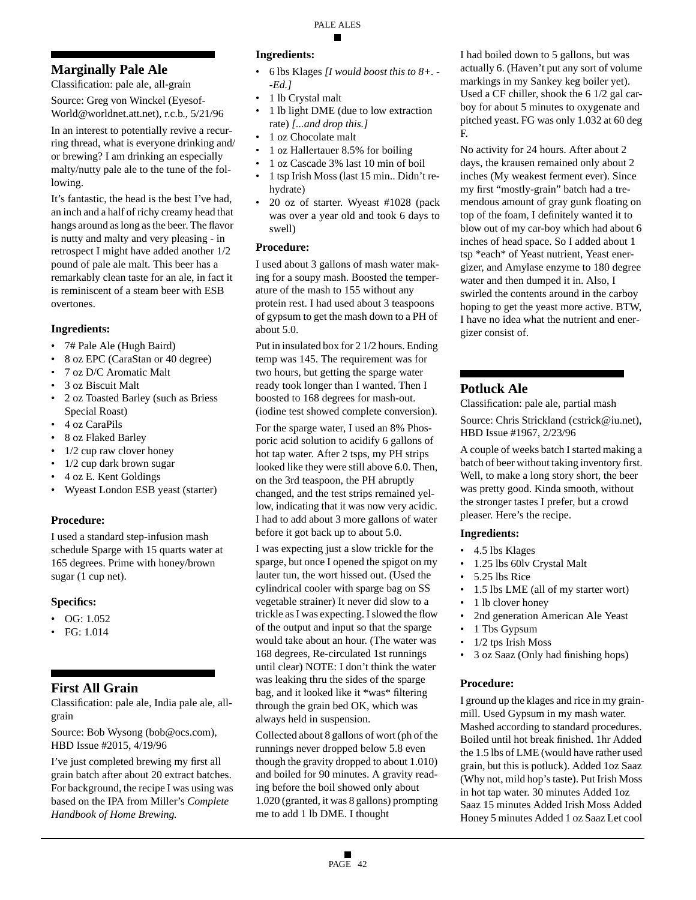## Marginally Pale Ale

Classification: pale ale, all-grain

Source: Greg von Winckel (Eyesof-World@worldnet.att.net), r.c.b., 5/21/96

In an interest to potentially revive a recurring thread, what is everyone drinking and/or brewing? I am drinking an especially malty/nutty pale ale to the tune of the following.

It's fantastic, the head is the best I've had, an inch and a half of richy creamy head that hangs around as long as the beer. The flavor is nutty and malty and very pleasing - in retrospect I might have added another 1/2 pound of pale ale malt. This beer has a remarkably clean taste for an ale, in fact it is reminiscent of a steam beer with ESB overtones.

### Ingredients:

- 7# Pale Ale (Hugh Baird)
- 8 oz EPC (CaraStan or 40 degree)
- 7 oz D/C Aromatic Malt
- 3 oz Biscuit Malt
- 2 oz Toasted Barley (such as Briess Special Roast)
- 4 oz CaraPils
- 8 oz Flaked Barley
- 1/2 cup raw clover honey
- 1/2 cup dark brown sugar
- 4 oz E. Kent Goldings
- Wyeast London ESB yeast (starter)

### Procedure:

I used a standard step-infusion mash schedule Sparge with 15 quarts water at 165 degrees. Prime with honey/brown sugar (1 cup net).

### Specifics:

- OG: 1.052
- FG: 1.014

## First All Grain

Classification: pale ale, India pale ale, all-grain

Source: Bob Wysong (bob@ocs.com), HBD Issue #2015, 4/19/96

I've just completed brewing my first all grain batch after about 20 extract batches. For background, the recipe I was using was based on the IPA from Miller's *Complete Handbook of Home Brewing.*

### Ingredients:

- 6 lbs Klages *[I would boost this to 8+. --Ed.]*
- 1 lb Crystal malt
- 1 lb light DME (due to low extraction rate) *[...and drop this.]*
- 1 oz Chocolate malt
- 1 oz Hallertauer 8.5% for boiling
- 1 oz Cascade 3% last 10 min of boil
- 1 tsp Irish Moss (last 15 min.. Didn't rehydrate)
- 20 oz of starter. Wyeast #1028 (pack was over a year old and took 6 days to swell)

### Procedure:

I used about 3 gallons of mash water making for a soupy mash. Boosted the temperature of the mash to 155 without any protein rest. I had used about 3 teaspoons of gypsum to get the mash down to a PH of about 5.0.

Put in insulated box for 2 1/2 hours. Ending temp was 145. The requirement was for two hours, but getting the sparge water ready took longer than I wanted. Then I boosted to 168 degrees for mash-out. (iodine test showed complete conversion).

For the sparge water, I used an 8% Phosporic acid solution to acidify 6 gallons of hot tap water. After 2 tsps, my PH strips looked like they were still above 6.0. Then, on the 3rd teaspoon, the PH abruptly changed, and the test strips remained yellow, indicating that it was now very acidic. I had to add about 3 more gallons of water before it got back up to about 5.0.

I was expecting just a slow trickle for the sparge, but once I opened the spigot on my lauter tun, the wort hissed out. (Used the cylindrical cooler with sparge bag on SS vegetable strainer) It never did slow to a trickle as I was expecting. I slowed the flow of the output and input so that the sparge would take about an hour. (The water was 168 degrees, Re-circulated 1st runnings until clear) NOTE: I don't think the water was leaking thru the sides of the sparge bag, and it looked like it *was* filtering through the grain bed OK, which was always held in suspension.

Collected about 8 gallons of wort (ph of the runnings never dropped below 5.8 even though the gravity dropped to about 1.010) and boiled for 90 minutes. A gravity reading before the boil showed only about 1.020 (granted, it was 8 gallons) prompting me to add 1 lb DME. I thought I had boiled down to 5 gallons, but was actually 6. (Haven't put any sort of volume markings in my Sankey keg boiler yet). Used a CF chiller, shook the 6 1/2 gal carboy for about 5 minutes to oxygenate and pitched yeast. FG was only 1.032 at 60 deg F.

No activity for 24 hours. After about 2 days, the krausen remained only about 2 inches (My weakest ferment ever). Since my first "mostly-grain" batch had a tremendous amount of gray gunk floating on top of the foam, I definitely wanted it to blow out of my car-boy which had about 6 inches of head space. So I added about 1 tsp *each* of Yeast nutrient, Yeast energizer, and Amylase enzyme to 180 degree water and then dumped it in. Also, I swirled the contents around in the carboy hoping to get the yeast more active. BTW, I have no idea what the nutrient and energizer consist of.

## Potluck Ale

Classification: pale ale, partial mash

Source: Chris Strickland (cstrick@iu.net), HBD Issue #1967, 2/23/96

A couple of weeks batch I started making a batch of beer without taking inventory first. Well, to make a long story short, the beer was pretty good. Kinda smooth, without the stronger tastes I prefer, but a crowd pleaser. Here's the recipe.

### Ingredients:

- 4.5 lbs Klages
- 1.25 lbs 60lv Crystal Malt
- 5.25 lbs Rice
- 1.5 lbs LME (all of my starter wort)
- 1 lb clover honey
- 2nd generation American Ale Yeast
- 1 Tbs Gypsum
- 1/2 tps Irish Moss
- 3 oz Saaz (Only had finishing hops)

### Procedure:

I ground up the klages and rice in my grainmill. Used Gypsum in my mash water. Mashed according to standard procedures. Boiled until hot break finished. 1hr Added the 1.5 lbs of LME (would have rather used grain, but this is potluck). Added 1oz Saaz (Why not, mild hop's taste). Put Irish Moss in hot tap water. 30 minutes Added 1oz Saaz 15 minutes Added Irish Moss Added Honey 5 minutes Added 1 oz Saaz Let cool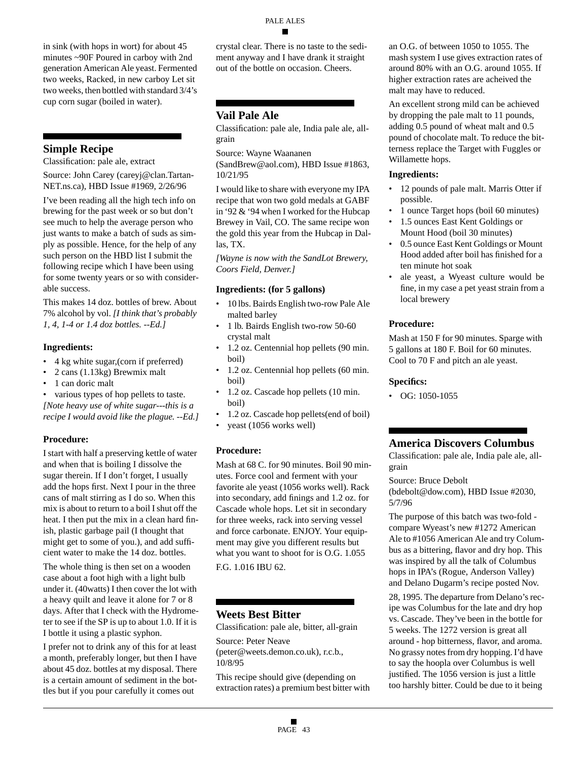in sink (with hops in wort) for about 45 minutes ~90F Poured in carboy with 2nd generation American Ale yeast. Fermented two weeks, Racked, in new carboy Let sit two weeks, then bottled with standard 3/4's cup corn sugar (boiled in water).

## Simple Recipe

Classification: pale ale, extract

Source: John Carey (careyj@clan.Tartan-NET.ns.ca), HBD Issue #1969, 2/26/96

I've been reading all the high tech info on brewing for the past week or so but don't see much to help the average person who just wants to make a batch of suds as simply as possible. Hence, for the help of any such person on the HBD list I submit the following recipe which I have been using for some twenty years or so with considerable success.

This makes 14 doz. bottles of brew. About 7% alcohol by vol. *[I think that's probably 1, 4, 1-4 or 1.4 doz bottles. --Ed.]*

### Ingredients:

- 4 kg white sugar,(corn if preferred)
- 2 cans (1.13kg) Brewmix malt
- 1 can doric malt
- various types of hop pellets to taste.

*[Note heavy use of white sugar---this is a recipe I would avoid like the plague. --Ed.]*

### Procedure:

I start with half a preserving kettle of water and when that is boiling I dissolve the sugar therein. If I don't forget, I usually add the hops first. Next I pour in the three cans of malt stirring as I do so. When this mix is about to return to a boil I shut off the heat. I then put the mix in a clean hard finish, plastic garbage pail (I thought that might get to some of you.), and add sufficient water to make the 14 doz. bottles.

The whole thing is then set on a wooden case about a foot high with a light bulb under it. (40watts) I then cover the lot with a heavy quilt and leave it alone for 7 or 8 days. After that I check with the Hydrometer to see if the SP is up to about 1.0. If it is I bottle it using a plastic syphon.

I prefer not to drink any of this for at least a month, preferably longer, but then I have about 45 doz. bottles at my disposal. There is a certain amount of sediment in the bottles but if you pour carefully it comes out crystal clear. There is no taste to the sediment anyway and I have drank it straight out of the bottle on occasion. Cheers.

## Vail Pale Ale

Classification: pale ale, India pale ale, all-grain

Source: Wayne Waananen (SandBrew@aol.com), HBD Issue #1863, 10/21/95

I would like to share with everyone my IPA recipe that won two gold medals at GABF in '92 & '94 when I worked for the Hubcap Brewey in Vail, CO. The same recipe won the gold this year from the Hubcap in Dallas, TX.

*[Wayne is now with the SandLot Brewery, Coors Field, Denver.]*

### Ingredients: (for 5 gallons)

- 10 lbs. Bairds English two-row Pale Ale malted barley
- 1 lb. Bairds English two-row 50-60 crystal malt
- 1.2 oz. Centennial hop pellets (90 min. boil)
- 1.2 oz. Centennial hop pellets (60 min. boil)
- 1.2 oz. Cascade hop pellets (10 min. boil)
- 1.2 oz. Cascade hop pellets(end of boil)
- yeast (1056 works well)

### Procedure:

Mash at 68 C. for 90 minutes. Boil 90 minutes. Force cool and ferment with your favorite ale yeast (1056 works well). Rack into secondary, add finings and 1.2 oz. for Cascade whole hops. Let sit in secondary for three weeks, rack into serving vessel and force carbonate. ENJOY. Your equipment may give you different results but what you want to shoot for is O.G. 1.055

F.G. 1.016 IBU 62.

## Weets Best Bitter

Classification: pale ale, bitter, all-grain

Source: Peter Neave (peter@weets.demon.co.uk), r.c.b., 10/8/95

This recipe should give (depending on extraction rates) a premium best bitter with an O.G. of between 1050 to 1055. The mash system I use gives extraction rates of around 80% with an O.G. around 1055. If higher extraction rates are acheived the malt may have to reduced.

An excellent strong mild can be achieved by dropping the pale malt to 11 pounds, adding 0.5 pound of wheat malt and 0.5 pound of chocolate malt. To reduce the bitterness replace the Target with Fuggles or Willamette hops.

### Ingredients:

- 12 pounds of pale malt. Marris Otter if possible.
- 1 ounce Target hops (boil 60 minutes)
- 1.5 ounces East Kent Goldings or Mount Hood (boil 30 minutes)
- 0.5 ounce East Kent Goldings or Mount Hood added after boil has finished for a ten minute hot soak
- ale yeast, a Wyeast culture would be fine, in my case a pet yeast strain from a local brewery

### Procedure:

Mash at 150 F for 90 minutes. Sparge with 5 gallons at 180 F. Boil for 60 minutes. Cool to 70 F and pitch an ale yeast.

### Specifics:

- OG: 1050-1055

## America Discovers Columbus

Classification: pale ale, India pale ale, all-grain

Source: Bruce Debolt (bdebolt@dow.com), HBD Issue #2030, 5/7/96

The purpose of this batch was two-fold - compare Wyeast's new #1272 American Ale to #1056 American Ale and try Columbus as a bittering, flavor and dry hop. This was inspired by all the talk of Columbus hops in IPA's (Rogue, Anderson Valley) and Delano Dugarm's recipe posted Nov.

28, 1995. The departure from Delano's recipe was Columbus for the late and dry hop vs. Cascade. They've been in the bottle for 5 weeks. The 1272 version is great all around - hop bitterness, flavor, and aroma. No grassy notes from dry hopping. I'd have to say the hoopla over Columbus is well justified. The 1056 version is just a little too harshly bitter. Could be due to it being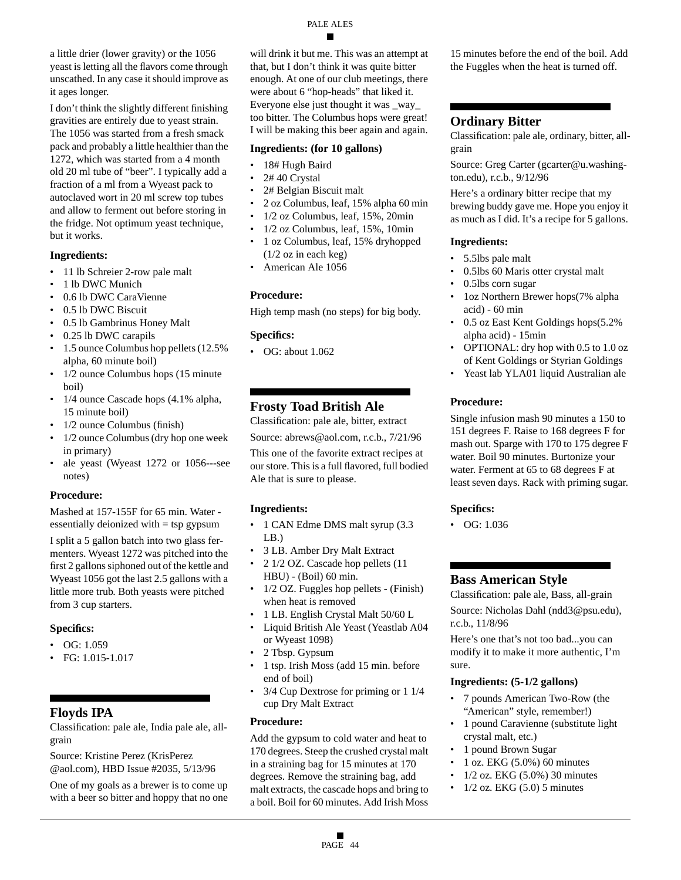a little drier (lower gravity) or the 1056 yeast is letting all the flavors come through unscathed. In any case it should improve as it ages longer.

I don't think the slightly different finishing gravities are entirely due to yeast strain. The 1056 was started from a fresh smack pack and probably a little healthier than the 1272, which was started from a 4 month old 20 ml tube of "beer". I typically add a fraction of a ml from a Wyeast pack to autoclaved wort in 20 ml screw top tubes and allow to ferment out before storing in the fridge. Not optimum yeast technique, but it works.

### Ingredients:

- 11 lb Schreier 2-row pale malt
- 1 lb DWC Munich
- 0.6 lb DWC CaraVienne
- 0.5 lb DWC Biscuit
- 0.5 lb Gambrinus Honey Malt
- 0.25 lb DWC carapils
- 1.5 ounce Columbus hop pellets (12.5% alpha, 60 minute boil)
- 1/2 ounce Columbus hops (15 minute boil)
- 1/4 ounce Cascade hops (4.1% alpha, 15 minute boil)
- 1/2 ounce Columbus (finish)
- 1/2 ounce Columbus (dry hop one week in primary)
- ale yeast (Wyeast 1272 or 1056---see notes)

### Procedure:

Mashed at 157-155F for 65 min. Water - essentially deionized with = tsp gypsum

I split a 5 gallon batch into two glass fermenters. Wyeast 1272 was pitched into the first 2 gallons siphoned out of the kettle and Wyeast 1056 got the last 2.5 gallons with a little more trub. Both yeasts were pitched from 3 cup starters.

### Specifics:

- OG: 1.059
- FG: 1.015-1.017

## Floyds IPA

Classification: pale ale, India pale ale, all-grain

Source: Kristine Perez (KrisPerez @aol.com), HBD Issue #2035, 5/13/96

One of my goals as a brewer is to come up with a beer so bitter and hoppy that no one will drink it but me. This was an attempt at that, but I don't think it was quite bitter enough. At one of our club meetings, there were about 6 "hop-heads" that liked it. Everyone else just thought it was _way_ too bitter. The Columbus hops were great! I will be making this beer again and again.

### Ingredients: (for 10 gallons)

- 18# Hugh Baird
- 2# 40 Crystal
- 2# Belgian Biscuit malt
- 2 oz Columbus, leaf, 15% alpha 60 min
- 1/2 oz Columbus, leaf, 15%, 20min
- 1/2 oz Columbus, leaf, 15%, 10min
- 1 oz Columbus, leaf, 15% dryhopped (1/2 oz in each keg)
- American Ale 1056

### Procedure:

High temp mash (no steps) for big body.

### Specifics:

- OG: about 1.062

## Frosty Toad British Ale

Classification: pale ale, bitter, extract

Source: abrews@aol.com, r.c.b., 7/21/96

This one of the favorite extract recipes at our store. This is a full flavored, full bodied Ale that is sure to please.

### Ingredients:

- 1 CAN Edme DMS malt syrup (3.3 LB.)
- 3 LB. Amber Dry Malt Extract
- 2 1/2 OZ. Cascade hop pellets (11 HBU) - (Boil) 60 min.
- 1/2 OZ. Fuggles hop pellets - (Finish) when heat is removed
- 1 LB. English Crystal Malt 50/60 L
- Liquid British Ale Yeast (Yeastlab A04 or Wyeast 1098)
- 2 Tbsp. Gypsum
- 1 tsp. Irish Moss (add 15 min. before end of boil)
- 3/4 Cup Dextrose for priming or 1 1/4 cup Dry Malt Extract

### Procedure:

Add the gypsum to cold water and heat to 170 degrees. Steep the crushed crystal malt in a straining bag for 15 minutes at 170 degrees. Remove the straining bag, add malt extracts, the cascade hops and bring to a boil. Boil for 60 minutes. Add Irish Moss 15 minutes before the end of the boil. Add the Fuggles when the heat is turned off.

## Ordinary Bitter

Classification: pale ale, ordinary, bitter, all-grain

Source: Greg Carter (gcarter@u.washington.edu), r.c.b., 9/12/96

Here's a ordinary bitter recipe that my brewing buddy gave me. Hope you enjoy it as much as I did. It's a recipe for 5 gallons.

### Ingredients:

- 5.5lbs pale malt
- 0.5lbs 60 Maris otter crystal malt
- 0.5lbs corn sugar
- 1oz Northern Brewer hops(7% alpha acid) - 60 min
- 0.5 oz East Kent Goldings hops(5.2% alpha acid) - 15min
- OPTIONAL: dry hop with 0.5 to 1.0 oz of Kent Goldings or Styrian Goldings
- Yeast lab YLA01 liquid Australian ale

### Procedure:

Single infusion mash 90 minutes a 150 to 151 degrees F. Raise to 168 degrees F for mash out. Sparge with 170 to 175 degree F water. Boil 90 minutes. Burtonize your water. Ferment at 65 to 68 degrees F at least seven days. Rack with priming sugar.

### Specifics:

- OG: 1.036

## Bass American Style

Classification: pale ale, Bass, all-grain

Source: Nicholas Dahl (ndd3@psu.edu), r.c.b., 11/8/96

Here's one that's not too bad...you can modify it to make it more authentic, I'm sure.

### Ingredients: (5-1/2 gallons)

- 7 pounds American Two-Row (the "American" style, remember!)
- 1 pound Caravienne (substitute light crystal malt, etc.)
- 1 pound Brown Sugar
- 1 oz. EKG (5.0%) 60 minutes
- 1/2 oz. EKG (5.0%) 30 minutes
- 1/2 oz. EKG (5.0) 5 minutes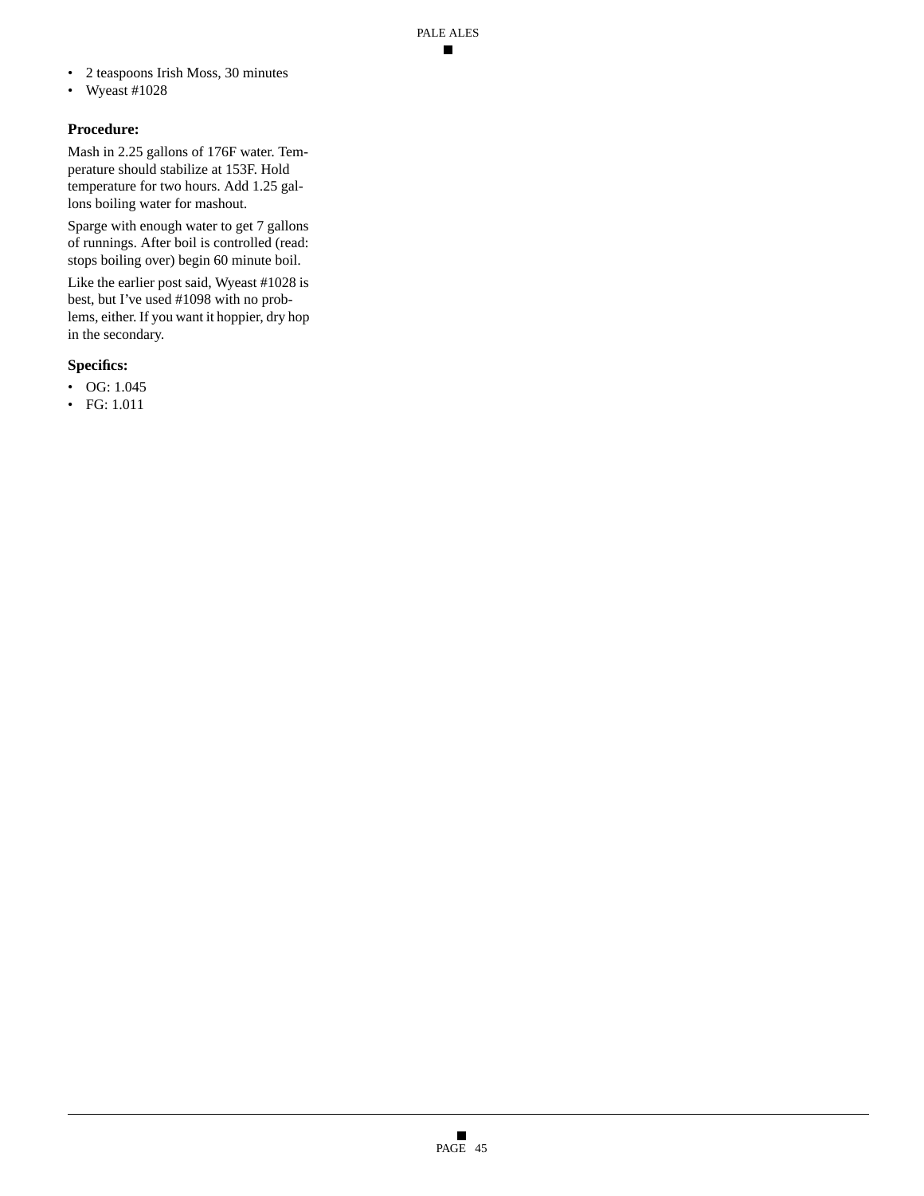- 2 teaspoons Irish Moss, 30 minutes
- Wyeast #1028

### Procedure:

Mash in 2.25 gallons of 176F water. Temperature should stabilize at 153F. Hold temperature for two hours. Add 1.25 gallons boiling water for mashout.

Sparge with enough water to get 7 gallons of runnings. After boil is controlled (read: stops boiling over) begin 60 minute boil.

Like the earlier post said, Wyeast #1028 is best, but I've used #1098 with no problems, either. If you want it hoppier, dry hop in the secondary.

### Specifics:

- OG: 1.045
- FG: 1.011